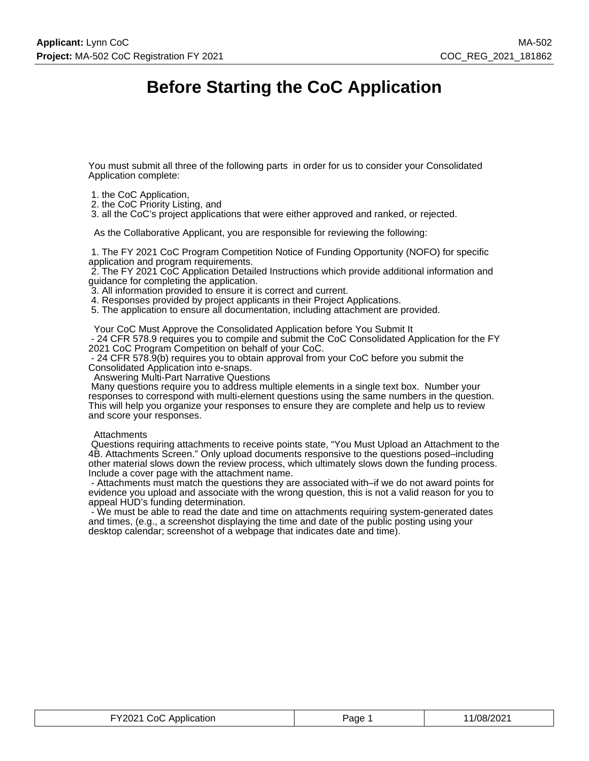# Before Starting the CoC Application

You must submit all three of the following parts in order for us to consider your Consolidated Application complete:

1. the CoC Application,
2. the CoC Priority Listing, and
3. all the CoC's project applications that were either approved and ranked, or rejected.

As the Collaborative Applicant, you are responsible for reviewing the following:

1. The FY 2021 CoC Program Competition Notice of Funding Opportunity (NOFO) for specific application and program requirements.
2. The FY 2021 CoC Application Detailed Instructions which provide additional information and guidance for completing the application.
3. All information provided to ensure it is correct and current.
4. Responses provided by project applicants in their Project Applications.
5. The application to ensure all documentation, including attachment are provided.

Your CoC Must Approve the Consolidated Application before You Submit It
- 24 CFR 578.9 requires you to compile and submit the CoC Consolidated Application for the FY 2021 CoC Program Competition on behalf of your CoC.
- 24 CFR 578.9(b) requires you to obtain approval from your CoC before you submit the Consolidated Application into e-snaps.

Answering Multi-Part Narrative Questions
Many questions require you to address multiple elements in a single text box. Number your responses to correspond with multi-element questions using the same numbers in the question. This will help you organize your responses to ensure they are complete and help us to review and score your responses.

Attachments
Questions requiring attachments to receive points state, "You Must Upload an Attachment to the 4B. Attachments Screen." Only upload documents responsive to the questions posed–including other material slows down the review process, which ultimately slows down the funding process. Include a cover page with the attachment name.
- Attachments must match the questions they are associated with–if we do not award points for evidence you upload and associate with the wrong question, this is not a valid reason for you to appeal HUD's funding determination.
- We must be able to read the date and time on attachments requiring system-generated dates and times, (e.g., a screenshot displaying the time and date of the public posting using your desktop calendar; screenshot of a webpage that indicates date and time).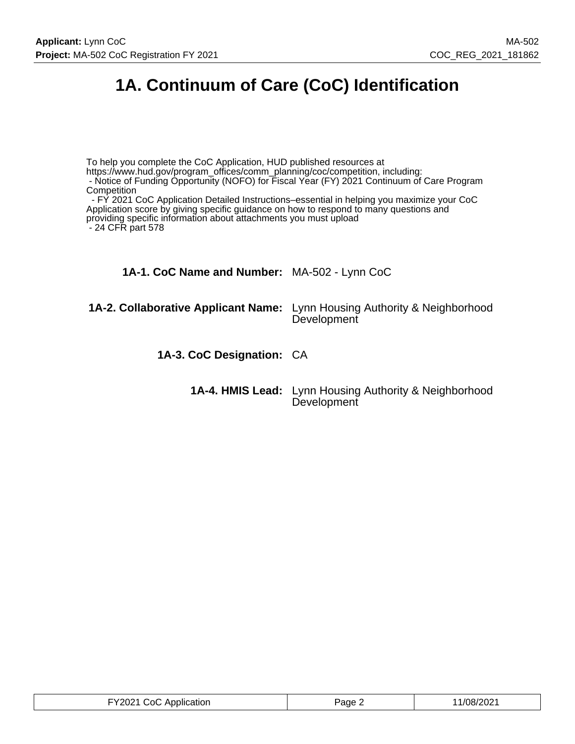# 1A. Continuum of Care (CoC) Identification

To help you complete the CoC Application, HUD published resources at https://www.hud.gov/program_offices/comm_planning/coc/competition, including:
- Notice of Funding Opportunity (NOFO) for Fiscal Year (FY) 2021 Continuum of Care Program Competition
- FY 2021 CoC Application Detailed Instructions–essential in helping you maximize your CoC Application score by giving specific guidance on how to respond to many questions and providing specific information about attachments you must upload
- 24 CFR part 578

**1A-1. CoC Name and Number:** MA-502 - Lynn CoC

**1A-2. Collaborative Applicant Name:** Lynn Housing Authority & Neighborhood Development

**1A-3. CoC Designation:** CA

**1A-4. HMIS Lead:** Lynn Housing Authority & Neighborhood Development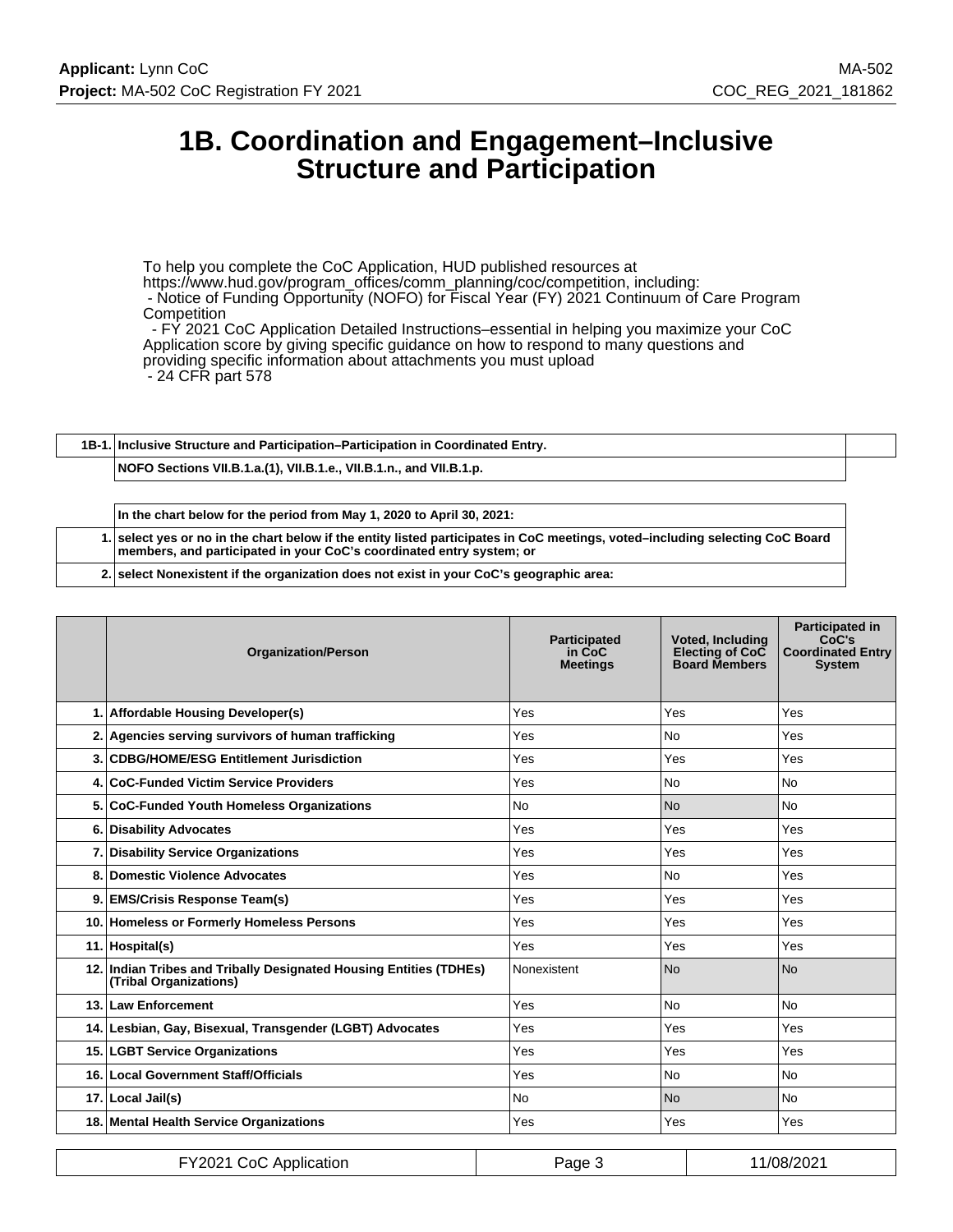# 1B. Coordination and Engagement–Inclusive Structure and Participation

To help you complete the CoC Application, HUD published resources at https://www.hud.gov/program_offices/comm_planning/coc/competition, including:
- Notice of Funding Opportunity (NOFO) for Fiscal Year (FY) 2021 Continuum of Care Program Competition
- FY 2021 CoC Application Detailed Instructions–essential in helping you maximize your CoC Application score by giving specific guidance on how to respond to many questions and providing specific information about attachments you must upload
- 24 CFR part 578

| 1B-1. | Inclusive Structure and Participation–Participation in Coordinated Entry. |
|---|---|
| | NOFO Sections VII.B.1.a.(1), VII.B.1.e., VII.B.1.n., and VII.B.1.p. |

| | In the chart below for the period from May 1, 2020 to April 30, 2021: |
|---|---|
| 1. | select yes or no in the chart below if the entity listed participates in CoC meetings, voted–including selecting CoC Board members, and participated in your CoC's coordinated entry system; or |
| 2. | select Nonexistent if the organization does not exist in your CoC's geographic area: |

| | Organization/Person | Participated in CoC Meetings | Voted, Including Electing of CoC Board Members | Participated in CoC's Coordinated Entry System |
|---|---|---|---|---|
| 1. | Affordable Housing Developer(s) | Yes | Yes | Yes |
| 2. | Agencies serving survivors of human trafficking | Yes | No | Yes |
| 3. | CDBG/HOME/ESG Entitlement Jurisdiction | Yes | Yes | Yes |
| 4. | CoC-Funded Victim Service Providers | Yes | No | No |
| 5. | CoC-Funded Youth Homeless Organizations | No | No | No |
| 6. | Disability Advocates | Yes | Yes | Yes |
| 7. | Disability Service Organizations | Yes | Yes | Yes |
| 8. | Domestic Violence Advocates | Yes | No | Yes |
| 9. | EMS/Crisis Response Team(s) | Yes | Yes | Yes |
| 10. | Homeless or Formerly Homeless Persons | Yes | Yes | Yes |
| 11. | Hospital(s) | Yes | Yes | Yes |
| 12. | Indian Tribes and Tribally Designated Housing Entities (TDHEs) (Tribal Organizations) | Nonexistent | No | No |
| 13. | Law Enforcement | Yes | No | No |
| 14. | Lesbian, Gay, Bisexual, Transgender (LGBT) Advocates | Yes | Yes | Yes |
| 15. | LGBT Service Organizations | Yes | Yes | Yes |
| 16. | Local Government Staff/Officials | Yes | No | No |
| 17. | Local Jail(s) | No | No | No |
| 18. | Mental Health Service Organizations | Yes | Yes | Yes |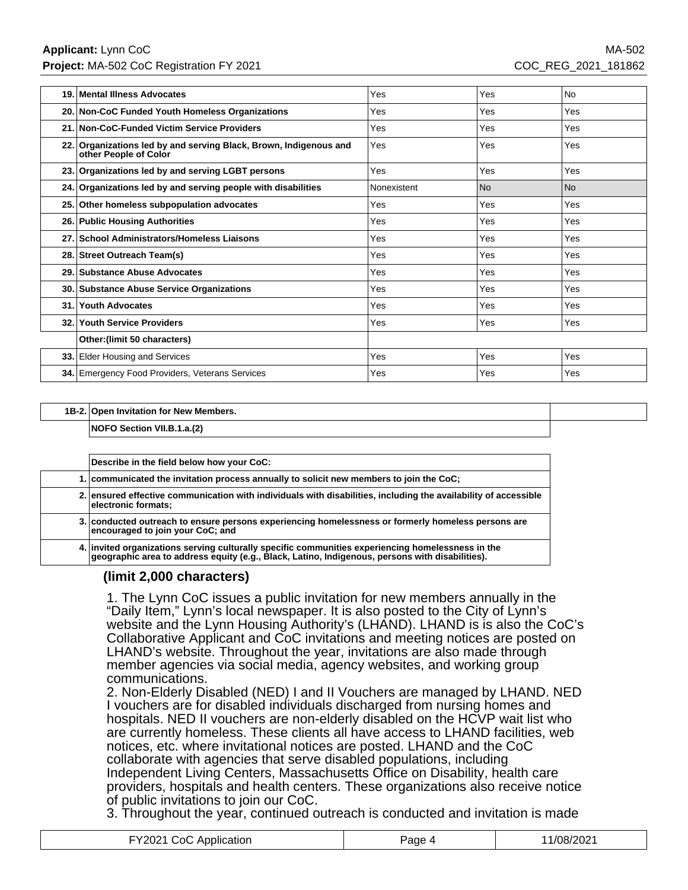| | | | | |
|---|---|---|---|---|
| 19. | **Mental Illness Advocates** | Yes | Yes | No |
| 20. | **Non-CoC Funded Youth Homeless Organizations** | Yes | Yes | Yes |
| 21. | **Non-CoC-Funded Victim Service Providers** | Yes | Yes | Yes |
| 22. | **Organizations led by and serving Black, Brown, Indigenous and other People of Color** | Yes | Yes | Yes |
| 23. | **Organizations led by and serving LGBT persons** | Yes | Yes | Yes |
| 24. | **Organizations led by and serving people with disabilities** | Nonexistent | No | No |
| 25. | **Other homeless subpopulation advocates** | Yes | Yes | Yes |
| 26. | **Public Housing Authorities** | Yes | Yes | Yes |
| 27. | **School Administrators/Homeless Liaisons** | Yes | Yes | Yes |
| 28. | **Street Outreach Team(s)** | Yes | Yes | Yes |
| 29. | **Substance Abuse Advocates** | Yes | Yes | Yes |
| 30. | **Substance Abuse Service Organizations** | Yes | Yes | Yes |
| 31. | **Youth Advocates** | Yes | Yes | Yes |
| 32. | **Youth Service Providers** | Yes | Yes | Yes |
| | **Other:(limit 50 characters)** | | | |
| **33.** | Elder Housing and Services | Yes | Yes | Yes |
| **34.** | Emergency Food Providers, Veterans Services | Yes | Yes | Yes |

| | |
|---|---|
| **1B-2.** | **Open Invitation for New Members.** |
| | **NOFO Section VII.B.1.a.(2)** |

| | |
|---|---|
| | **Describe in the field below how your CoC:** |
| 1. | **communicated the invitation process annually to solicit new members to join the CoC;** |
| 2. | **ensured effective communication with individuals with disabilities, including the availability of accessible electronic formats;** |
| 3. | **conducted outreach to ensure persons experiencing homelessness or formerly homeless persons are encouraged to join your CoC; and** |
| 4. | **invited organizations serving culturally specific communities experiencing homelessness in the geographic area to address equity (e.g., Black, Latino, Indigenous, persons with disabilities).** |

**(limit 2,000 characters)**

1. The Lynn CoC issues a public invitation for new members annually in the “Daily Item,” Lynn’s local newspaper. It is also posted to the City of Lynn’s website and the Lynn Housing Authority’s (LHAND). LHAND is is also the CoC’s Collaborative Applicant and CoC invitations and meeting notices are posted on LHAND’s website. Throughout the year, invitations are also made through member agencies via social media, agency websites, and working group communications.
2. Non-Elderly Disabled (NED) I and II Vouchers are managed by LHAND. NED I vouchers are for disabled individuals discharged from nursing homes and hospitals. NED II vouchers are non-elderly disabled on the HCVP wait list who are currently homeless. These clients all have access to LHAND facilities, web notices, etc. where invitational notices are posted. LHAND and the CoC collaborate with agencies that serve disabled populations, including Independent Living Centers, Massachusetts Office on Disability, health care providers, hospitals and health centers. These organizations also receive notice of public invitations to join our CoC.
3. Throughout the year, continued outreach is conducted and invitation is made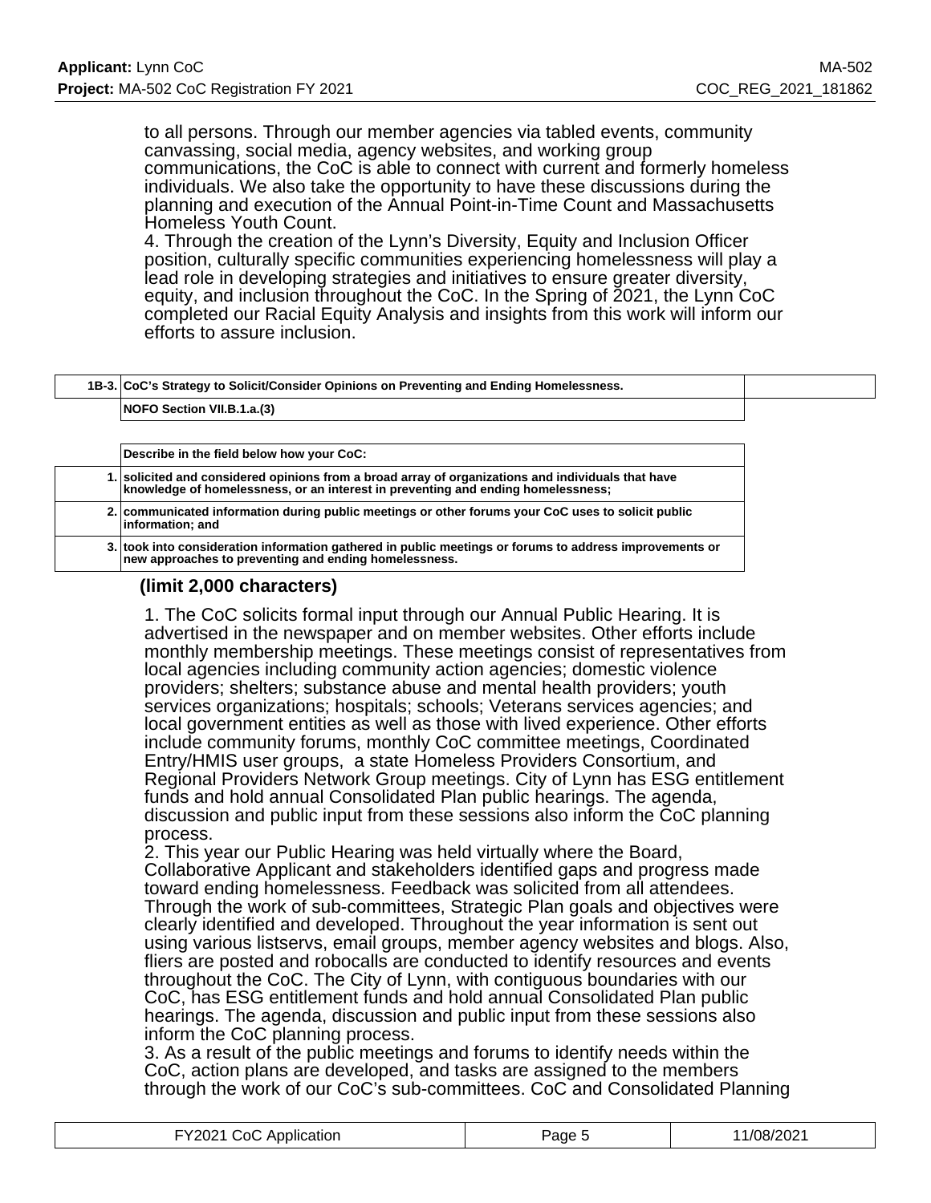to all persons. Through our member agencies via tabled events, community canvassing, social media, agency websites, and working group communications, the CoC is able to connect with current and formerly homeless individuals. We also take the opportunity to have these discussions during the planning and execution of the Annual Point-in-Time Count and Massachusetts Homeless Youth Count.
4. Through the creation of the Lynn's Diversity, Equity and Inclusion Officer position, culturally specific communities experiencing homelessness will play a lead role in developing strategies and initiatives to ensure greater diversity, equity, and inclusion throughout the CoC. In the Spring of 2021, the Lynn CoC completed our Racial Equity Analysis and insights from this work will inform our efforts to assure inclusion.

| 1B-3. | CoC's Strategy to Solicit/Consider Opinions on Preventing and Ending Homelessness. |
|---|---|
| | NOFO Section VII.B.1.a.(3) |

| | Describe in the field below how your CoC: |
|---|---|
| 1. | solicited and considered opinions from a broad array of organizations and individuals that have knowledge of homelessness, or an interest in preventing and ending homelessness; |
| 2. | communicated information during public meetings or other forums your CoC uses to solicit public information; and |
| 3. | took into consideration information gathered in public meetings or forums to address improvements or new approaches to preventing and ending homelessness. |

**(limit 2,000 characters)**

1. The CoC solicits formal input through our Annual Public Hearing. It is advertised in the newspaper and on member websites. Other efforts include monthly membership meetings. These meetings consist of representatives from local agencies including community action agencies; domestic violence providers; shelters; substance abuse and mental health providers; youth services organizations; hospitals; schools; Veterans services agencies; and local government entities as well as those with lived experience. Other efforts include community forums, monthly CoC committee meetings, Coordinated Entry/HMIS user groups, a state Homeless Providers Consortium, and Regional Providers Network Group meetings. City of Lynn has ESG entitlement funds and hold annual Consolidated Plan public hearings. The agenda, discussion and public input from these sessions also inform the CoC planning process.
2. This year our Public Hearing was held virtually where the Board, Collaborative Applicant and stakeholders identified gaps and progress made toward ending homelessness. Feedback was solicited from all attendees. Through the work of sub-committees, Strategic Plan goals and objectives were clearly identified and developed. Throughout the year information is sent out using various listservs, email groups, member agency websites and blogs. Also, fliers are posted and robocalls are conducted to identify resources and events throughout the CoC. The City of Lynn, with contiguous boundaries with our CoC, has ESG entitlement funds and hold annual Consolidated Plan public hearings. The agenda, discussion and public input from these sessions also inform the CoC planning process.
3. As a result of the public meetings and forums to identify needs within the CoC, action plans are developed, and tasks are assigned to the members through the work of our CoC's sub-committees. CoC and Consolidated Planning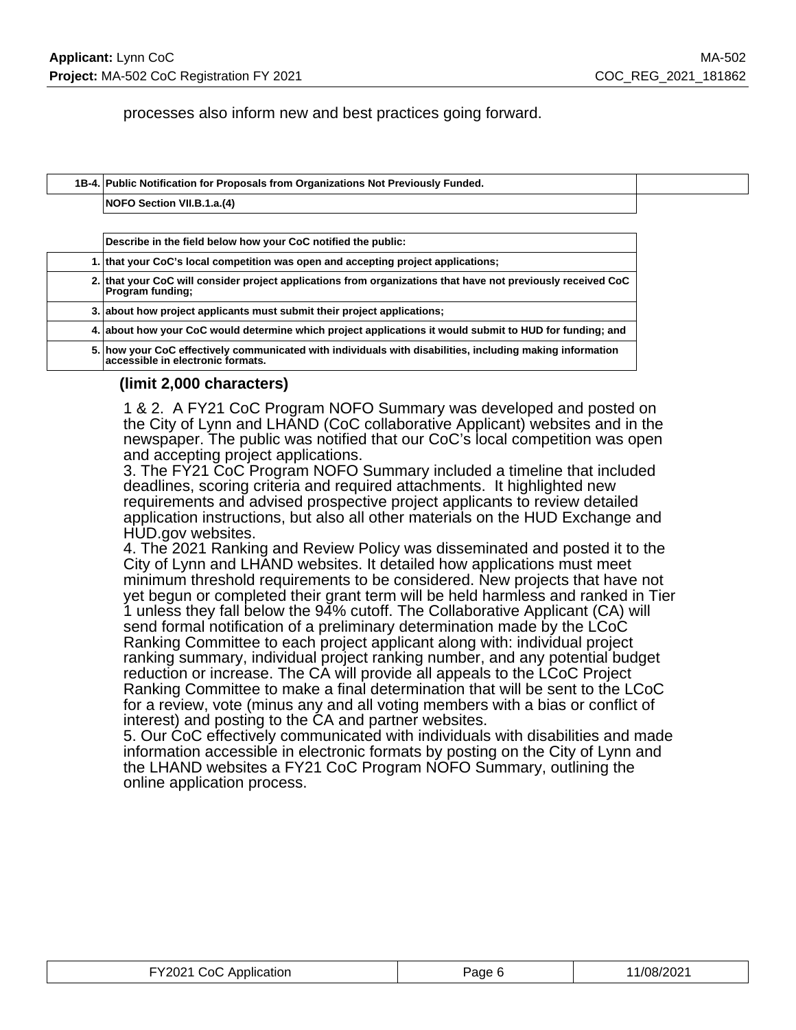processes also inform new and best practices going forward.

| 1B-4. | Public Notification for Proposals from Organizations Not Previously Funded. |
|---|---|
| | NOFO Section VII.B.1.a.(4) |

| | Describe in the field below how your CoC notified the public: |
|---|---|
| 1. | that your CoC's local competition was open and accepting project applications; |
| 2. | that your CoC will consider project applications from organizations that have not previously received CoC Program funding; |
| 3. | about how project applicants must submit their project applications; |
| 4. | about how your CoC would determine which project applications it would submit to HUD for funding; and |
| 5. | how your CoC effectively communicated with individuals with disabilities, including making information accessible in electronic formats. |

**(limit 2,000 characters)**

1 & 2. A FY21 CoC Program NOFO Summary was developed and posted on the City of Lynn and LHAND (CoC collaborative Applicant) websites and in the newspaper. The public was notified that our CoC's local competition was open and accepting project applications.
3. The FY21 CoC Program NOFO Summary included a timeline that included deadlines, scoring criteria and required attachments. It highlighted new requirements and advised prospective project applicants to review detailed application instructions, but also all other materials on the HUD Exchange and HUD.gov websites.
4. The 2021 Ranking and Review Policy was disseminated and posted it to the City of Lynn and LHAND websites. It detailed how applications must meet minimum threshold requirements to be considered. New projects that have not yet begun or completed their grant term will be held harmless and ranked in Tier 1 unless they fall below the 94% cutoff. The Collaborative Applicant (CA) will send formal notification of a preliminary determination made by the LCoC Ranking Committee to each project applicant along with: individual project ranking summary, individual project ranking number, and any potential budget reduction or increase. The CA will provide all appeals to the LCoC Project Ranking Committee to make a final determination that will be sent to the LCoC for a review, vote (minus any and all voting members with a bias or conflict of interest) and posting to the CA and partner websites.
5. Our CoC effectively communicated with individuals with disabilities and made information accessible in electronic formats by posting on the City of Lynn and the LHAND websites a FY21 CoC Program NOFO Summary, outlining the online application process.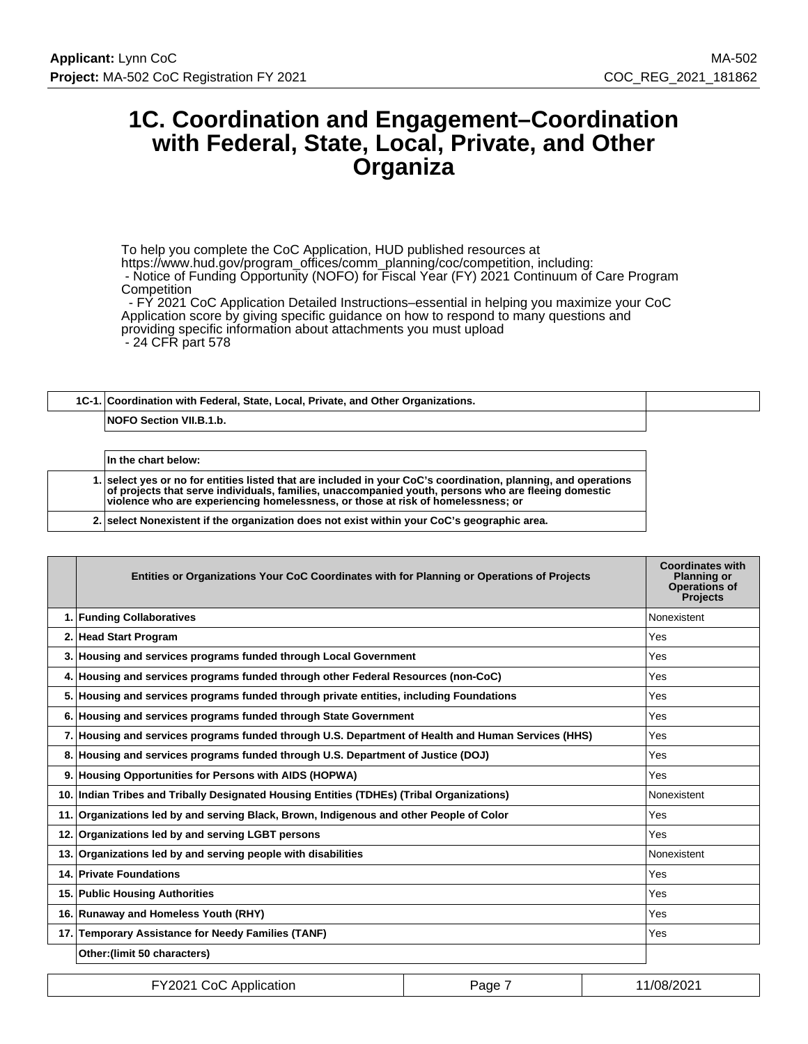# 1C. Coordination and Engagement–Coordination with Federal, State, Local, Private, and Other Organiza

To help you complete the CoC Application, HUD published resources at https://www.hud.gov/program_offices/comm_planning/coc/competition, including:
- Notice of Funding Opportunity (NOFO) for Fiscal Year (FY) 2021 Continuum of Care Program Competition
- FY 2021 CoC Application Detailed Instructions–essential in helping you maximize your CoC Application score by giving specific guidance on how to respond to many questions and providing specific information about attachments you must upload
- 24 CFR part 578

| 1C-1. | Coordination with Federal, State, Local, Private, and Other Organizations. |
|---|---|
| | NOFO Section VII.B.1.b. |

| | In the chart below: |
|---|---|
| 1. | select yes or no for entities listed that are included in your CoC's coordination, planning, and operations of projects that serve individuals, families, unaccompanied youth, persons who are fleeing domestic violence who are experiencing homelessness, or those at risk of homelessness; or |
| 2. | select Nonexistent if the organization does not exist within your CoC's geographic area. |

| | Entities or Organizations Your CoC Coordinates with for Planning or Operations of Projects | Coordinates with Planning or Operations of Projects |
|---|---|---|
| 1. | Funding Collaboratives | Nonexistent |
| 2. | Head Start Program | Yes |
| 3. | Housing and services programs funded through Local Government | Yes |
| 4. | Housing and services programs funded through other Federal Resources (non-CoC) | Yes |
| 5. | Housing and services programs funded through private entities, including Foundations | Yes |
| 6. | Housing and services programs funded through State Government | Yes |
| 7. | Housing and services programs funded through U.S. Department of Health and Human Services (HHS) | Yes |
| 8. | Housing and services programs funded through U.S. Department of Justice (DOJ) | Yes |
| 9. | Housing Opportunities for Persons with AIDS (HOPWA) | Yes |
| 10. | Indian Tribes and Tribally Designated Housing Entities (TDHEs) (Tribal Organizations) | Nonexistent |
| 11. | Organizations led by and serving Black, Brown, Indigenous and other People of Color | Yes |
| 12. | Organizations led by and serving LGBT persons | Yes |
| 13. | Organizations led by and serving people with disabilities | Nonexistent |
| 14. | Private Foundations | Yes |
| 15. | Public Housing Authorities | Yes |
| 16. | Runaway and Homeless Youth (RHY) | Yes |
| 17. | Temporary Assistance for Needy Families (TANF) | Yes |
| | Other:(limit 50 characters) | |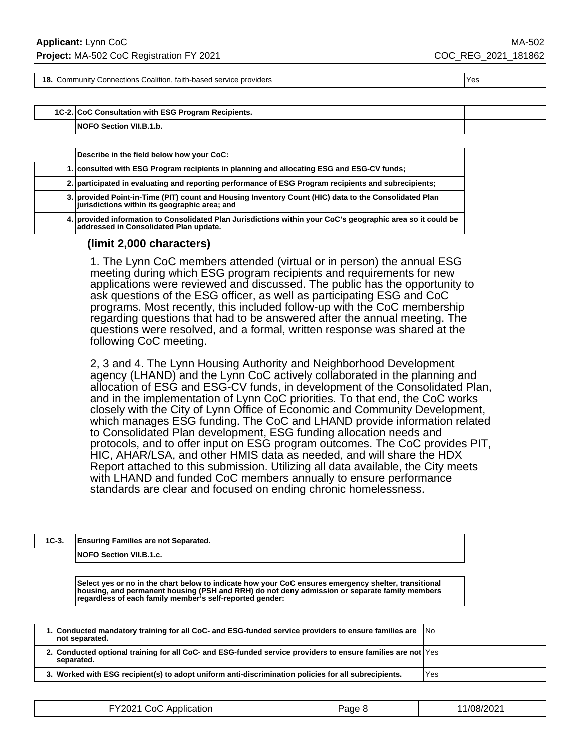| 18. | Community Connections Coalition, faith-based service providers | Yes |
|---|---|---|

| 1C-2. | CoC Consultation with ESG Program Recipients. |
|---|---|
| | NOFO Section VII.B.1.b. |

| | Describe in the field below how your CoC: |
|---|---|
| 1. | consulted with ESG Program recipients in planning and allocating ESG and ESG-CV funds; |
| 2. | participated in evaluating and reporting performance of ESG Program recipients and subrecipients; |
| 3. | provided Point-in-Time (PIT) count and Housing Inventory Count (HIC) data to the Consolidated Plan jurisdictions within its geographic area; and |
| 4. | provided information to Consolidated Plan Jurisdictions within your CoC's geographic area so it could be addressed in Consolidated Plan update. |

**(limit 2,000 characters)**

1. The Lynn CoC members attended (virtual or in person) the annual ESG meeting during which ESG program recipients and requirements for new applications were reviewed and discussed. The public has the opportunity to ask questions of the ESG officer, as well as participating ESG and CoC programs. Most recently, this included follow-up with the CoC membership regarding questions that had to be answered after the annual meeting. The questions were resolved, and a formal, written response was shared at the following CoC meeting.

2, 3 and 4. The Lynn Housing Authority and Neighborhood Development agency (LHAND) and the Lynn CoC actively collaborated in the planning and allocation of ESG and ESG-CV funds, in development of the Consolidated Plan, and in the implementation of Lynn CoC priorities. To that end, the CoC works closely with the City of Lynn Office of Economic and Community Development, which manages ESG funding. The CoC and LHAND provide information related to Consolidated Plan development, ESG funding allocation needs and protocols, and to offer input on ESG program outcomes. The CoC provides PIT, HIC, AHAR/LSA, and other HMIS data as needed, and will share the HDX Report attached to this submission. Utilizing all data available, the City meets with LHAND and funded CoC members annually to ensure performance standards are clear and focused on ending chronic homelessness.

| 1C-3. | Ensuring Families are not Separated. |
|---|---|
| | NOFO Section VII.B.1.c. |

Select yes or no in the chart below to indicate how your CoC ensures emergency shelter, transitional housing, and permanent housing (PSH and RRH) do not deny admission or separate family members regardless of each family member's self-reported gender:

| 1. | Conducted mandatory training for all CoC- and ESG-funded service providers to ensure families are not separated. | No |
|---|---|---|
| 2. | Conducted optional training for all CoC- and ESG-funded service providers to ensure families are not separated. | Yes |
| 3. | Worked with ESG recipient(s) to adopt uniform anti-discrimination policies for all subrecipients. | Yes |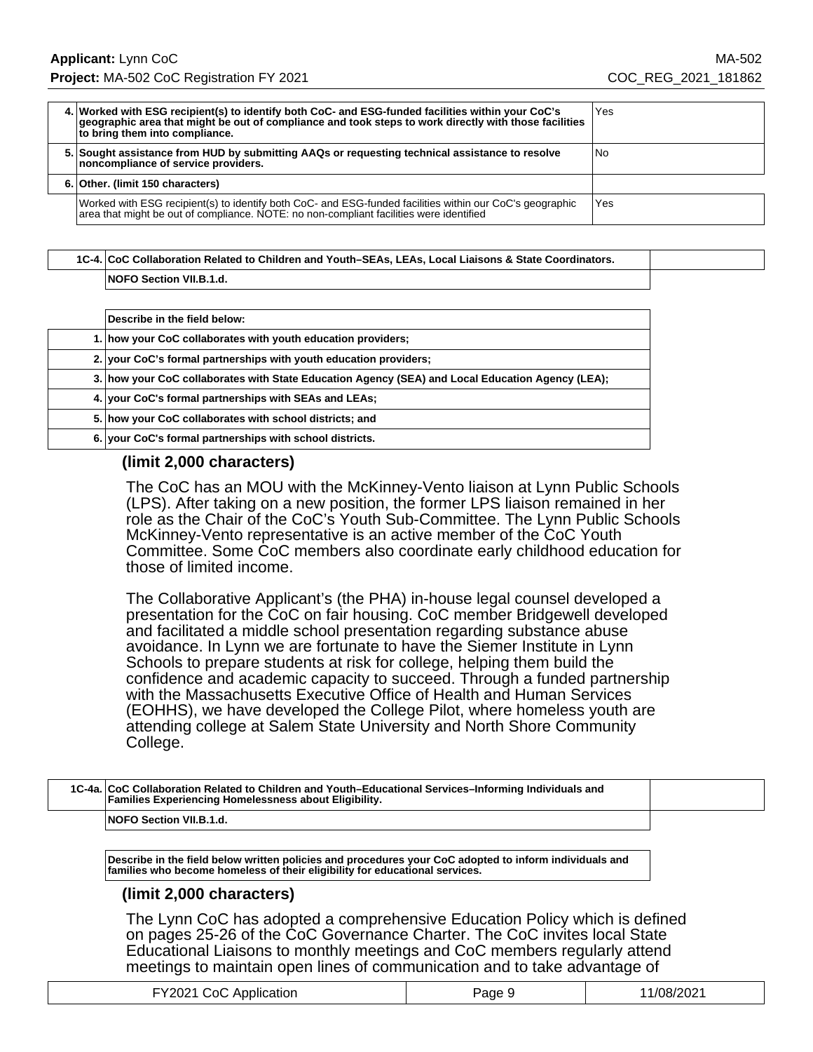| | | |
|---|---|---|
| 4. | **Worked with ESG recipient(s) to identify both CoC- and ESG-funded facilities within your CoC's geographic area that might be out of compliance and took steps to work directly with those facilities to bring them into compliance.** | Yes |
| 5. | **Sought assistance from HUD by submitting AAQs or requesting technical assistance to resolve noncompliance of service providers.** | No |
| 6. | **Other. (limit 150 characters)** | |
| | Worked with ESG recipient(s) to identify both CoC- and ESG-funded facilities within our CoC's geographic area that might be out of compliance. NOTE: no non-compliant facilities were identified | Yes |

| | |
|---|---|
| **1C-4.** | **CoC Collaboration Related to Children and Youth–SEAs, LEAs, Local Liaisons & State Coordinators.** |
| | **NOFO Section VII.B.1.d.** |

| | |
|---|---|
| | **Describe in the field below:** |
| 1. | **how your CoC collaborates with youth education providers;** |
| 2. | **your CoC's formal partnerships with youth education providers;** |
| 3. | **how your CoC collaborates with State Education Agency (SEA) and Local Education Agency (LEA);** |
| 4. | **your CoC's formal partnerships with SEAs and LEAs;** |
| 5. | **how your CoC collaborates with school districts; and** |
| 6. | **your CoC's formal partnerships with school districts.** |

**(limit 2,000 characters)**

The CoC has an MOU with the McKinney-Vento liaison at Lynn Public Schools (LPS). After taking on a new position, the former LPS liaison remained in her role as the Chair of the CoC's Youth Sub-Committee. The Lynn Public Schools McKinney-Vento representative is an active member of the CoC Youth Committee. Some CoC members also coordinate early childhood education for those of limited income.

The Collaborative Applicant's (the PHA) in-house legal counsel developed a presentation for the CoC on fair housing. CoC member Bridgewell developed and facilitated a middle school presentation regarding substance abuse avoidance. In Lynn we are fortunate to have the Siemer Institute in Lynn Schools to prepare students at risk for college, helping them build the confidence and academic capacity to succeed. Through a funded partnership with the Massachusetts Executive Office of Health and Human Services (EOHHS), we have developed the College Pilot, where homeless youth are attending college at Salem State University and North Shore Community College.

| | |
|---|---|
| **1C-4a.** | **CoC Collaboration Related to Children and Youth–Educational Services–Informing Individuals and Families Experiencing Homelessness about Eligibility.** |
| | **NOFO Section VII.B.1.d.** |

**Describe in the field below written policies and procedures your CoC adopted to inform individuals and families who become homeless of their eligibility for educational services.**

**(limit 2,000 characters)**

The Lynn CoC has adopted a comprehensive Education Policy which is defined on pages 25-26 of the CoC Governance Charter. The CoC invites local State Educational Liaisons to monthly meetings and CoC members regularly attend meetings to maintain open lines of communication and to take advantage of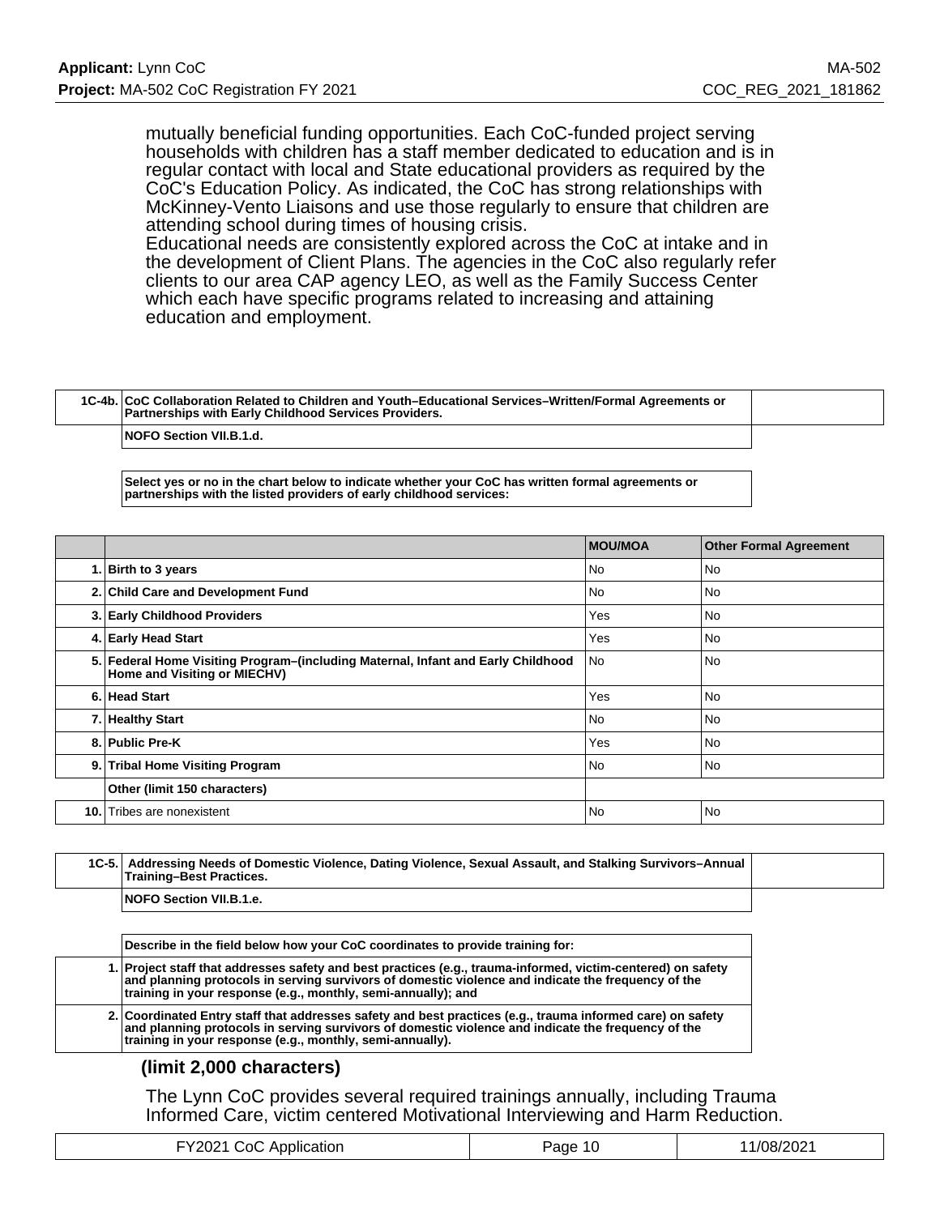mutually beneficial funding opportunities. Each CoC-funded project serving households with children has a staff member dedicated to education and is in regular contact with local and State educational providers as required by the CoC's Education Policy. As indicated, the CoC has strong relationships with McKinney-Vento Liaisons and use those regularly to ensure that children are attending school during times of housing crisis.
Educational needs are consistently explored across the CoC at intake and in the development of Client Plans. The agencies in the CoC also regularly refer clients to our area CAP agency LEO, as well as the Family Success Center which each have specific programs related to increasing and attaining education and employment.

| 1C-4b. | **CoC Collaboration Related to Children and Youth–Educational Services–Written/Formal Agreements or Partnerships with Early Childhood Services Providers.** |
|---|---|
| | **NOFO Section VII.B.1.d.** |

**Select yes or no in the chart below to indicate whether your CoC has written formal agreements or partnerships with the listed providers of early childhood services:**

| | | MOU/MOA | Other Formal Agreement |
|---|---|---|---|
| 1. | **Birth to 3 years** | No | No |
| 2. | **Child Care and Development Fund** | No | No |
| 3. | **Early Childhood Providers** | Yes | No |
| 4. | **Early Head Start** | Yes | No |
| 5. | **Federal Home Visiting Program–(including Maternal, Infant and Early Childhood Home and Visiting or MIECHV)** | No | No |
| 6. | **Head Start** | Yes | No |
| 7. | **Healthy Start** | No | No |
| 8. | **Public Pre-K** | Yes | No |
| 9. | **Tribal Home Visiting Program** | No | No |
| | **Other (limit 150 characters)** | | |
| 10. | Tribes are nonexistent | No | No |

| 1C-5. | **Addressing Needs of Domestic Violence, Dating Violence, Sexual Assault, and Stalking Survivors–Annual Training–Best Practices.** |
|---|---|
| | **NOFO Section VII.B.1.e.** |

| | **Describe in the field below how your CoC coordinates to provide training for:** |
|---|---|
| 1. | **Project staff that addresses safety and best practices (e.g., trauma-informed, victim-centered) on safety and planning protocols in serving survivors of domestic violence and indicate the frequency of the training in your response (e.g., monthly, semi-annually); and** |
| 2. | **Coordinated Entry staff that addresses safety and best practices (e.g., trauma informed care) on safety and planning protocols in serving survivors of domestic violence and indicate the frequency of the training in your response (e.g., monthly, semi-annually).** |

**(limit 2,000 characters)**

The Lynn CoC provides several required trainings annually, including Trauma Informed Care, victim centered Motivational Interviewing and Harm Reduction.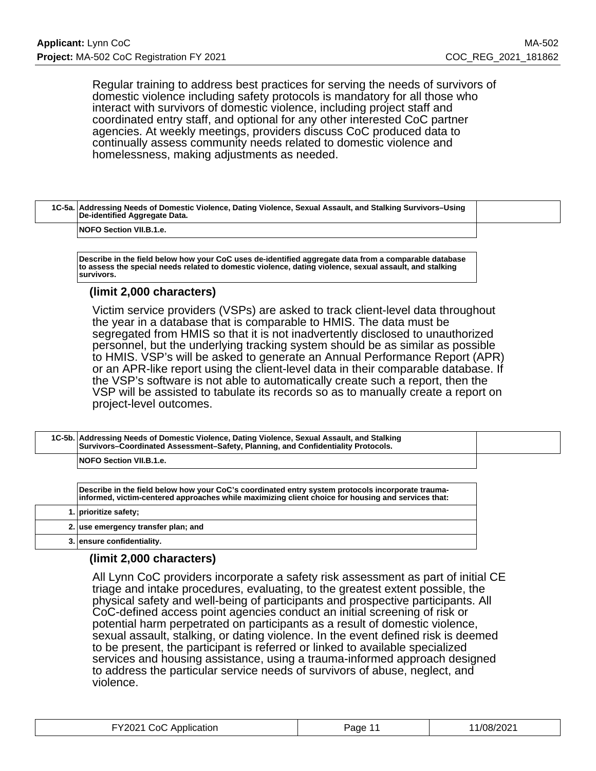Regular training to address best practices for serving the needs of survivors of domestic violence including safety protocols is mandatory for all those who interact with survivors of domestic violence, including project staff and coordinated entry staff, and optional for any other interested CoC partner agencies. At weekly meetings, providers discuss CoC produced data to continually assess community needs related to domestic violence and homelessness, making adjustments as needed.

| 1C-5a. | Addressing Needs of Domestic Violence, Dating Violence, Sexual Assault, and Stalking Survivors–Using De-identified Aggregate Data. |
|---|---|
| | NOFO Section VII.B.1.e. |

**Describe in the field below how your CoC uses de-identified aggregate data from a comparable database to assess the special needs related to domestic violence, dating violence, sexual assault, and stalking survivors.**

**(limit 2,000 characters)**

Victim service providers (VSPs) are asked to track client-level data throughout the year in a database that is comparable to HMIS. The data must be segregated from HMIS so that it is not inadvertently disclosed to unauthorized personnel, but the underlying tracking system should be as similar as possible to HMIS. VSP's will be asked to generate an Annual Performance Report (APR) or an APR-like report using the client-level data in their comparable database. If the VSP's software is not able to automatically create such a report, then the VSP will be assisted to tabulate its records so as to manually create a report on project-level outcomes.

| 1C-5b. | Addressing Needs of Domestic Violence, Dating Violence, Sexual Assault, and Stalking Survivors–Coordinated Assessment–Safety, Planning, and Confidentiality Protocols. |
|---|---|
| | NOFO Section VII.B.1.e. |

**Describe in the field below how your CoC's coordinated entry system protocols incorporate trauma-informed, victim-centered approaches while maximizing client choice for housing and services that:**

| | |
|---|---|
| 1. | prioritize safety; |
| 2. | use emergency transfer plan; and |
| 3. | ensure confidentiality. |

**(limit 2,000 characters)**

All Lynn CoC providers incorporate a safety risk assessment as part of initial CE triage and intake procedures, evaluating, to the greatest extent possible, the physical safety and well-being of participants and prospective participants. All CoC-defined access point agencies conduct an initial screening of risk or potential harm perpetrated on participants as a result of domestic violence, sexual assault, stalking, or dating violence. In the event defined risk is deemed to be present, the participant is referred or linked to available specialized services and housing assistance, using a trauma-informed approach designed to address the particular service needs of survivors of abuse, neglect, and violence.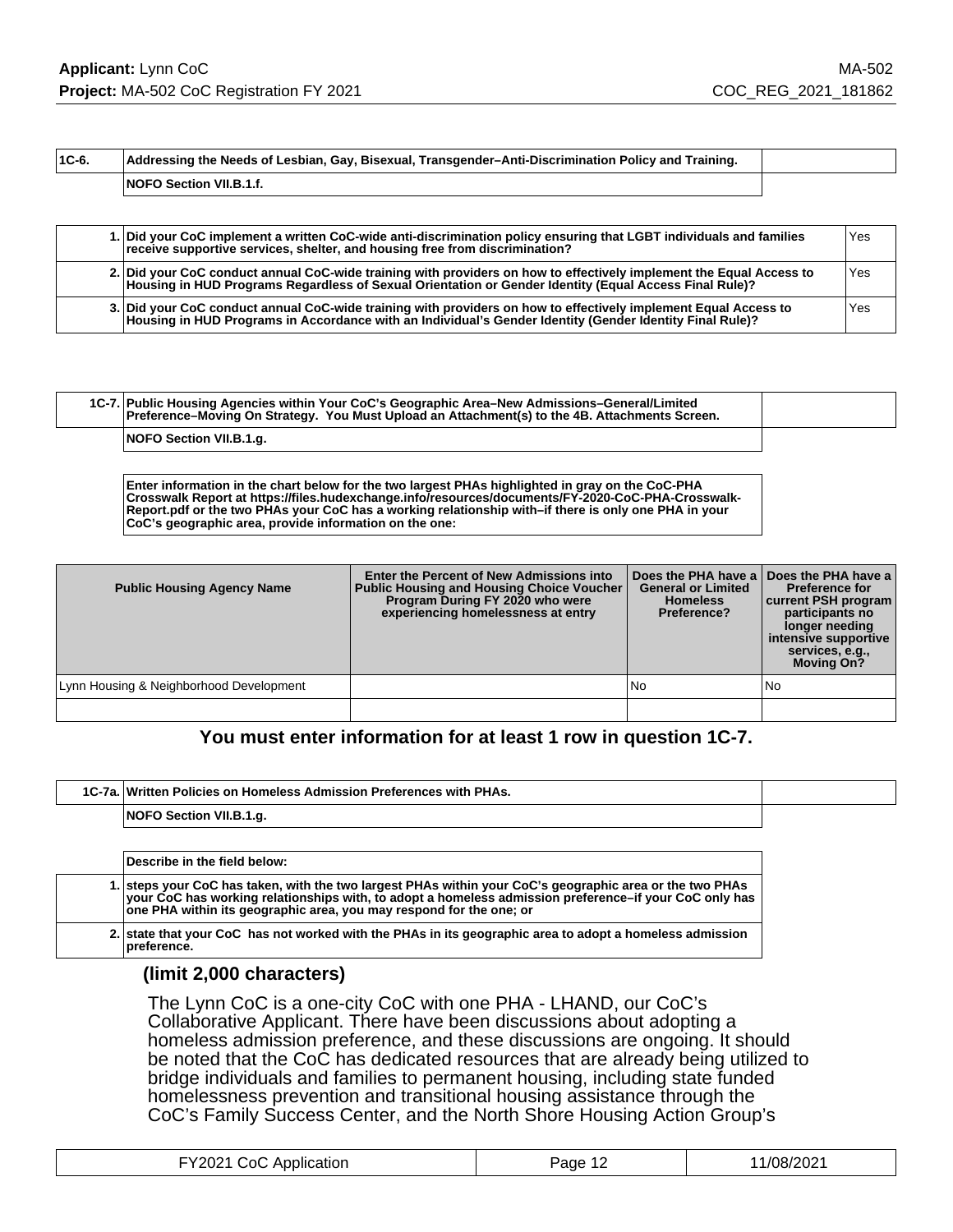| 1C-6. | Addressing the Needs of Lesbian, Gay, Bisexual, Transgender–Anti-Discrimination Policy and Training. |
|---|---|
| | NOFO Section VII.B.1.f. |

| | | |
|---|---|---|
| 1. | Did your CoC implement a written CoC-wide anti-discrimination policy ensuring that LGBT individuals and families receive supportive services, shelter, and housing free from discrimination? | Yes |
| 2. | Did your CoC conduct annual CoC-wide training with providers on how to effectively implement the Equal Access to Housing in HUD Programs Regardless of Sexual Orientation or Gender Identity (Equal Access Final Rule)? | Yes |
| 3. | Did your CoC conduct annual CoC-wide training with providers on how to effectively implement Equal Access to Housing in HUD Programs in Accordance with an Individual's Gender Identity (Gender Identity Final Rule)? | Yes |

| 1C-7. | Public Housing Agencies within Your CoC's Geographic Area–New Admissions–General/Limited Preference–Moving On Strategy. You Must Upload an Attachment(s) to the 4B. Attachments Screen. |
|---|---|
| | NOFO Section VII.B.1.g. |

**Enter information in the chart below for the two largest PHAs highlighted in gray on the CoC-PHA Crosswalk Report at https://files.hudexchange.info/resources/documents/FY-2020-CoC-PHA-Crosswalk-Report.pdf or the two PHAs your CoC has a working relationship with–if there is only one PHA in your CoC's geographic area, provide information on the one:**

| Public Housing Agency Name | Enter the Percent of New Admissions into Public Housing and Housing Choice Voucher Program During FY 2020 who were experiencing homelessness at entry | Does the PHA have a General or Limited Homeless Preference? | Does the PHA have a Preference for current PSH program participants no longer needing intensive supportive services, e.g., Moving On? |
|---|---|---|---|
| Lynn Housing & Neighborhood Development | | No | No |
| | | | |

**You must enter information for at least 1 row in question 1C-7.**

| 1C-7a. | Written Policies on Homeless Admission Preferences with PHAs. |
|---|---|
| | NOFO Section VII.B.1.g. |

**Describe in the field below:**

| | |
|---|---|
| 1. | steps your CoC has taken, with the two largest PHAs within your CoC's geographic area or the two PHAs your CoC has working relationships with, to adopt a homeless admission preference–if your CoC only has one PHA within its geographic area, you may respond for the one; or |
| 2. | state that your CoC has not worked with the PHAs in its geographic area to adopt a homeless admission preference. |

**(limit 2,000 characters)**

The Lynn CoC is a one-city CoC with one PHA - LHAND, our CoC's Collaborative Applicant. There have been discussions about adopting a homeless admission preference, and these discussions are ongoing. It should be noted that the CoC has dedicated resources that are already being utilized to bridge individuals and families to permanent housing, including state funded homelessness prevention and transitional housing assistance through the CoC's Family Success Center, and the North Shore Housing Action Group's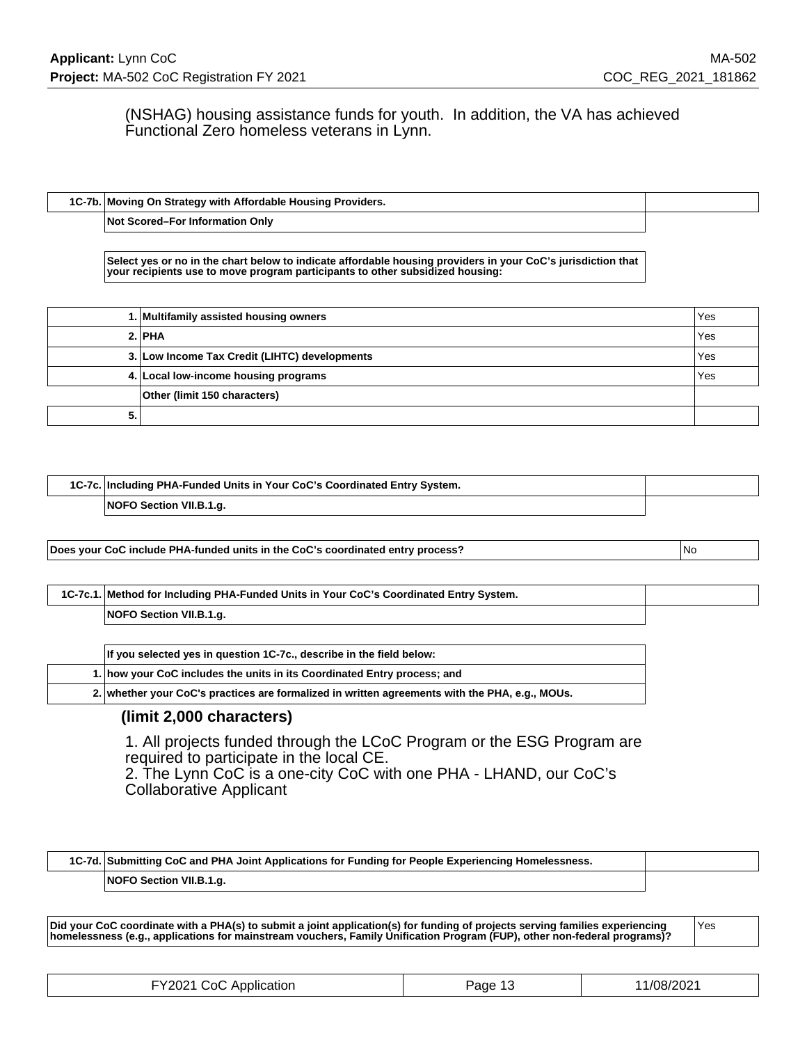(NSHAG) housing assistance funds for youth. In addition, the VA has achieved Functional Zero homeless veterans in Lynn.

| 1C-7b. | Moving On Strategy with Affordable Housing Providers. |
|---|---|
| | Not Scored–For Information Only |

Select yes or no in the chart below to indicate affordable housing providers in your CoC's jurisdiction that your recipients use to move program participants to other subsidized housing:

| | | |
|---|---|---|
| 1. | Multifamily assisted housing owners | Yes |
| 2. | PHA | Yes |
| 3. | Low Income Tax Credit (LIHTC) developments | Yes |
| 4. | Local low-income housing programs | Yes |
| | Other (limit 150 characters) | |
| 5. | | |

| 1C-7c. | Including PHA-Funded Units in Your CoC's Coordinated Entry System. |
|---|---|
| | NOFO Section VII.B.1.g. |

| | |
|---|---|
| Does your CoC include PHA-funded units in the CoC's coordinated entry process? | No |

| 1C-7c.1. | Method for Including PHA-Funded Units in Your CoC's Coordinated Entry System. |
|---|---|
| | NOFO Section VII.B.1.g. |

| | If you selected yes in question 1C-7c., describe in the field below: |
|---|---|
| 1. | how your CoC includes the units in its Coordinated Entry process; and |
| 2. | whether your CoC's practices are formalized in written agreements with the PHA, e.g., MOUs. |

**(limit 2,000 characters)**

1. All projects funded through the LCoC Program or the ESG Program are required to participate in the local CE.
2. The Lynn CoC is a one-city CoC with one PHA - LHAND, our CoC's Collaborative Applicant

| 1C-7d. | Submitting CoC and PHA Joint Applications for Funding for People Experiencing Homelessness. |
|---|---|
| | NOFO Section VII.B.1.g. |

| | |
|---|---|
| Did your CoC coordinate with a PHA(s) to submit a joint application(s) for funding of projects serving families experiencing homelessness (e.g., applications for mainstream vouchers, Family Unification Program (FUP), other non-federal programs)? | Yes |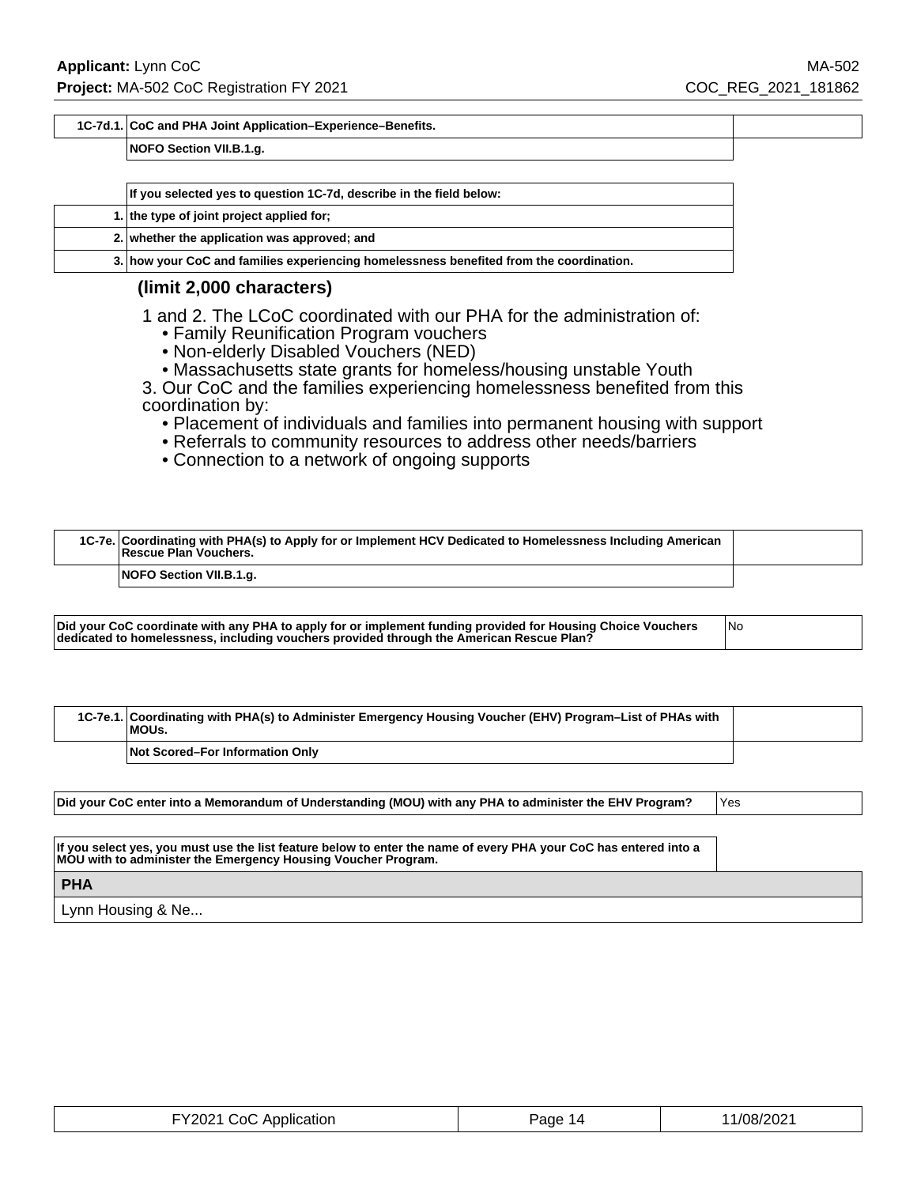| 1C-7d.1. | CoC and PHA Joint Application–Experience–Benefits. |
|---|---|
| | NOFO Section VII.B.1.g. |

| | If you selected yes to question 1C-7d, describe in the field below: |
|---|---|
| 1. | the type of joint project applied for; |
| 2. | whether the application was approved; and |
| 3. | how your CoC and families experiencing homelessness benefited from the coordination. |

**(limit 2,000 characters)**

1 and 2. The LCoC coordinated with our PHA for the administration of:
- Family Reunification Program vouchers
- Non-elderly Disabled Vouchers (NED)
- Massachusetts state grants for homeless/housing unstable Youth

3. Our CoC and the families experiencing homelessness benefited from this coordination by:
- Placement of individuals and families into permanent housing with support
- Referrals to community resources to address other needs/barriers
- Connection to a network of ongoing supports

| 1C-7e. | Coordinating with PHA(s) to Apply for or Implement HCV Dedicated to Homelessness Including American Rescue Plan Vouchers. |
|---|---|
| | NOFO Section VII.B.1.g. |

| Did your CoC coordinate with any PHA to apply for or implement funding provided for Housing Choice Vouchers dedicated to homelessness, including vouchers provided through the American Rescue Plan? | No |
|---|---|

| 1C-7e.1. | Coordinating with PHA(s) to Administer Emergency Housing Voucher (EHV) Program–List of PHAs with MOUs. |
|---|---|
| | Not Scored–For Information Only |

| Did your CoC enter into a Memorandum of Understanding (MOU) with any PHA to administer the EHV Program? | Yes |
|---|---|

If you select yes, you must use the list feature below to enter the name of every PHA your CoC has entered into a MOU with to administer the Emergency Housing Voucher Program.

| PHA |
|---|
| Lynn Housing & Ne... |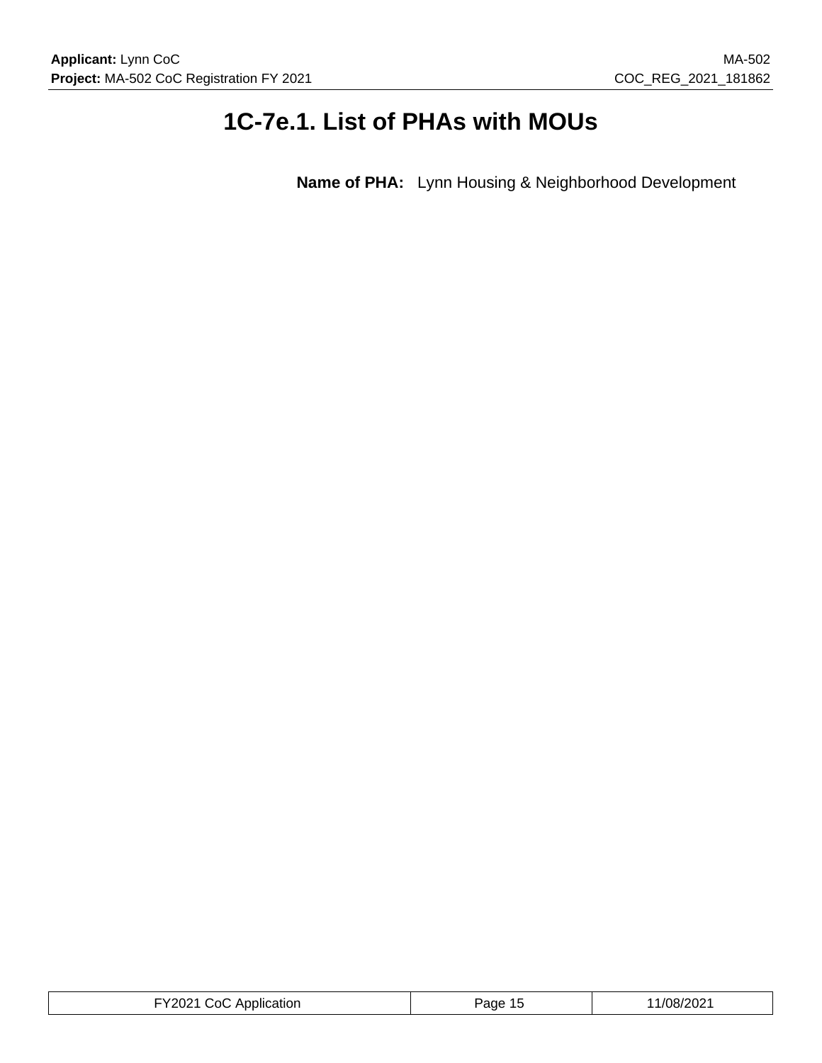# 1C-7e.1. List of PHAs with MOUs

**Name of PHA:** Lynn Housing & Neighborhood Development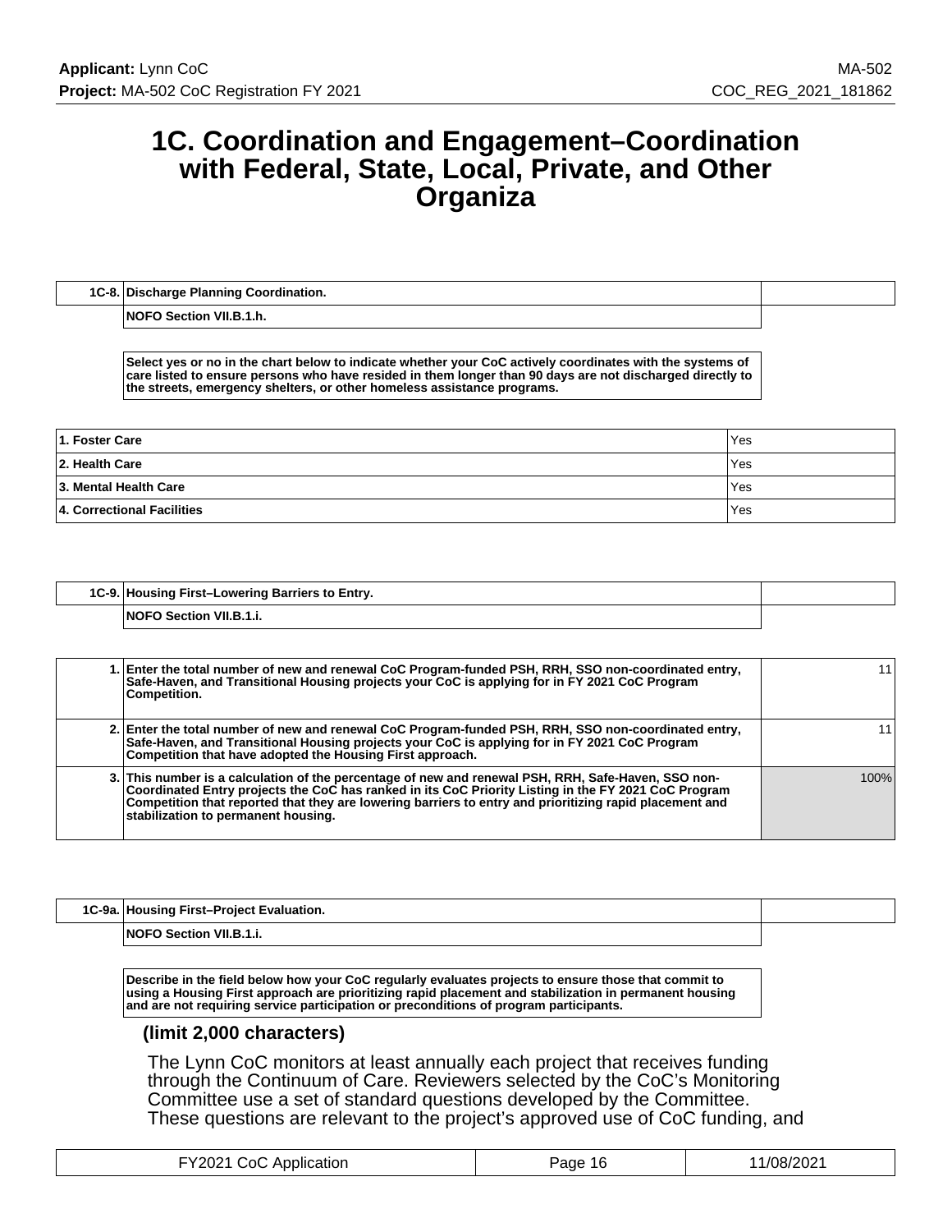# 1C. Coordination and Engagement–Coordination with Federal, State, Local, Private, and Other Organiza

| 1C-8. | Discharge Planning Coordination. |
|---|---|
| | NOFO Section VII.B.1.h. |

Select yes or no in the chart below to indicate whether your CoC actively coordinates with the systems of care listed to ensure persons who have resided in them longer than 90 days are not discharged directly to the streets, emergency shelters, or other homeless assistance programs.

| | |
|---|---|
| 1. Foster Care | Yes |
| 2. Health Care | Yes |
| 3. Mental Health Care | Yes |
| 4. Correctional Facilities | Yes |

| 1C-9. | Housing First–Lowering Barriers to Entry. |
|---|---|
| | NOFO Section VII.B.1.i. |

| | | |
|---|---|---|
| 1. | Enter the total number of new and renewal CoC Program-funded PSH, RRH, SSO non-coordinated entry, Safe-Haven, and Transitional Housing projects your CoC is applying for in FY 2021 CoC Program Competition. | 11 |
| 2. | Enter the total number of new and renewal CoC Program-funded PSH, RRH, SSO non-coordinated entry, Safe-Haven, and Transitional Housing projects your CoC is applying for in FY 2021 CoC Program Competition that have adopted the Housing First approach. | 11 |
| 3. | This number is a calculation of the percentage of new and renewal PSH, RRH, Safe-Haven, SSO non-Coordinated Entry projects the CoC has ranked in its CoC Priority Listing in the FY 2021 CoC Program Competition that reported that they are lowering barriers to entry and prioritizing rapid placement and stabilization to permanent housing. | 100% |

| 1C-9a. | Housing First–Project Evaluation. |
|---|---|
| | NOFO Section VII.B.1.i. |

Describe in the field below how your CoC regularly evaluates projects to ensure those that commit to using a Housing First approach are prioritizing rapid placement and stabilization in permanent housing and are not requiring service participation or preconditions of program participants.

**(limit 2,000 characters)**

The Lynn CoC monitors at least annually each project that receives funding through the Continuum of Care. Reviewers selected by the CoC's Monitoring Committee use a set of standard questions developed by the Committee. These questions are relevant to the project's approved use of CoC funding, and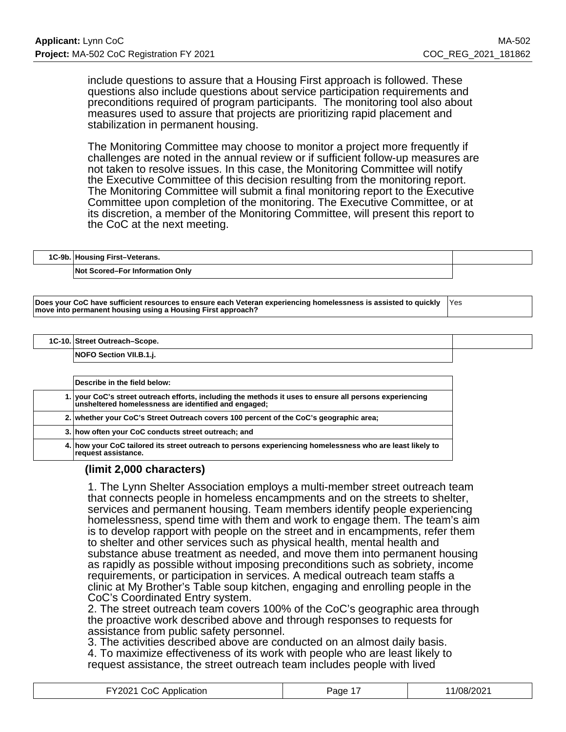include questions to assure that a Housing First approach is followed. These questions also include questions about service participation requirements and preconditions required of program participants.  The monitoring tool also about measures used to assure that projects are prioritizing rapid placement and stabilization in permanent housing.

The Monitoring Committee may choose to monitor a project more frequently if challenges are noted in the annual review or if sufficient follow-up measures are not taken to resolve issues. In this case, the Monitoring Committee will notify the Executive Committee of this decision resulting from the monitoring report. The Monitoring Committee will submit a final monitoring report to the Executive Committee upon completion of the monitoring. The Executive Committee, or at its discretion, a member of the Monitoring Committee, will present this report to the CoC at the next meeting.

| 1C-9b. | Housing First–Veterans. |
|---|---|
| | Not Scored–For Information Only |

| Does your CoC have sufficient resources to ensure each Veteran experiencing homelessness is assisted to quickly move into permanent housing using a Housing First approach? | Yes |
|---|---|

| 1C-10. | Street Outreach–Scope. |
|---|---|
| | NOFO Section VII.B.1.j. |

| | Describe in the field below: |
|---|---|
| 1. | your CoC's street outreach efforts, including the methods it uses to ensure all persons experiencing unsheltered homelessness are identified and engaged; |
| 2. | whether your CoC's Street Outreach covers 100 percent of the CoC's geographic area; |
| 3. | how often your CoC conducts street outreach; and |
| 4. | how your CoC tailored its street outreach to persons experiencing homelessness who are least likely to request assistance. |

**(limit 2,000 characters)**

1. The Lynn Shelter Association employs a multi-member street outreach team that connects people in homeless encampments and on the streets to shelter, services and permanent housing. Team members identify people experiencing homelessness, spend time with them and work to engage them. The team's aim is to develop rapport with people on the street and in encampments, refer them to shelter and other services such as physical health, mental health and substance abuse treatment as needed, and move them into permanent housing as rapidly as possible without imposing preconditions such as sobriety, income requirements, or participation in services. A medical outreach team staffs a clinic at My Brother's Table soup kitchen, engaging and enrolling people in the CoC's Coordinated Entry system.
2. The street outreach team covers 100% of the CoC's geographic area through the proactive work described above and through responses to requests for assistance from public safety personnel.
3. The activities described above are conducted on an almost daily basis.
4. To maximize effectiveness of its work with people who are least likely to request assistance, the street outreach team includes people with lived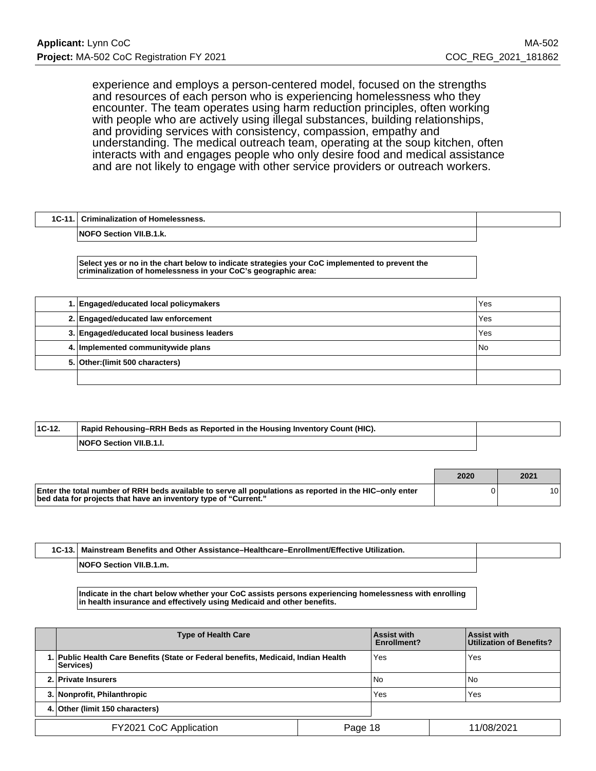experience and employs a person-centered model, focused on the strengths and resources of each person who is experiencing homelessness who they encounter. The team operates using harm reduction principles, often working with people who are actively using illegal substances, building relationships, and providing services with consistency, compassion, empathy and understanding. The medical outreach team, operating at the soup kitchen, often interacts with and engages people who only desire food and medical assistance and are not likely to engage with other service providers or outreach workers.

| 1C-11. | Criminalization of Homelessness. |
|---|---|
| | NOFO Section VII.B.1.k. |

**Select yes or no in the chart below to indicate strategies your CoC implemented to prevent the criminalization of homelessness in your CoC's geographic area:**

| | | |
|---|---|---|
| 1. | Engaged/educated local policymakers | Yes |
| 2. | Engaged/educated law enforcement | Yes |
| 3. | Engaged/educated local business leaders | Yes |
| 4. | Implemented communitywide plans | No |
| 5. | Other:(limit 500 characters) | |
| | | |

| 1C-12. | Rapid Rehousing–RRH Beds as Reported in the Housing Inventory Count (HIC). |
|---|---|
| | NOFO Section VII.B.1.l. |

| | 2020 | 2021 |
|---|---|---|
| Enter the total number of RRH beds available to serve all populations as reported in the HIC–only enter bed data for projects that have an inventory type of "Current." | 0 | 10 |

| 1C-13. | Mainstream Benefits and Other Assistance–Healthcare–Enrollment/Effective Utilization. |
|---|---|
| | NOFO Section VII.B.1.m. |

**Indicate in the chart below whether your CoC assists persons experiencing homelessness with enrolling in health insurance and effectively using Medicaid and other benefits.**

| | Type of Health Care | Assist with Enrollment? | Assist with Utilization of Benefits? |
|---|---|---|---|
| 1. | Public Health Care Benefits (State or Federal benefits, Medicaid, Indian Health Services) | Yes | Yes |
| 2. | Private Insurers | No | No |
| 3. | Nonprofit, Philanthropic | Yes | Yes |
| 4. | Other (limit 150 characters) | | |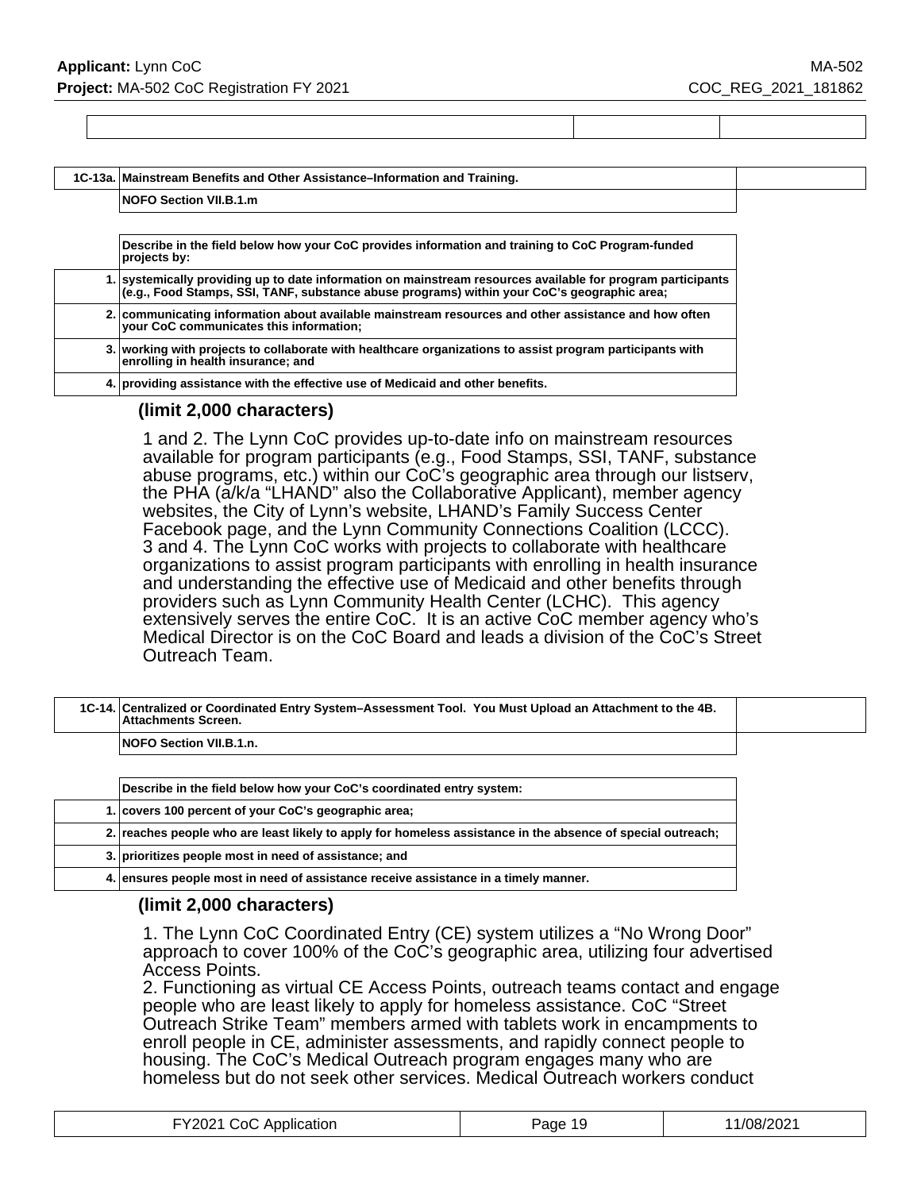| 1C-13a. | Mainstream Benefits and Other Assistance–Information and Training. |
|---|---|
| | NOFO Section VII.B.1.m |

| | Describe in the field below how your CoC provides information and training to CoC Program-funded projects by: |
|---|---|
| 1. | systemically providing up to date information on mainstream resources available for program participants (e.g., Food Stamps, SSI, TANF, substance abuse programs) within your CoC's geographic area; |
| 2. | communicating information about available mainstream resources and other assistance and how often your CoC communicates this information; |
| 3. | working with projects to collaborate with healthcare organizations to assist program participants with enrolling in health insurance; and |
| 4. | providing assistance with the effective use of Medicaid and other benefits. |

**(limit 2,000 characters)**

1 and 2. The Lynn CoC provides up-to-date info on mainstream resources available for program participants (e.g., Food Stamps, SSI, TANF, substance abuse programs, etc.) within our CoC's geographic area through our listserv, the PHA (a/k/a "LHAND" also the Collaborative Applicant), member agency websites, the City of Lynn's website, LHAND's Family Success Center Facebook page, and the Lynn Community Connections Coalition (LCCC).
3 and 4. The Lynn CoC works with projects to collaborate with healthcare organizations to assist program participants with enrolling in health insurance and understanding the effective use of Medicaid and other benefits through providers such as Lynn Community Health Center (LCHC). This agency extensively serves the entire CoC. It is an active CoC member agency who's Medical Director is on the CoC Board and leads a division of the CoC's Street Outreach Team.

| 1C-14. | Centralized or Coordinated Entry System–Assessment Tool. You Must Upload an Attachment to the 4B. Attachments Screen. |
|---|---|
| | NOFO Section VII.B.1.n. |

| | Describe in the field below how your CoC's coordinated entry system: |
|---|---|
| 1. | covers 100 percent of your CoC's geographic area; |
| 2. | reaches people who are least likely to apply for homeless assistance in the absence of special outreach; |
| 3. | prioritizes people most in need of assistance; and |
| 4. | ensures people most in need of assistance receive assistance in a timely manner. |

**(limit 2,000 characters)**

1. The Lynn CoC Coordinated Entry (CE) system utilizes a "No Wrong Door" approach to cover 100% of the CoC's geographic area, utilizing four advertised Access Points.
2. Functioning as virtual CE Access Points, outreach teams contact and engage people who are least likely to apply for homeless assistance. CoC "Street Outreach Strike Team" members armed with tablets work in encampments to enroll people in CE, administer assessments, and rapidly connect people to housing. The CoC's Medical Outreach program engages many who are homeless but do not seek other services. Medical Outreach workers conduct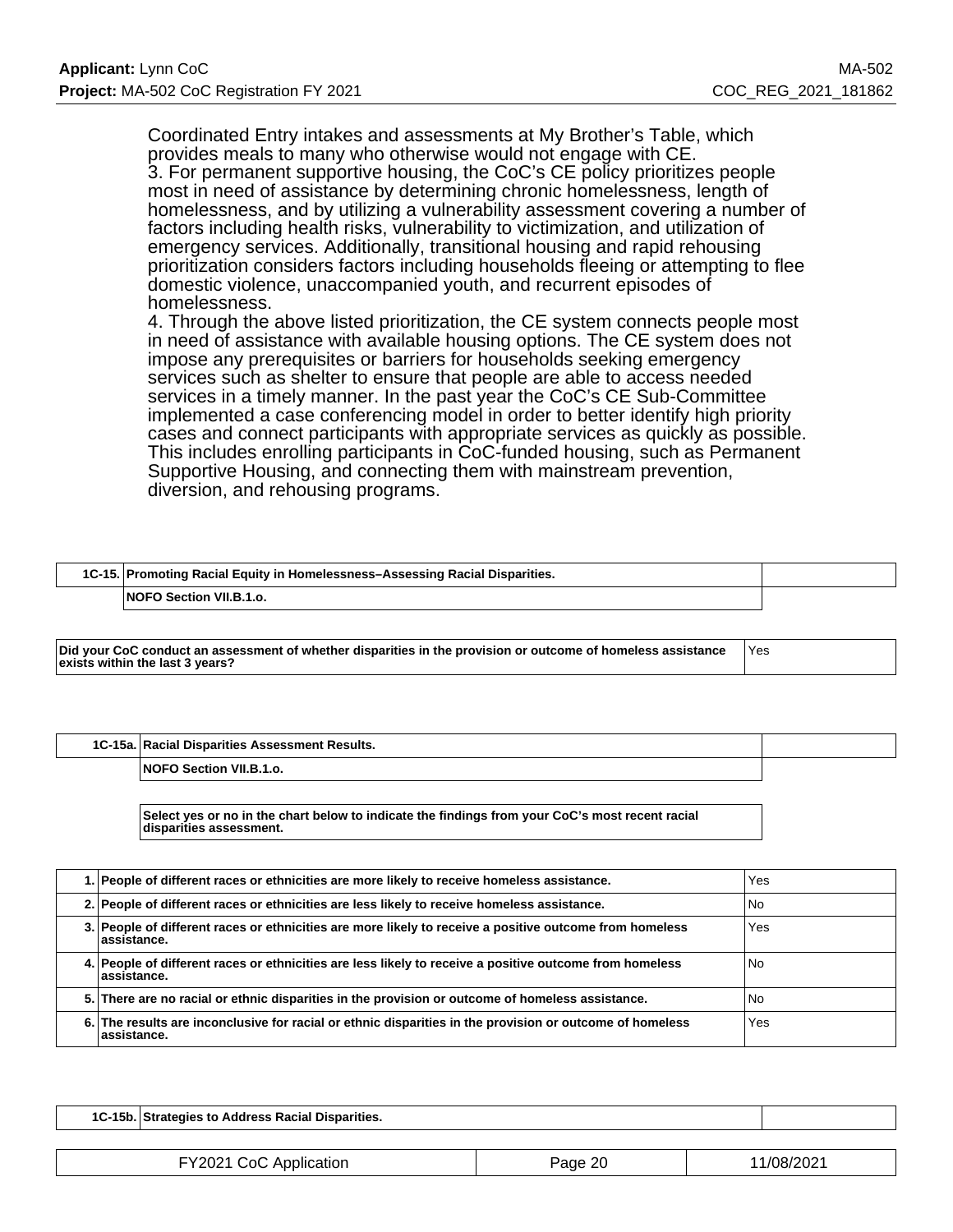Coordinated Entry intakes and assessments at My Brother's Table, which provides meals to many who otherwise would not engage with CE.
3. For permanent supportive housing, the CoC's CE policy prioritizes people most in need of assistance by determining chronic homelessness, length of homelessness, and by utilizing a vulnerability assessment covering a number of factors including health risks, vulnerability to victimization, and utilization of emergency services. Additionally, transitional housing and rapid rehousing prioritization considers factors including households fleeing or attempting to flee domestic violence, unaccompanied youth, and recurrent episodes of homelessness.
4. Through the above listed prioritization, the CE system connects people most in need of assistance with available housing options. The CE system does not impose any prerequisites or barriers for households seeking emergency services such as shelter to ensure that people are able to access needed services in a timely manner. In the past year the CoC's CE Sub-Committee implemented a case conferencing model in order to better identify high priority cases and connect participants with appropriate services as quickly as possible. This includes enrolling participants in CoC-funded housing, such as Permanent Supportive Housing, and connecting them with mainstream prevention, diversion, and rehousing programs.

**1C-15. Promoting Racial Equity in Homelessness–Assessing Racial Disparities.**

**NOFO Section VII.B.1.o.**

| | |
|---|---|
| **Did your CoC conduct an assessment of whether disparities in the provision or outcome of homeless assistance exists within the last 3 years?** | Yes |

**1C-15a. Racial Disparities Assessment Results.**

**NOFO Section VII.B.1.o.**

**Select yes or no in the chart below to indicate the findings from your CoC's most recent racial disparities assessment.**

| | | |
|---|---|---|
| 1. | **People of different races or ethnicities are more likely to receive homeless assistance.** | Yes |
| 2. | **People of different races or ethnicities are less likely to receive homeless assistance.** | No |
| 3. | **People of different races or ethnicities are more likely to receive a positive outcome from homeless assistance.** | Yes |
| 4. | **People of different races or ethnicities are less likely to receive a positive outcome from homeless assistance.** | No |
| 5. | **There are no racial or ethnic disparities in the provision or outcome of homeless assistance.** | No |
| 6. | **The results are inconclusive for racial or ethnic disparities in the provision or outcome of homeless assistance.** | Yes |

**1C-15b. Strategies to Address Racial Disparities.**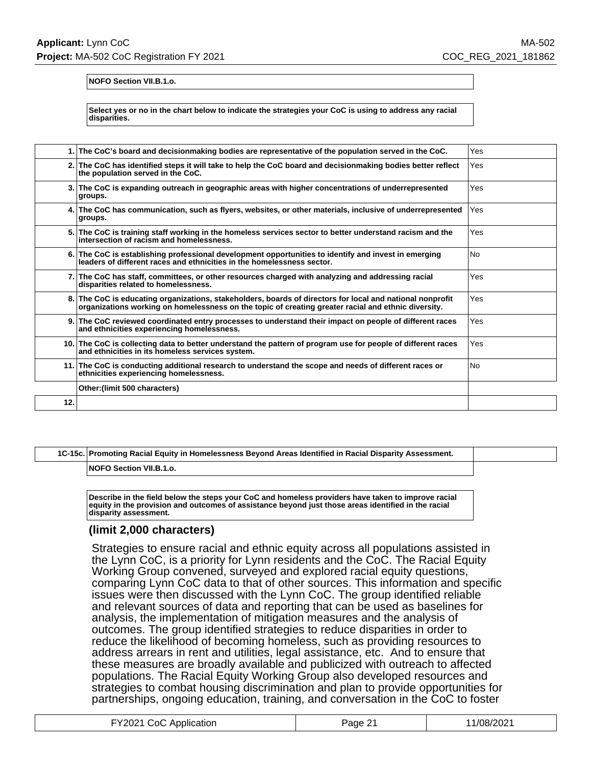**NOFO Section VII.B.1.o.**

**Select yes or no in the chart below to indicate the strategies your CoC is using to address any racial disparities.**

| | | |
|---|---|---|
| 1. | **The CoC's board and decisionmaking bodies are representative of the population served in the CoC.** | Yes |
| 2. | **The CoC has identified steps it will take to help the CoC board and decisionmaking bodies better reflect the population served in the CoC.** | Yes |
| 3. | **The CoC is expanding outreach in geographic areas with higher concentrations of underrepresented groups.** | Yes |
| 4. | **The CoC has communication, such as flyers, websites, or other materials, inclusive of underrepresented groups.** | Yes |
| 5. | **The CoC is training staff working in the homeless services sector to better understand racism and the intersection of racism and homelessness.** | Yes |
| 6. | **The CoC is establishing professional development opportunities to identify and invest in emerging leaders of different races and ethnicities in the homelessness sector.** | No |
| 7. | **The CoC has staff, committees, or other resources charged with analyzing and addressing racial disparities related to homelessness.** | Yes |
| 8. | **The CoC is educating organizations, stakeholders, boards of directors for local and national nonprofit organizations working on homelessness on the topic of creating greater racial and ethnic diversity.** | Yes |
| 9. | **The CoC reviewed coordinated entry processes to understand their impact on people of different races and ethnicities experiencing homelessness.** | Yes |
| 10. | **The CoC is collecting data to better understand the pattern of program use for people of different races and ethnicities in its homeless services system.** | Yes |
| 11. | **The CoC is conducting additional research to understand the scope and needs of different races or ethnicities experiencing homelessness.** | No |
| | **Other:(limit 500 characters)** | |
| 12. | | |

| | | |
|---|---|---|
| 1C-15c. | **Promoting Racial Equity in Homelessness Beyond Areas Identified in Racial Disparity Assessment.** | |

**NOFO Section VII.B.1.o.**

**Describe in the field below the steps your CoC and homeless providers have taken to improve racial equity in the provision and outcomes of assistance beyond just those areas identified in the racial disparity assessment.**

**(limit 2,000 characters)**

Strategies to ensure racial and ethnic equity across all populations assisted in the Lynn CoC, is a priority for Lynn residents and the CoC. The Racial Equity Working Group convened, surveyed and explored racial equity questions, comparing Lynn CoC data to that of other sources. This information and specific issues were then discussed with the Lynn CoC. The group identified reliable and relevant sources of data and reporting that can be used as baselines for analysis, the implementation of mitigation measures and the analysis of outcomes. The group identified strategies to reduce disparities in order to reduce the likelihood of becoming homeless, such as providing resources to address arrears in rent and utilities, legal assistance, etc. And to ensure that these measures are broadly available and publicized with outreach to affected populations. The Racial Equity Working Group also developed resources and strategies to combat housing discrimination and plan to provide opportunities for partnerships, ongoing education, training, and conversation in the CoC to foster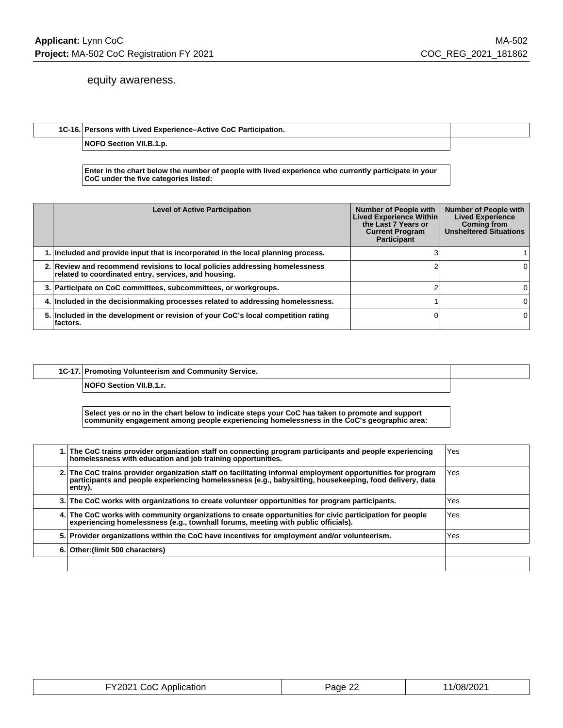equity awareness.

| 1C-16. | Persons with Lived Experience–Active CoC Participation. |
|---|---|
| | NOFO Section VII.B.1.p. |

**Enter in the chart below the number of people with lived experience who currently participate in your CoC under the five categories listed:**

| | Level of Active Participation | Number of People with Lived Experience Within the Last 7 Years or Current Program Participant | Number of People with Lived Experience Coming from Unsheltered Situations |
|---|---|---|---|
| 1. | Included and provide input that is incorporated in the local planning process. | 3 | 1 |
| 2. | Review and recommend revisions to local policies addressing homelessness related to coordinated entry, services, and housing. | 2 | 0 |
| 3. | Participate on CoC committees, subcommittees, or workgroups. | 2 | 0 |
| 4. | Included in the decisionmaking processes related to addressing homelessness. | 1 | 0 |
| 5. | Included in the development or revision of your CoC's local competition rating factors. | 0 | 0 |

| 1C-17. | Promoting Volunteerism and Community Service. |
|---|---|
| | NOFO Section VII.B.1.r. |

**Select yes or no in the chart below to indicate steps your CoC has taken to promote and support community engagement among people experiencing homelessness in the CoC's geographic area:**

| | | |
|---|---|---|
| 1. | The CoC trains provider organization staff on connecting program participants and people experiencing homelessness with education and job training opportunities. | Yes |
| 2. | The CoC trains provider organization staff on facilitating informal employment opportunities for program participants and people experiencing homelessness (e.g., babysitting, housekeeping, food delivery, data entry). | Yes |
| 3. | The CoC works with organizations to create volunteer opportunities for program participants. | Yes |
| 4. | The CoC works with community organizations to create opportunities for civic participation for people experiencing homelessness (e.g., townhall forums, meeting with public officials). | Yes |
| 5. | Provider organizations within the CoC have incentives for employment and/or volunteerism. | Yes |
| 6. | Other:(limit 500 characters) | |
| | | |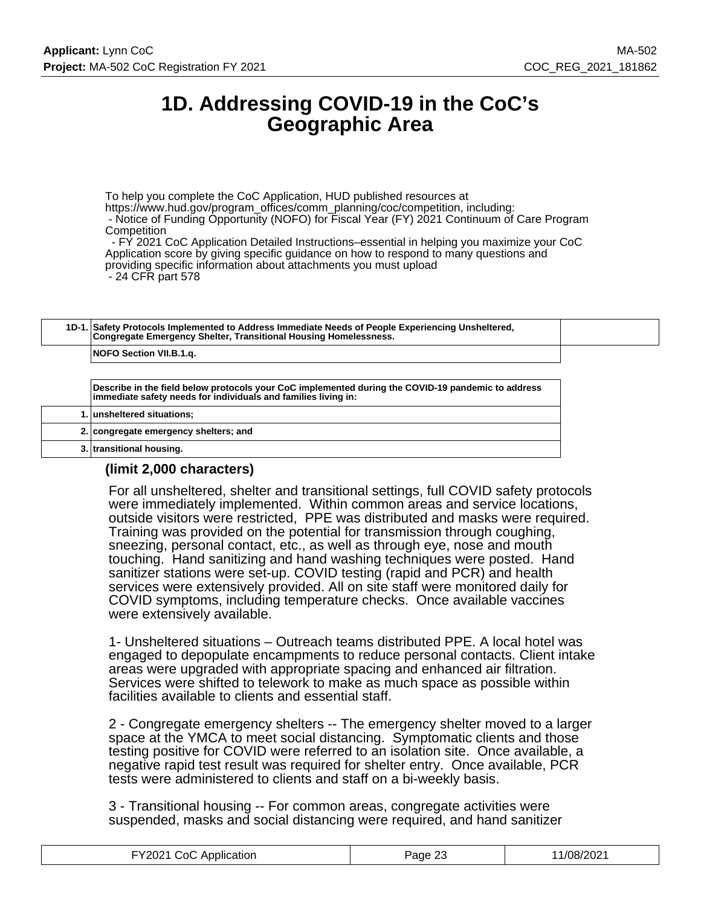# 1D. Addressing COVID-19 in the CoC's Geographic Area

To help you complete the CoC Application, HUD published resources at https://www.hud.gov/program_offices/comm_planning/coc/competition, including:
- Notice of Funding Opportunity (NOFO) for Fiscal Year (FY) 2021 Continuum of Care Program Competition
- FY 2021 CoC Application Detailed Instructions–essential in helping you maximize your CoC Application score by giving specific guidance on how to respond to many questions and providing specific information about attachments you must upload
- 24 CFR part 578

| 1D-1. | Safety Protocols Implemented to Address Immediate Needs of People Experiencing Unsheltered, Congregate Emergency Shelter, Transitional Housing Homelessness. |
|---|---|
| | NOFO Section VII.B.1.q. |

| | Describe in the field below protocols your CoC implemented during the COVID-19 pandemic to address immediate safety needs for individuals and families living in: |
|---|---|
| 1. | unsheltered situations; |
| 2. | congregate emergency shelters; and |
| 3. | transitional housing. |

**(limit 2,000 characters)**

For all unsheltered, shelter and transitional settings, full COVID safety protocols were immediately implemented. Within common areas and service locations, outside visitors were restricted, PPE was distributed and masks were required. Training was provided on the potential for transmission through coughing, sneezing, personal contact, etc., as well as through eye, nose and mouth touching. Hand sanitizing and hand washing techniques were posted. Hand sanitizer stations were set-up. COVID testing (rapid and PCR) and health services were extensively provided. All on site staff were monitored daily for COVID symptoms, including temperature checks. Once available vaccines were extensively available.

1- Unsheltered situations – Outreach teams distributed PPE. A local hotel was engaged to depopulate encampments to reduce personal contacts. Client intake areas were upgraded with appropriate spacing and enhanced air filtration. Services were shifted to telework to make as much space as possible within facilities available to clients and essential staff.

2 - Congregate emergency shelters -- The emergency shelter moved to a larger space at the YMCA to meet social distancing. Symptomatic clients and those testing positive for COVID were referred to an isolation site. Once available, a negative rapid test result was required for shelter entry. Once available, PCR tests were administered to clients and staff on a bi-weekly basis.

3 - Transitional housing -- For common areas, congregate activities were suspended, masks and social distancing were required, and hand sanitizer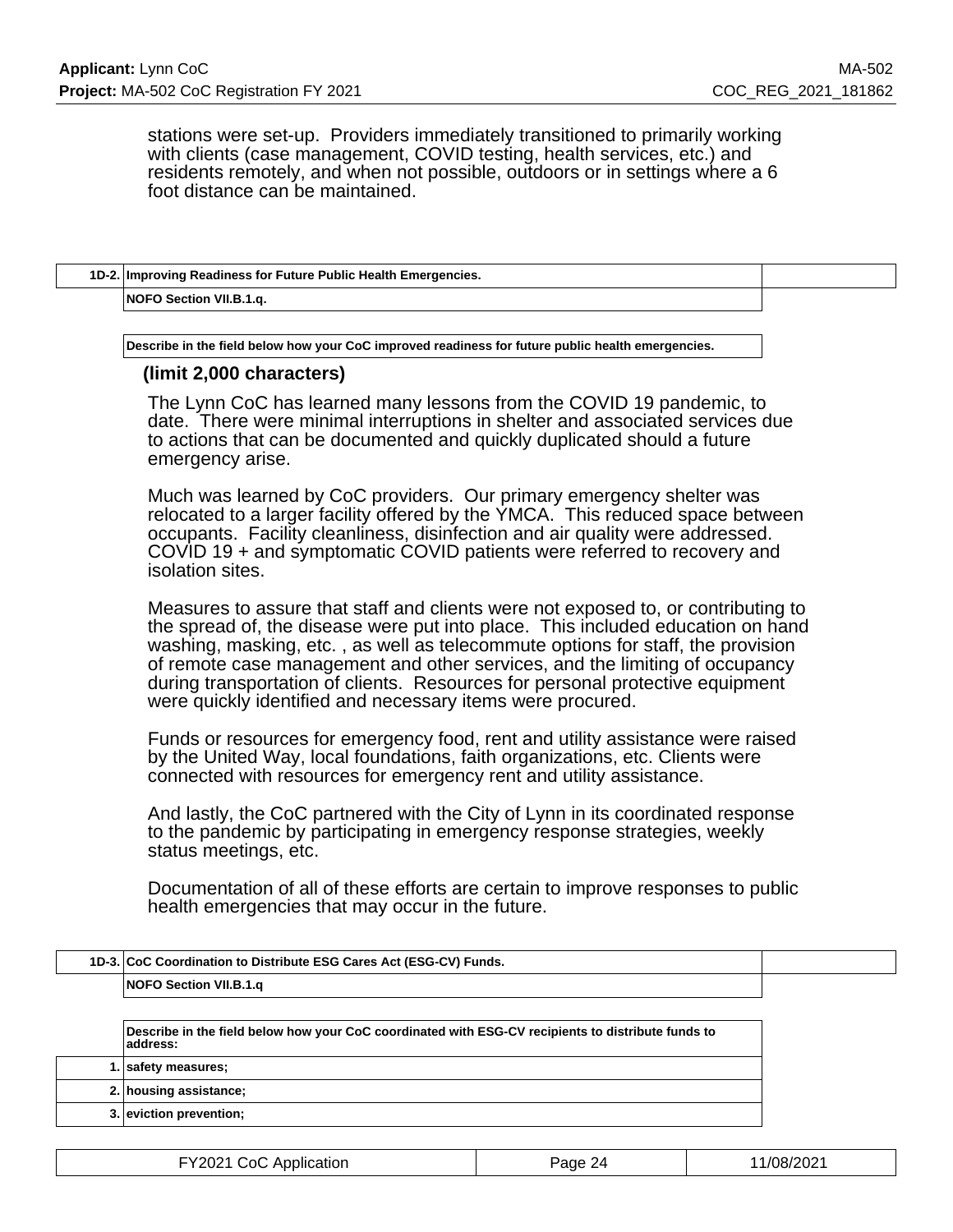stations were set-up. Providers immediately transitioned to primarily working with clients (case management, COVID testing, health services, etc.) and residents remotely, and when not possible, outdoors or in settings where a 6 foot distance can be maintained.

| 1D-2. | Improving Readiness for Future Public Health Emergencies. |
|---|---|
| | NOFO Section VII.B.1.q. |

**Describe in the field below how your CoC improved readiness for future public health emergencies.**

**(limit 2,000 characters)**

The Lynn CoC has learned many lessons from the COVID 19 pandemic, to date. There were minimal interruptions in shelter and associated services due to actions that can be documented and quickly duplicated should a future emergency arise.

Much was learned by CoC providers. Our primary emergency shelter was relocated to a larger facility offered by the YMCA. This reduced space between occupants. Facility cleanliness, disinfection and air quality were addressed. COVID 19 + and symptomatic COVID patients were referred to recovery and isolation sites.

Measures to assure that staff and clients were not exposed to, or contributing to the spread of, the disease were put into place. This included education on hand washing, masking, etc. , as well as telecommute options for staff, the provision of remote case management and other services, and the limiting of occupancy during transportation of clients. Resources for personal protective equipment were quickly identified and necessary items were procured.

Funds or resources for emergency food, rent and utility assistance were raised by the United Way, local foundations, faith organizations, etc. Clients were connected with resources for emergency rent and utility assistance.

And lastly, the CoC partnered with the City of Lynn in its coordinated response to the pandemic by participating in emergency response strategies, weekly status meetings, etc.

Documentation of all of these efforts are certain to improve responses to public health emergencies that may occur in the future.

| 1D-3. | CoC Coordination to Distribute ESG Cares Act (ESG-CV) Funds. |
|---|---|
| | NOFO Section VII.B.1.q |

| | Describe in the field below how your CoC coordinated with ESG-CV recipients to distribute funds to address: |
|---|---|
| 1. | safety measures; |
| 2. | housing assistance; |
| 3. | eviction prevention; |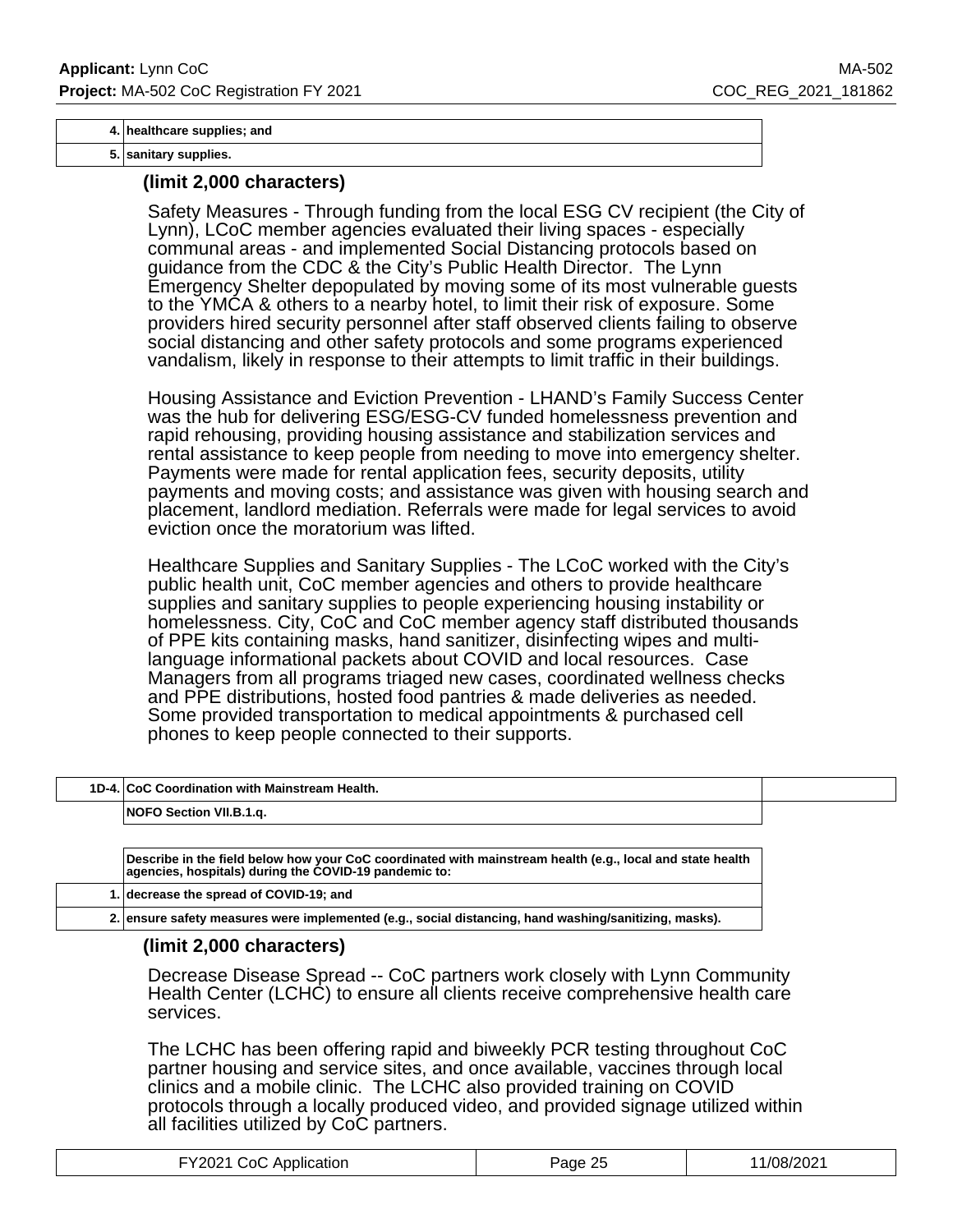| | |
|---|---|
| 4. | healthcare supplies; and |
| 5. | sanitary supplies. |

**(limit 2,000 characters)**

Safety Measures - Through funding from the local ESG CV recipient (the City of Lynn), LCoC member agencies evaluated their living spaces - especially communal areas - and implemented Social Distancing protocols based on guidance from the CDC & the City's Public Health Director. The Lynn Emergency Shelter depopulated by moving some of its most vulnerable guests to the YMCA & others to a nearby hotel, to limit their risk of exposure. Some providers hired security personnel after staff observed clients failing to observe social distancing and other safety protocols and some programs experienced vandalism, likely in response to their attempts to limit traffic in their buildings.

Housing Assistance and Eviction Prevention - LHAND's Family Success Center was the hub for delivering ESG/ESG-CV funded homelessness prevention and rapid rehousing, providing housing assistance and stabilization services and rental assistance to keep people from needing to move into emergency shelter. Payments were made for rental application fees, security deposits, utility payments and moving costs; and assistance was given with housing search and placement, landlord mediation. Referrals were made for legal services to avoid eviction once the moratorium was lifted.

Healthcare Supplies and Sanitary Supplies - The LCoC worked with the City's public health unit, CoC member agencies and others to provide healthcare supplies and sanitary supplies to people experiencing housing instability or homelessness. City, CoC and CoC member agency staff distributed thousands of PPE kits containing masks, hand sanitizer, disinfecting wipes and multi-language informational packets about COVID and local resources. Case Managers from all programs triaged new cases, coordinated wellness checks and PPE distributions, hosted food pantries & made deliveries as needed. Some provided transportation to medical appointments & purchased cell phones to keep people connected to their supports.

| | | |
|---|---|---|
| 1D-4. | **CoC Coordination with Mainstream Health.** | |
| | **NOFO Section VII.B.1.q.** | |

| | |
|---|---|
| | **Describe in the field below how your CoC coordinated with mainstream health (e.g., local and state health agencies, hospitals) during the COVID-19 pandemic to:** |
| 1. | decrease the spread of COVID-19; and |
| 2. | ensure safety measures were implemented (e.g., social distancing, hand washing/sanitizing, masks). |

**(limit 2,000 characters)**

Decrease Disease Spread -- CoC partners work closely with Lynn Community Health Center (LCHC) to ensure all clients receive comprehensive health care services.

The LCHC has been offering rapid and biweekly PCR testing throughout CoC partner housing and service sites, and once available, vaccines through local clinics and a mobile clinic. The LCHC also provided training on COVID protocols through a locally produced video, and provided signage utilized within all facilities utilized by CoC partners.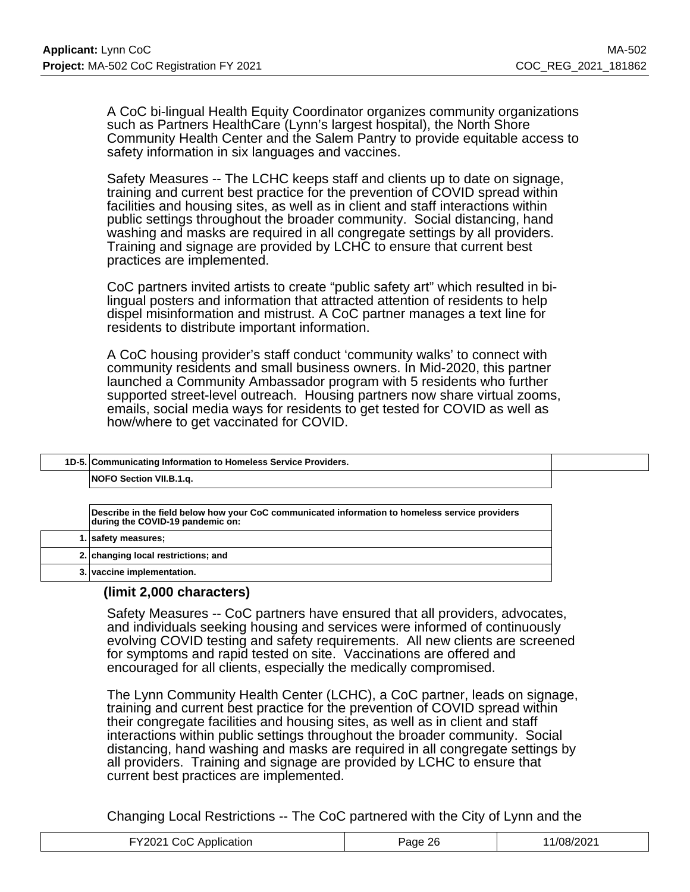A CoC bi-lingual Health Equity Coordinator organizes community organizations such as Partners HealthCare (Lynn's largest hospital), the North Shore Community Health Center and the Salem Pantry to provide equitable access to safety information in six languages and vaccines.

Safety Measures -- The LCHC keeps staff and clients up to date on signage, training and current best practice for the prevention of COVID spread within facilities and housing sites, as well as in client and staff interactions within public settings throughout the broader community. Social distancing, hand washing and masks are required in all congregate settings by all providers. Training and signage are provided by LCHC to ensure that current best practices are implemented.

CoC partners invited artists to create "public safety art" which resulted in bi-lingual posters and information that attracted attention of residents to help dispel misinformation and mistrust. A CoC partner manages a text line for residents to distribute important information.

A CoC housing provider's staff conduct 'community walks' to connect with community residents and small business owners. In Mid-2020, this partner launched a Community Ambassador program with 5 residents who further supported street-level outreach. Housing partners now share virtual zooms, emails, social media ways for residents to get tested for COVID as well as how/where to get vaccinated for COVID.

| 1D-5. | Communicating Information to Homeless Service Providers. |
|---|---|
| | NOFO Section VII.B.1.q. |

| | Describe in the field below how your CoC communicated information to homeless service providers during the COVID-19 pandemic on: |
|---|---|
| 1. | safety measures; |
| 2. | changing local restrictions; and |
| 3. | vaccine implementation. |

**(limit 2,000 characters)**

Safety Measures -- CoC partners have ensured that all providers, advocates, and individuals seeking housing and services were informed of continuously evolving COVID testing and safety requirements. All new clients are screened for symptoms and rapid tested on site. Vaccinations are offered and encouraged for all clients, especially the medically compromised.

The Lynn Community Health Center (LCHC), a CoC partner, leads on signage, training and current best practice for the prevention of COVID spread within their congregate facilities and housing sites, as well as in client and staff interactions within public settings throughout the broader community. Social distancing, hand washing and masks are required in all congregate settings by all providers. Training and signage are provided by LCHC to ensure that current best practices are implemented.

Changing Local Restrictions -- The CoC partnered with the City of Lynn and the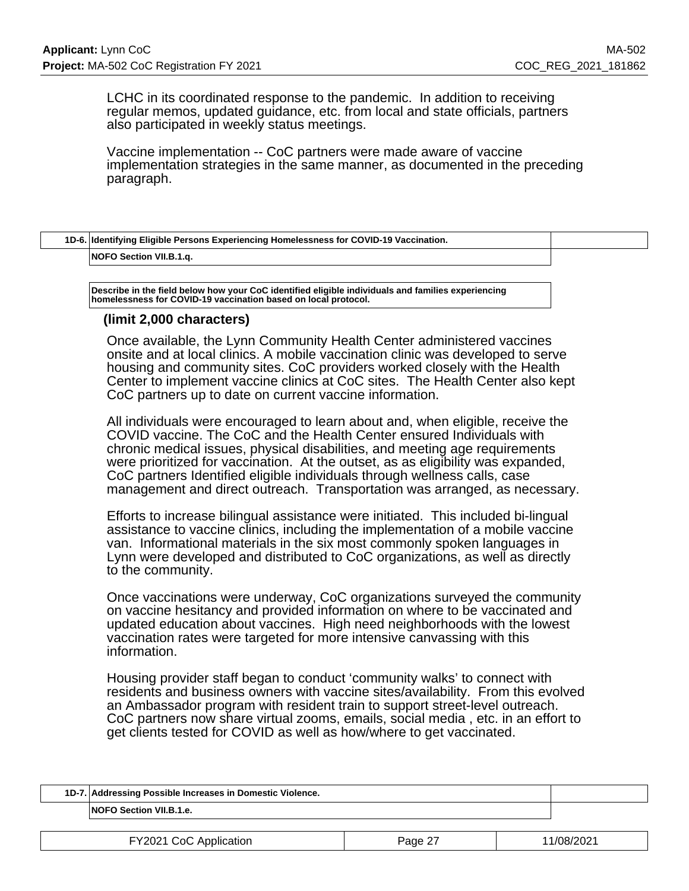LCHC in its coordinated response to the pandemic. In addition to receiving regular memos, updated guidance, etc. from local and state officials, partners also participated in weekly status meetings.

Vaccine implementation -- CoC partners were made aware of vaccine implementation strategies in the same manner, as documented in the preceding paragraph.

| 1D-6. | Identifying Eligible Persons Experiencing Homelessness for COVID-19 Vaccination. |
|---|---|
| | NOFO Section VII.B.1.q. |

**Describe in the field below how your CoC identified eligible individuals and families experiencing homelessness for COVID-19 vaccination based on local protocol.**

**(limit 2,000 characters)**

Once available, the Lynn Community Health Center administered vaccines onsite and at local clinics. A mobile vaccination clinic was developed to serve housing and community sites. CoC providers worked closely with the Health Center to implement vaccine clinics at CoC sites. The Health Center also kept CoC partners up to date on current vaccine information.

All individuals were encouraged to learn about and, when eligible, receive the COVID vaccine. The CoC and the Health Center ensured Individuals with chronic medical issues, physical disabilities, and meeting age requirements were prioritized for vaccination. At the outset, as as eligibility was expanded, CoC partners Identified eligible individuals through wellness calls, case management and direct outreach. Transportation was arranged, as necessary.

Efforts to increase bilingual assistance were initiated. This included bi-lingual assistance to vaccine clinics, including the implementation of a mobile vaccine van. Informational materials in the six most commonly spoken languages in Lynn were developed and distributed to CoC organizations, as well as directly to the community.

Once vaccinations were underway, CoC organizations surveyed the community on vaccine hesitancy and provided information on where to be vaccinated and updated education about vaccines. High need neighborhoods with the lowest vaccination rates were targeted for more intensive canvassing with this information.

Housing provider staff began to conduct 'community walks' to connect with residents and business owners with vaccine sites/availability. From this evolved an Ambassador program with resident train to support street-level outreach. CoC partners now share virtual zooms, emails, social media , etc. in an effort to get clients tested for COVID as well as how/where to get vaccinated.

| 1D-7. | Addressing Possible Increases in Domestic Violence. |
|---|---|
| | NOFO Section VII.B.1.e. |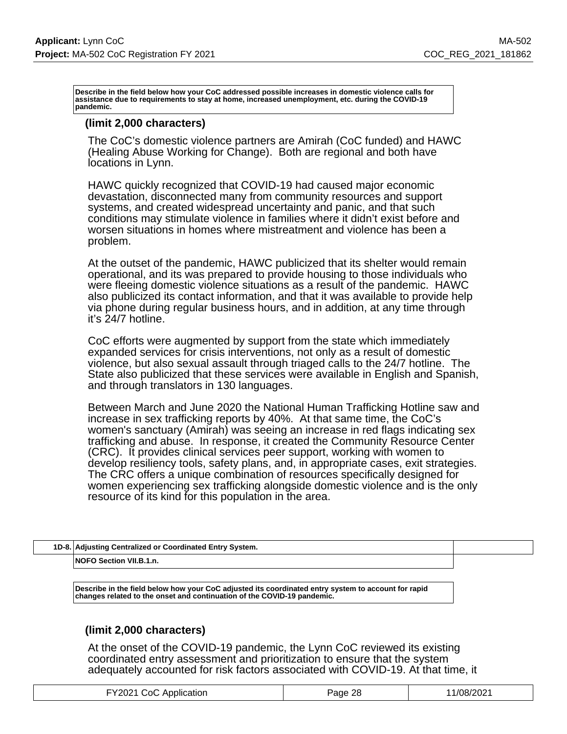**Describe in the field below how your CoC addressed possible increases in domestic violence calls for assistance due to requirements to stay at home, increased unemployment, etc. during the COVID-19 pandemic.**

**(limit 2,000 characters)**

The CoC’s domestic violence partners are Amirah (CoC funded) and HAWC (Healing Abuse Working for Change). Both are regional and both have locations in Lynn.

HAWC quickly recognized that COVID-19 had caused major economic devastation, disconnected many from community resources and support systems, and created widespread uncertainty and panic, and that such conditions may stimulate violence in families where it didn’t exist before and worsen situations in homes where mistreatment and violence has been a problem.

At the outset of the pandemic, HAWC publicized that its shelter would remain operational, and its was prepared to provide housing to those individuals who were fleeing domestic violence situations as a result of the pandemic. HAWC also publicized its contact information, and that it was available to provide help via phone during regular business hours, and in addition, at any time through it’s 24/7 hotline.

CoC efforts were augmented by support from the state which immediately expanded services for crisis interventions, not only as a result of domestic violence, but also sexual assault through triaged calls to the 24/7 hotline. The State also publicized that these services were available in English and Spanish, and through translators in 130 languages.

Between March and June 2020 the National Human Trafficking Hotline saw and increase in sex trafficking reports by 40%. At that same time, the CoC’s women's sanctuary (Amirah) was seeing an increase in red flags indicating sex trafficking and abuse. In response, it created the Community Resource Center (CRC). It provides clinical services peer support, working with women to develop resiliency tools, safety plans, and, in appropriate cases, exit strategies. The CRC offers a unique combination of resources specifically designed for women experiencing sex trafficking alongside domestic violence and is the only resource of its kind for this population in the area.

| 1D-8. | Adjusting Centralized or Coordinated Entry System. |
|---|---|
| | NOFO Section VII.B.1.n. |

**Describe in the field below how your CoC adjusted its coordinated entry system to account for rapid changes related to the onset and continuation of the COVID-19 pandemic.**

**(limit 2,000 characters)**

At the onset of the COVID-19 pandemic, the Lynn CoC reviewed its existing coordinated entry assessment and prioritization to ensure that the system adequately accounted for risk factors associated with COVID-19. At that time, it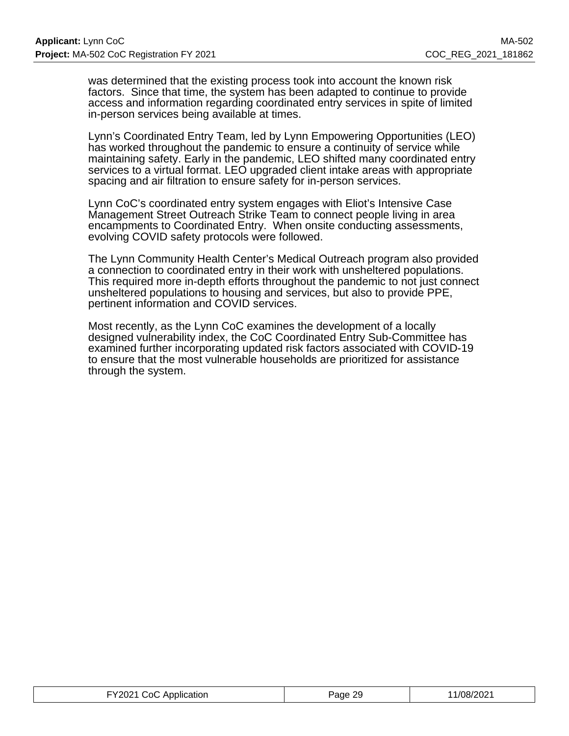was determined that the existing process took into account the known risk factors. Since that time, the system has been adapted to continue to provide access and information regarding coordinated entry services in spite of limited in-person services being available at times.

Lynn's Coordinated Entry Team, led by Lynn Empowering Opportunities (LEO) has worked throughout the pandemic to ensure a continuity of service while maintaining safety. Early in the pandemic, LEO shifted many coordinated entry services to a virtual format. LEO upgraded client intake areas with appropriate spacing and air filtration to ensure safety for in-person services.

Lynn CoC's coordinated entry system engages with Eliot's Intensive Case Management Street Outreach Strike Team to connect people living in area encampments to Coordinated Entry. When onsite conducting assessments, evolving COVID safety protocols were followed.

The Lynn Community Health Center's Medical Outreach program also provided a connection to coordinated entry in their work with unsheltered populations. This required more in-depth efforts throughout the pandemic to not just connect unsheltered populations to housing and services, but also to provide PPE, pertinent information and COVID services.

Most recently, as the Lynn CoC examines the development of a locally designed vulnerability index, the CoC Coordinated Entry Sub-Committee has examined further incorporating updated risk factors associated with COVID-19 to ensure that the most vulnerable households are prioritized for assistance through the system.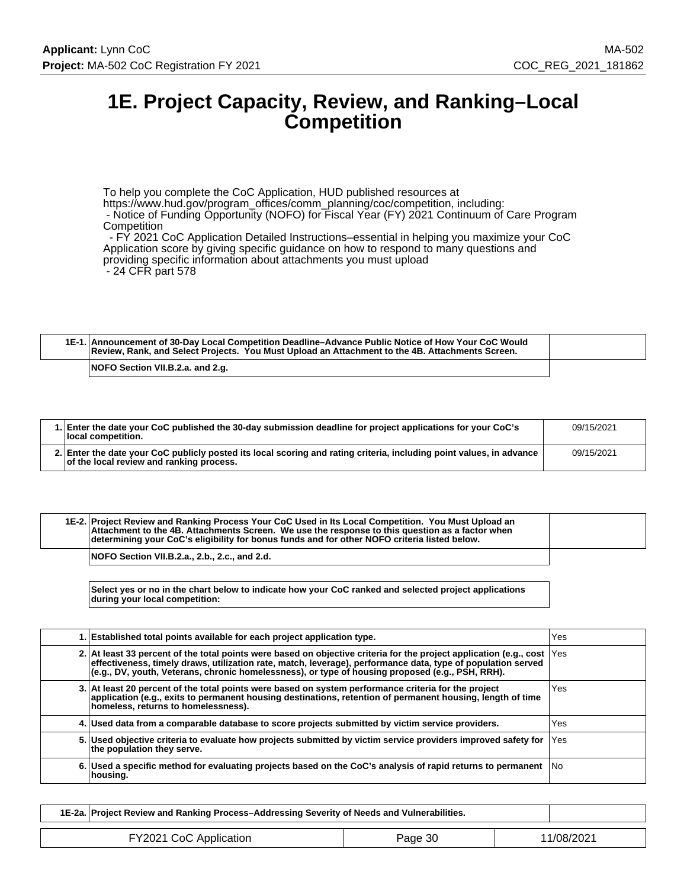# 1E. Project Capacity, Review, and Ranking–Local Competition

To help you complete the CoC Application, HUD published resources at https://www.hud.gov/program_offices/comm_planning/coc/competition, including:
- Notice of Funding Opportunity (NOFO) for Fiscal Year (FY) 2021 Continuum of Care Program Competition
- FY 2021 CoC Application Detailed Instructions–essential in helping you maximize your CoC Application score by giving specific guidance on how to respond to many questions and providing specific information about attachments you must upload
- 24 CFR part 578

| 1E-1. | Announcement of 30-Day Local Competition Deadline–Advance Public Notice of How Your CoC Would Review, Rank, and Select Projects. You Must Upload an Attachment to the 4B. Attachments Screen. |
|---|---|
| | NOFO Section VII.B.2.a. and 2.g. |

| | | |
|---|---|---|
| 1. | Enter the date your CoC published the 30-day submission deadline for project applications for your CoC's local competition. | 09/15/2021 |
| 2. | Enter the date your CoC publicly posted its local scoring and rating criteria, including point values, in advance of the local review and ranking process. | 09/15/2021 |

| 1E-2. | Project Review and Ranking Process Your CoC Used in Its Local Competition. You Must Upload an Attachment to the 4B. Attachments Screen. We use the response to this question as a factor when determining your CoC's eligibility for bonus funds and for other NOFO criteria listed below. |
|---|---|
| | NOFO Section VII.B.2.a., 2.b., 2.c., and 2.d. |

Select yes or no in the chart below to indicate how your CoC ranked and selected project applications during your local competition:

| | | |
|---|---|---|
| 1. | Established total points available for each project application type. | Yes |
| 2. | At least 33 percent of the total points were based on objective criteria for the project application (e.g., cost effectiveness, timely draws, utilization rate, match, leverage), performance data, type of population served (e.g., DV, youth, Veterans, chronic homelessness), or type of housing proposed (e.g., PSH, RRH). | Yes |
| 3. | At least 20 percent of the total points were based on system performance criteria for the project application (e.g., exits to permanent housing destinations, retention of permanent housing, length of time homeless, returns to homelessness). | Yes |
| 4. | Used data from a comparable database to score projects submitted by victim service providers. | Yes |
| 5. | Used objective criteria to evaluate how projects submitted by victim service providers improved safety for the population they serve. | Yes |
| 6. | Used a specific method for evaluating projects based on the CoC's analysis of rapid returns to permanent housing. | No |

| 1E-2a. | Project Review and Ranking Process–Addressing Severity of Needs and Vulnerabilities. |
|---|---|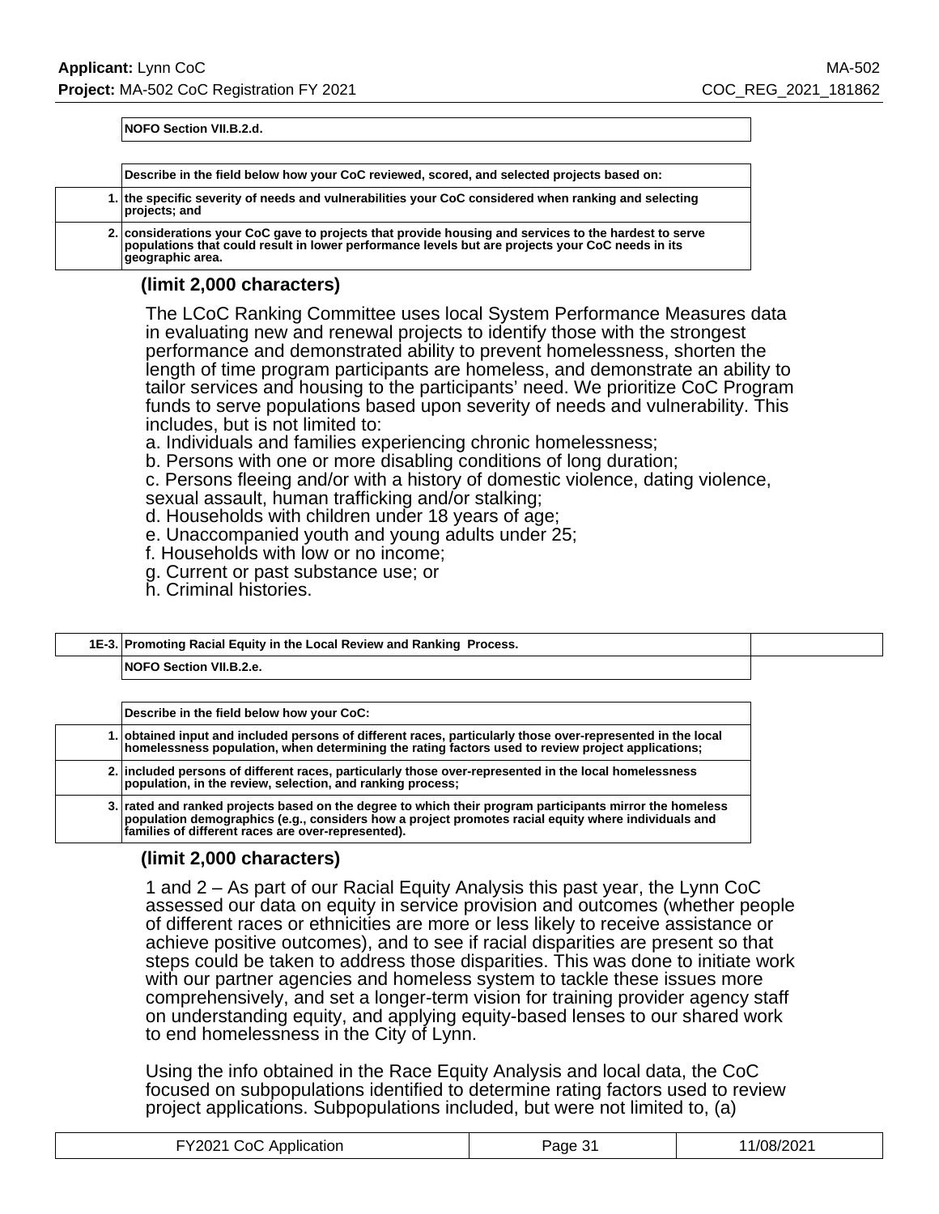| NOFO Section VII.B.2.d. |
|---|

| | Describe in the field below how your CoC reviewed, scored, and selected projects based on: |
|---|---|
| 1. | the specific severity of needs and vulnerabilities your CoC considered when ranking and selecting projects; and |
| 2. | considerations your CoC gave to projects that provide housing and services to the hardest to serve populations that could result in lower performance levels but are projects your CoC needs in its geographic area. |

**(limit 2,000 characters)**

The LCoC Ranking Committee uses local System Performance Measures data in evaluating new and renewal projects to identify those with the strongest performance and demonstrated ability to prevent homelessness, shorten the length of time program participants are homeless, and demonstrate an ability to tailor services and housing to the participants' need. We prioritize CoC Program funds to serve populations based upon severity of needs and vulnerability. This includes, but is not limited to:

a. Individuals and families experiencing chronic homelessness;
b. Persons with one or more disabling conditions of long duration;
c. Persons fleeing and/or with a history of domestic violence, dating violence, sexual assault, human trafficking and/or stalking;
d. Households with children under 18 years of age;
e. Unaccompanied youth and young adults under 25;
f. Households with low or no income;
g. Current or past substance use; or
h. Criminal histories.

| 1E-3. | Promoting Racial Equity in the Local Review and Ranking Process. |
|---|---|
| | NOFO Section VII.B.2.e. |

| | Describe in the field below how your CoC: |
|---|---|
| 1. | obtained input and included persons of different races, particularly those over-represented in the local homelessness population, when determining the rating factors used to review project applications; |
| 2. | included persons of different races, particularly those over-represented in the local homelessness population, in the review, selection, and ranking process; |
| 3. | rated and ranked projects based on the degree to which their program participants mirror the homeless population demographics (e.g., considers how a project promotes racial equity where individuals and families of different races are over-represented). |

**(limit 2,000 characters)**

1 and 2 – As part of our Racial Equity Analysis this past year, the Lynn CoC assessed our data on equity in service provision and outcomes (whether people of different races or ethnicities are more or less likely to receive assistance or achieve positive outcomes), and to see if racial disparities are present so that steps could be taken to address those disparities. This was done to initiate work with our partner agencies and homeless system to tackle these issues more comprehensively, and set a longer-term vision for training provider agency staff on understanding equity, and applying equity-based lenses to our shared work to end homelessness in the City of Lynn.

Using the info obtained in the Race Equity Analysis and local data, the CoC focused on subpopulations identified to determine rating factors used to review project applications. Subpopulations included, but were not limited to, (a)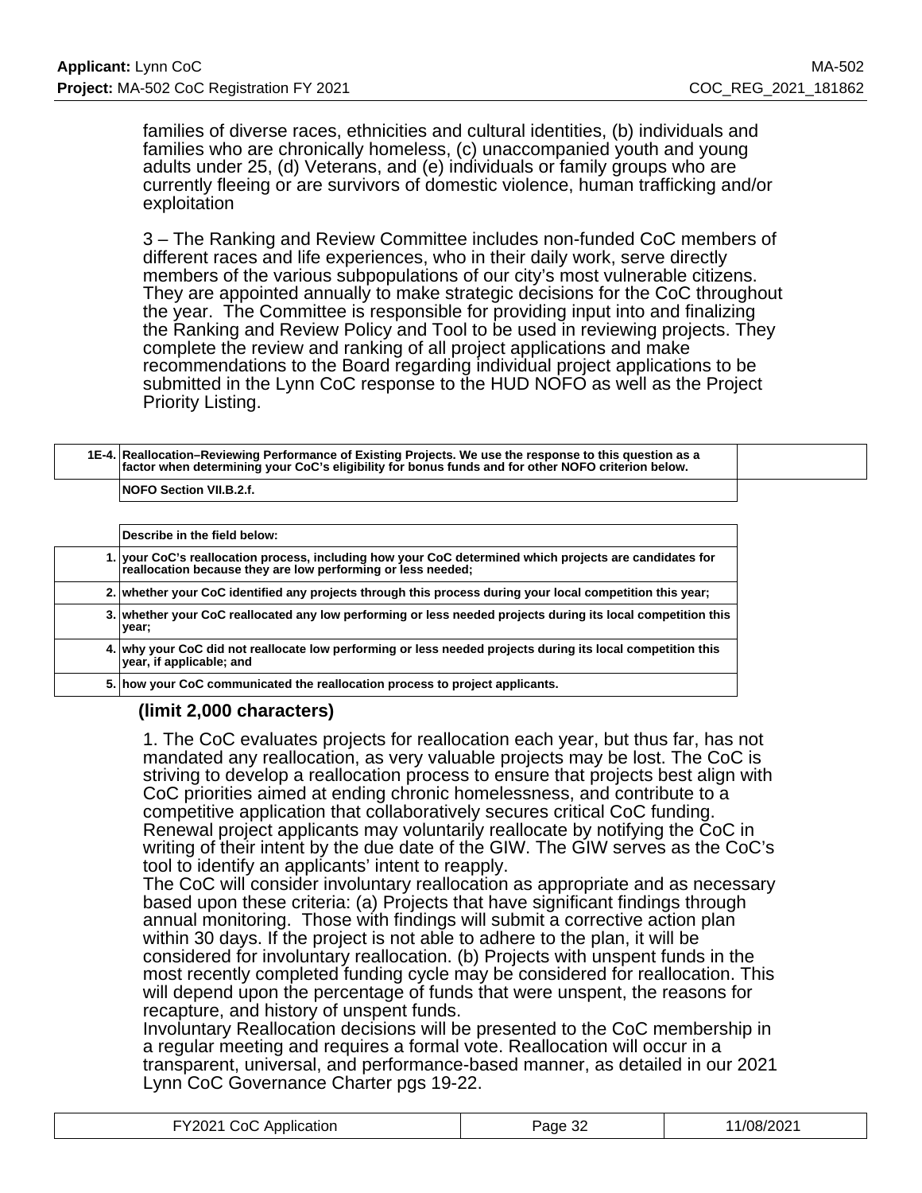families of diverse races, ethnicities and cultural identities, (b) individuals and families who are chronically homeless, (c) unaccompanied youth and young adults under 25, (d) Veterans, and (e) individuals or family groups who are currently fleeing or are survivors of domestic violence, human trafficking and/or exploitation

3 – The Ranking and Review Committee includes non-funded CoC members of different races and life experiences, who in their daily work, serve directly members of the various subpopulations of our city's most vulnerable citizens. They are appointed annually to make strategic decisions for the CoC throughout the year. The Committee is responsible for providing input into and finalizing the Ranking and Review Policy and Tool to be used in reviewing projects. They complete the review and ranking of all project applications and make recommendations to the Board regarding individual project applications to be submitted in the Lynn CoC response to the HUD NOFO as well as the Project Priority Listing.

| 1E-4. | **Reallocation–Reviewing Performance of Existing Projects. We use the response to this question as a factor when determining your CoC's eligibility for bonus funds and for other NOFO criterion below.** | |
|---|---|---|
| | **NOFO Section VII.B.2.f.** | |

| | **Describe in the field below:** |
|---|---|
| 1. | **your CoC's reallocation process, including how your CoC determined which projects are candidates for reallocation because they are low performing or less needed;** |
| 2. | **whether your CoC identified any projects through this process during your local competition this year;** |
| 3. | **whether your CoC reallocated any low performing or less needed projects during its local competition this year;** |
| 4. | **why your CoC did not reallocate low performing or less needed projects during its local competition this year, if applicable; and** |
| 5. | **how your CoC communicated the reallocation process to project applicants.** |

**(limit 2,000 characters)**

1. The CoC evaluates projects for reallocation each year, but thus far, has not mandated any reallocation, as very valuable projects may be lost. The CoC is striving to develop a reallocation process to ensure that projects best align with CoC priorities aimed at ending chronic homelessness, and contribute to a competitive application that collaboratively secures critical CoC funding. Renewal project applicants may voluntarily reallocate by notifying the CoC in writing of their intent by the due date of the GIW. The GIW serves as the CoC's tool to identify an applicants' intent to reapply.
The CoC will consider involuntary reallocation as appropriate and as necessary based upon these criteria: (a) Projects that have significant findings through annual monitoring. Those with findings will submit a corrective action plan within 30 days. If the project is not able to adhere to the plan, it will be considered for involuntary reallocation. (b) Projects with unspent funds in the most recently completed funding cycle may be considered for reallocation. This will depend upon the percentage of funds that were unspent, the reasons for recapture, and history of unspent funds.
Involuntary Reallocation decisions will be presented to the CoC membership in a regular meeting and requires a formal vote. Reallocation will occur in a transparent, universal, and performance-based manner, as detailed in our 2021 Lynn CoC Governance Charter pgs 19-22.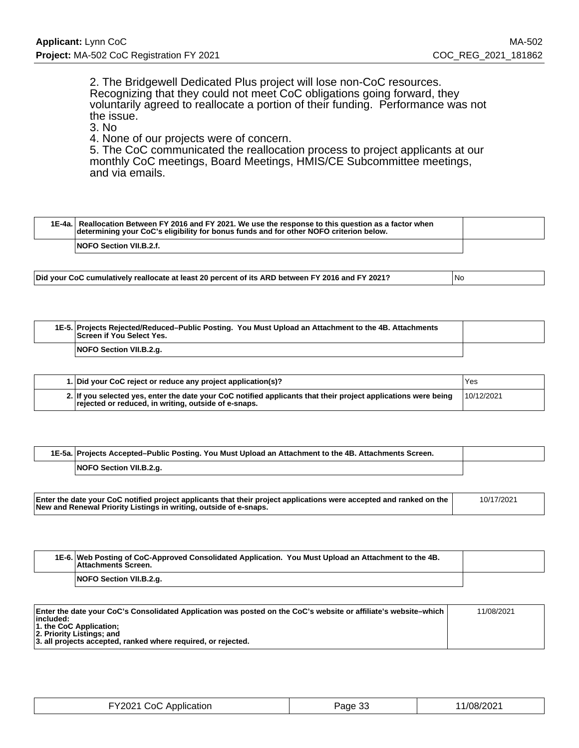2. The Bridgewell Dedicated Plus project will lose non-CoC resources. Recognizing that they could not meet CoC obligations going forward, they voluntarily agreed to reallocate a portion of their funding. Performance was not the issue.
3. No
4. None of our projects were of concern.
5. The CoC communicated the reallocation process to project applicants at our monthly CoC meetings, Board Meetings, HMIS/CE Subcommittee meetings, and via emails.

| 1E-4a. | Reallocation Between FY 2016 and FY 2021. We use the response to this question as a factor when determining your CoC's eligibility for bonus funds and for other NOFO criterion below. |
|---|---|
| | NOFO Section VII.B.2.f. |

| Did your CoC cumulatively reallocate at least 20 percent of its ARD between FY 2016 and FY 2021? | No |
|---|---|

| 1E-5. | Projects Rejected/Reduced–Public Posting. You Must Upload an Attachment to the 4B. Attachments Screen if You Select Yes. |
|---|---|
| | NOFO Section VII.B.2.g. |

| | | |
|---|---|---|
| 1. | Did your CoC reject or reduce any project application(s)? | Yes |
| 2. | If you selected yes, enter the date your CoC notified applicants that their project applications were being rejected or reduced, in writing, outside of e-snaps. | 10/12/2021 |

| 1E-5a. | Projects Accepted–Public Posting. You Must Upload an Attachment to the 4B. Attachments Screen. |
|---|---|
| | NOFO Section VII.B.2.g. |

| Enter the date your CoC notified project applicants that their project applications were accepted and ranked on the New and Renewal Priority Listings in writing, outside of e-snaps. | 10/17/2021 |
|---|---|

| 1E-6. | Web Posting of CoC-Approved Consolidated Application. You Must Upload an Attachment to the 4B. Attachments Screen. |
|---|---|
| | NOFO Section VII.B.2.g. |

| Enter the date your CoC's Consolidated Application was posted on the CoC's website or affiliate's website–which included:<br>1. the CoC Application;<br>2. Priority Listings; and<br>3. all projects accepted, ranked where required, or rejected. | 11/08/2021 |
|---|---|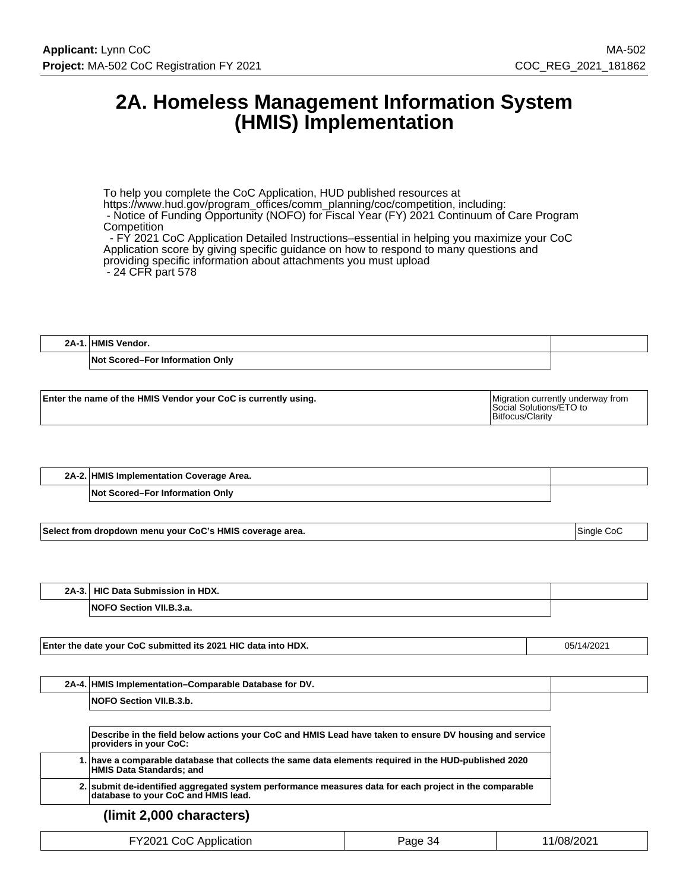# 2A. Homeless Management Information System (HMIS) Implementation

To help you complete the CoC Application, HUD published resources at https://www.hud.gov/program_offices/comm_planning/coc/competition, including:
- Notice of Funding Opportunity (NOFO) for Fiscal Year (FY) 2021 Continuum of Care Program Competition
- FY 2021 CoC Application Detailed Instructions–essential in helping you maximize your CoC Application score by giving specific guidance on how to respond to many questions and providing specific information about attachments you must upload
- 24 CFR part 578

| 2A-1. | HMIS Vendor. |
|---|---|
| | Not Scored–For Information Only |

| Enter the name of the HMIS Vendor your CoC is currently using. | Migration currently underway from Social Solutions/ETO to Bitfocus/Clarity |
|---|---|

| 2A-2. | HMIS Implementation Coverage Area. |
|---|---|
| | Not Scored–For Information Only |

| Select from dropdown menu your CoC's HMIS coverage area. | Single CoC |
|---|---|

| 2A-3. | HIC Data Submission in HDX. |
|---|---|
| | NOFO Section VII.B.3.a. |

| Enter the date your CoC submitted its 2021 HIC data into HDX. | 05/14/2021 |
|---|---|

| 2A-4. | HMIS Implementation–Comparable Database for DV. |
|---|---|
| | NOFO Section VII.B.3.b. |

| | Describe in the field below actions your CoC and HMIS Lead have taken to ensure DV housing and service providers in your CoC: |
|---|---|
| 1. | have a comparable database that collects the same data elements required in the HUD-published 2020 HMIS Data Standards; and |
| 2. | submit de-identified aggregated system performance measures data for each project in the comparable database to your CoC and HMIS lead. |

**(limit 2,000 characters)**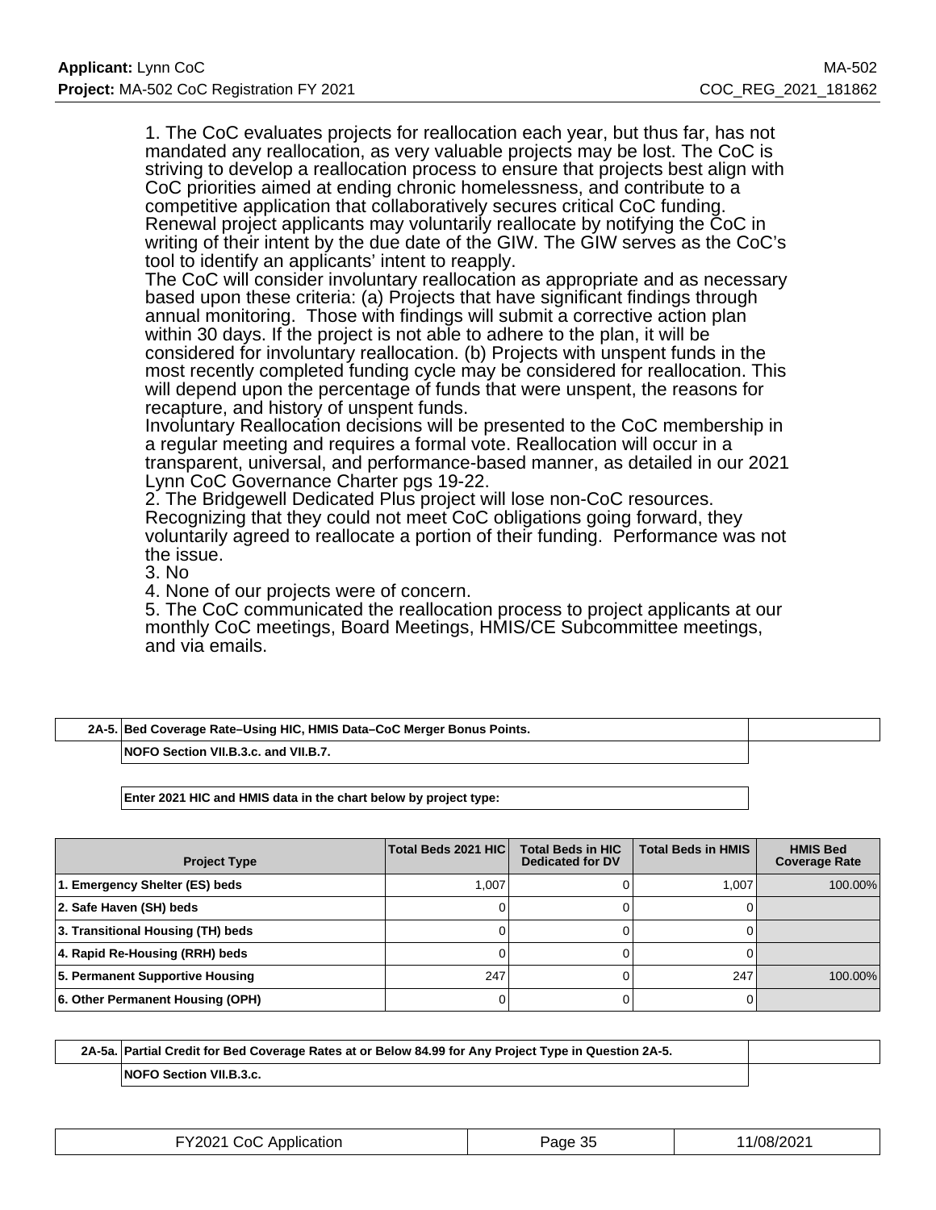1. The CoC evaluates projects for reallocation each year, but thus far, has not mandated any reallocation, as very valuable projects may be lost. The CoC is striving to develop a reallocation process to ensure that projects best align with CoC priorities aimed at ending chronic homelessness, and contribute to a competitive application that collaboratively secures critical CoC funding. Renewal project applicants may voluntarily reallocate by notifying the CoC in writing of their intent by the due date of the GIW. The GIW serves as the CoC's tool to identify an applicants' intent to reapply.
The CoC will consider involuntary reallocation as appropriate and as necessary based upon these criteria: (a) Projects that have significant findings through annual monitoring. Those with findings will submit a corrective action plan within 30 days. If the project is not able to adhere to the plan, it will be considered for involuntary reallocation. (b) Projects with unspent funds in the most recently completed funding cycle may be considered for reallocation. This will depend upon the percentage of funds that were unspent, the reasons for recapture, and history of unspent funds.
Involuntary Reallocation decisions will be presented to the CoC membership in a regular meeting and requires a formal vote. Reallocation will occur in a transparent, universal, and performance-based manner, as detailed in our 2021 Lynn CoC Governance Charter pgs 19-22.
2. The Bridgewell Dedicated Plus project will lose non-CoC resources. Recognizing that they could not meet CoC obligations going forward, they voluntarily agreed to reallocate a portion of their funding. Performance was not the issue.
3. No
4. None of our projects were of concern.
5. The CoC communicated the reallocation process to project applicants at our monthly CoC meetings, Board Meetings, HMIS/CE Subcommittee meetings, and via emails.

| 2A-5. | Bed Coverage Rate–Using HIC, HMIS Data–CoC Merger Bonus Points. |
|---|---|
| | NOFO Section VII.B.3.c. and VII.B.7. |

Enter 2021 HIC and HMIS data in the chart below by project type:

| Project Type | Total Beds 2021 HIC | Total Beds in HIC Dedicated for DV | Total Beds in HMIS | HMIS Bed Coverage Rate |
|---|---|---|---|---|
| 1. Emergency Shelter (ES) beds | 1,007 | 0 | 1,007 | 100.00% |
| 2. Safe Haven (SH) beds | 0 | 0 | 0 | |
| 3. Transitional Housing (TH) beds | 0 | 0 | 0 | |
| 4. Rapid Re-Housing (RRH) beds | 0 | 0 | 0 | |
| 5. Permanent Supportive Housing | 247 | 0 | 247 | 100.00% |
| 6. Other Permanent Housing (OPH) | 0 | 0 | 0 | |

| 2A-5a. | Partial Credit for Bed Coverage Rates at or Below 84.99 for Any Project Type in Question 2A-5. |
|---|---|
| | NOFO Section VII.B.3.c. |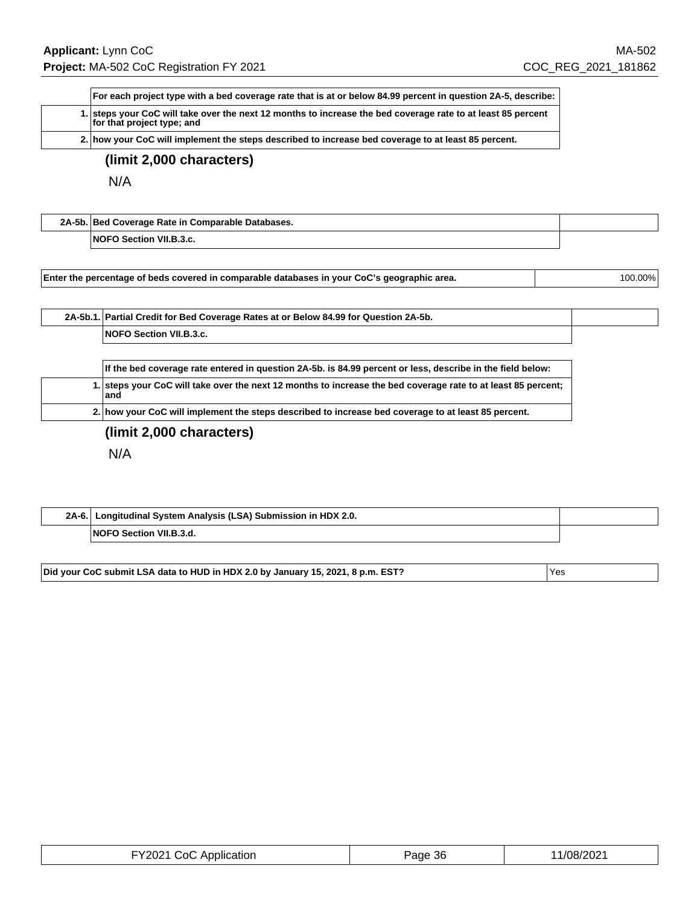| | For each project type with a bed coverage rate that is at or below 84.99 percent in question 2A-5, describe: |
|---|---|
| 1. | steps your CoC will take over the next 12 months to increase the bed coverage rate to at least 85 percent for that project type; and |
| 2. | how your CoC will implement the steps described to increase bed coverage to at least 85 percent. |

**(limit 2,000 characters)**

N/A

| 2A-5b. | Bed Coverage Rate in Comparable Databases. | |
|---|---|---|
| | NOFO Section VII.B.3.c. | |

| Enter the percentage of beds covered in comparable databases in your CoC's geographic area. | 100.00% |
|---|---|

| 2A-5b.1. | Partial Credit for Bed Coverage Rates at or Below 84.99 for Question 2A-5b. | |
|---|---|---|
| | NOFO Section VII.B.3.c. | |

| | If the bed coverage rate entered in question 2A-5b. is 84.99 percent or less, describe in the field below: |
|---|---|
| 1. | steps your CoC will take over the next 12 months to increase the bed coverage rate to at least 85 percent; and |
| 2. | how your CoC will implement the steps described to increase bed coverage to at least 85 percent. |

**(limit 2,000 characters)**

N/A

| 2A-6. | Longitudinal System Analysis (LSA) Submission in HDX 2.0. | |
|---|---|---|
| | NOFO Section VII.B.3.d. | |

| Did your CoC submit LSA data to HUD in HDX 2.0 by January 15, 2021, 8 p.m. EST? | Yes |
|---|---|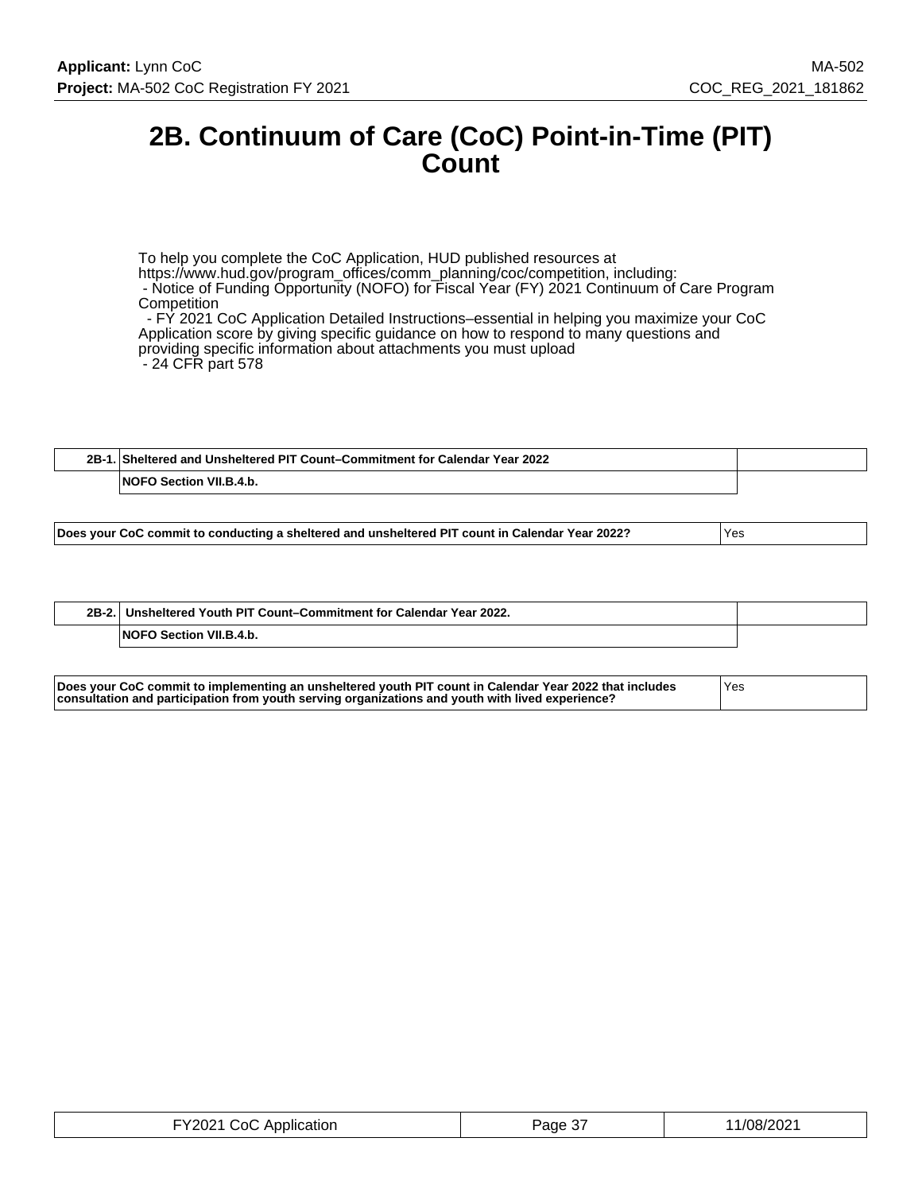# 2B. Continuum of Care (CoC) Point-in-Time (PIT) Count

To help you complete the CoC Application, HUD published resources at https://www.hud.gov/program_offices/comm_planning/coc/competition, including:
- Notice of Funding Opportunity (NOFO) for Fiscal Year (FY) 2021 Continuum of Care Program Competition
- FY 2021 CoC Application Detailed Instructions–essential in helping you maximize your CoC Application score by giving specific guidance on how to respond to many questions and providing specific information about attachments you must upload
- 24 CFR part 578

| 2B-1. | Sheltered and Unsheltered PIT Count–Commitment for Calendar Year 2022 |
|---|---|
| | NOFO Section VII.B.4.b. |

| Question | Answer |
|---|---|
| Does your CoC commit to conducting a sheltered and unsheltered PIT count in Calendar Year 2022? | Yes |

| 2B-2. | Unsheltered Youth PIT Count–Commitment for Calendar Year 2022. |
|---|---|
| | NOFO Section VII.B.4.b. |

| Question | Answer |
|---|---|
| Does your CoC commit to implementing an unsheltered youth PIT count in Calendar Year 2022 that includes consultation and participation from youth serving organizations and youth with lived experience? | Yes |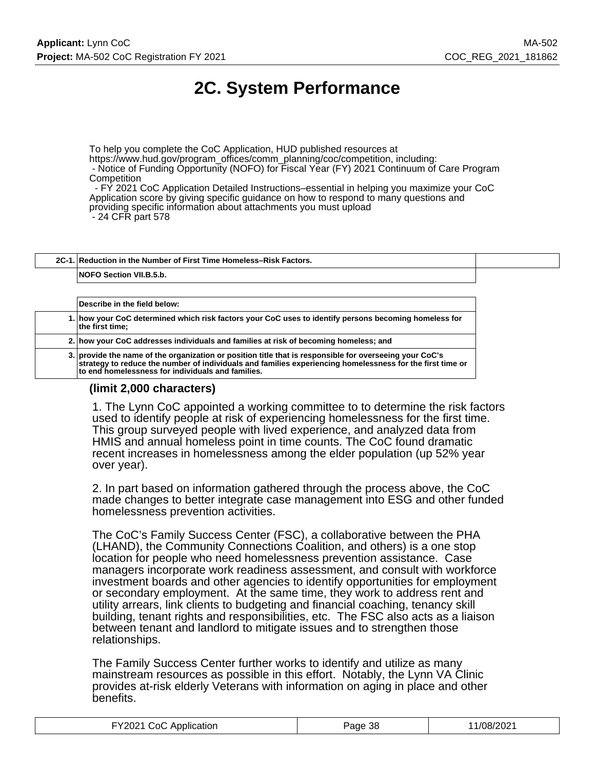# 2C. System Performance

To help you complete the CoC Application, HUD published resources at https://www.hud.gov/program_offices/comm_planning/coc/competition, including:
- Notice of Funding Opportunity (NOFO) for Fiscal Year (FY) 2021 Continuum of Care Program Competition
- FY 2021 CoC Application Detailed Instructions–essential in helping you maximize your CoC Application score by giving specific guidance on how to respond to many questions and providing specific information about attachments you must upload
- 24 CFR part 578

| | | |
|---|---|---|
| **2C-1.** | **Reduction in the Number of First Time Homeless–Risk Factors.** | |
| | **NOFO Section VII.B.5.b.** | |

| | |
|---|---|
| | **Describe in the field below:** |
| **1.** | **how your CoC determined which risk factors your CoC uses to identify persons becoming homeless for the first time;** |
| **2.** | **how your CoC addresses individuals and families at risk of becoming homeless; and** |
| **3.** | **provide the name of the organization or position title that is responsible for overseeing your CoC's strategy to reduce the number of individuals and families experiencing homelessness for the first time or to end homelessness for individuals and families.** |

**(limit 2,000 characters)**

1. The Lynn CoC appointed a working committee to to determine the risk factors used to identify people at risk of experiencing homelessness for the first time. This group surveyed people with lived experience, and analyzed data from HMIS and annual homeless point in time counts. The CoC found dramatic recent increases in homelessness among the elder population (up 52% year over year).

2. In part based on information gathered through the process above, the CoC made changes to better integrate case management into ESG and other funded homelessness prevention activities.

The CoC's Family Success Center (FSC), a collaborative between the PHA (LHAND), the Community Connections Coalition, and others) is a one stop location for people who need homelessness prevention assistance. Case managers incorporate work readiness assessment, and consult with workforce investment boards and other agencies to identify opportunities for employment or secondary employment. At the same time, they work to address rent and utility arrears, link clients to budgeting and financial coaching, tenancy skill building, tenant rights and responsibilities, etc. The FSC also acts as a liaison between tenant and landlord to mitigate issues and to strengthen those relationships.

The Family Success Center further works to identify and utilize as many mainstream resources as possible in this effort. Notably, the Lynn VA Clinic provides at-risk elderly Veterans with information on aging in place and other benefits.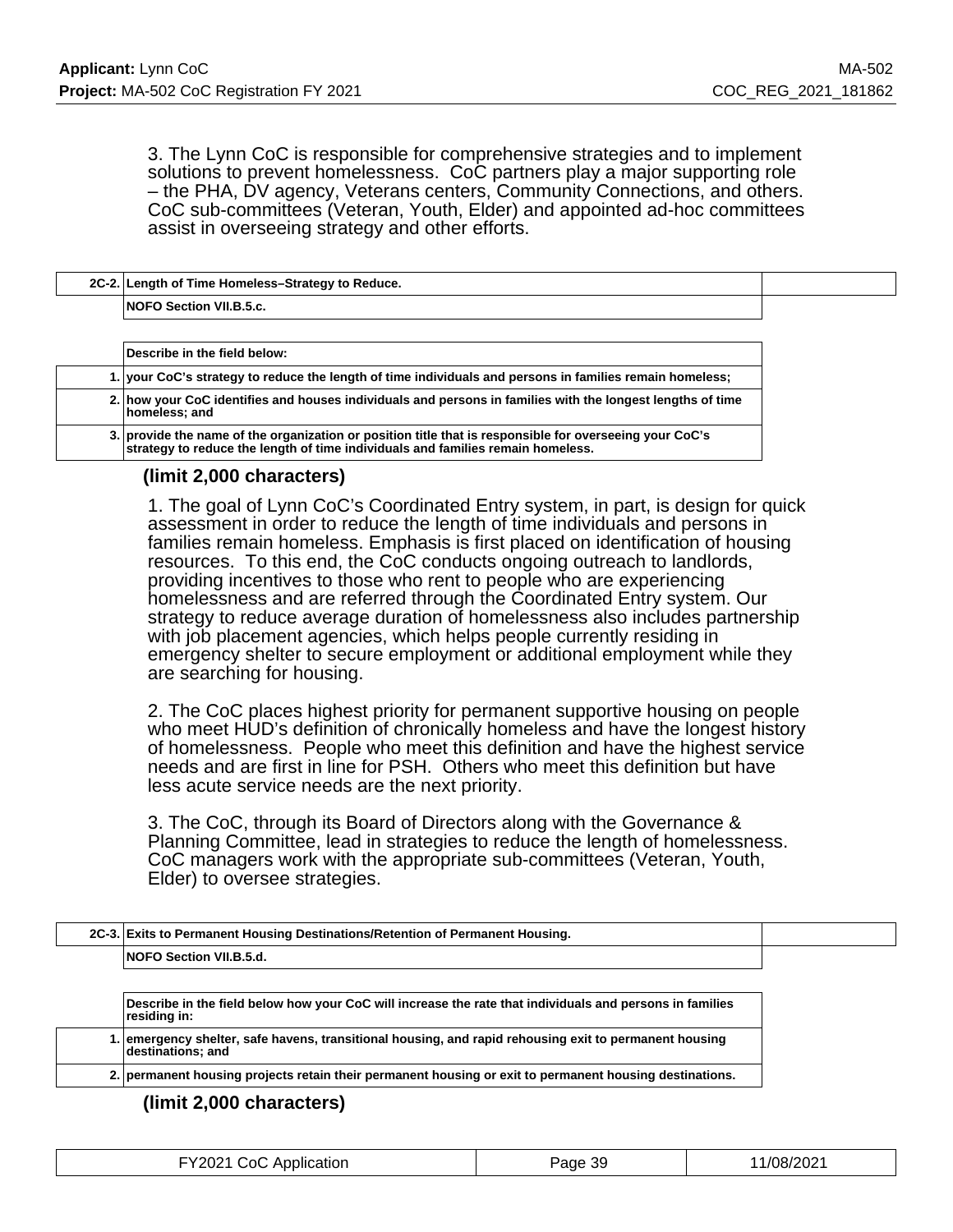3. The Lynn CoC is responsible for comprehensive strategies and to implement solutions to prevent homelessness. CoC partners play a major supporting role – the PHA, DV agency, Veterans centers, Community Connections, and others. CoC sub-committees (Veteran, Youth, Elder) and appointed ad-hoc committees assist in overseeing strategy and other efforts.

| 2C-2. | Length of Time Homeless–Strategy to Reduce. |
|---|---|
| | NOFO Section VII.B.5.c. |

| | Describe in the field below: |
|---|---|
| 1. | your CoC's strategy to reduce the length of time individuals and persons in families remain homeless; |
| 2. | how your CoC identifies and houses individuals and persons in families with the longest lengths of time homeless; and |
| 3. | provide the name of the organization or position title that is responsible for overseeing your CoC's strategy to reduce the length of time individuals and families remain homeless. |

**(limit 2,000 characters)**

1. The goal of Lynn CoC's Coordinated Entry system, in part, is design for quick assessment in order to reduce the length of time individuals and persons in families remain homeless. Emphasis is first placed on identification of housing resources. To this end, the CoC conducts ongoing outreach to landlords, providing incentives to those who rent to people who are experiencing homelessness and are referred through the Coordinated Entry system. Our strategy to reduce average duration of homelessness also includes partnership with job placement agencies, which helps people currently residing in emergency shelter to secure employment or additional employment while they are searching for housing.

2. The CoC places highest priority for permanent supportive housing on people who meet HUD's definition of chronically homeless and have the longest history of homelessness. People who meet this definition and have the highest service needs and are first in line for PSH. Others who meet this definition but have less acute service needs are the next priority.

3. The CoC, through its Board of Directors along with the Governance & Planning Committee, lead in strategies to reduce the length of homelessness. CoC managers work with the appropriate sub-committees (Veteran, Youth, Elder) to oversee strategies.

| 2C-3. | Exits to Permanent Housing Destinations/Retention of Permanent Housing. |
|---|---|
| | NOFO Section VII.B.5.d. |

| | Describe in the field below how your CoC will increase the rate that individuals and persons in families residing in: |
|---|---|
| 1. | emergency shelter, safe havens, transitional housing, and rapid rehousing exit to permanent housing destinations; and |
| 2. | permanent housing projects retain their permanent housing or exit to permanent housing destinations. |

**(limit 2,000 characters)**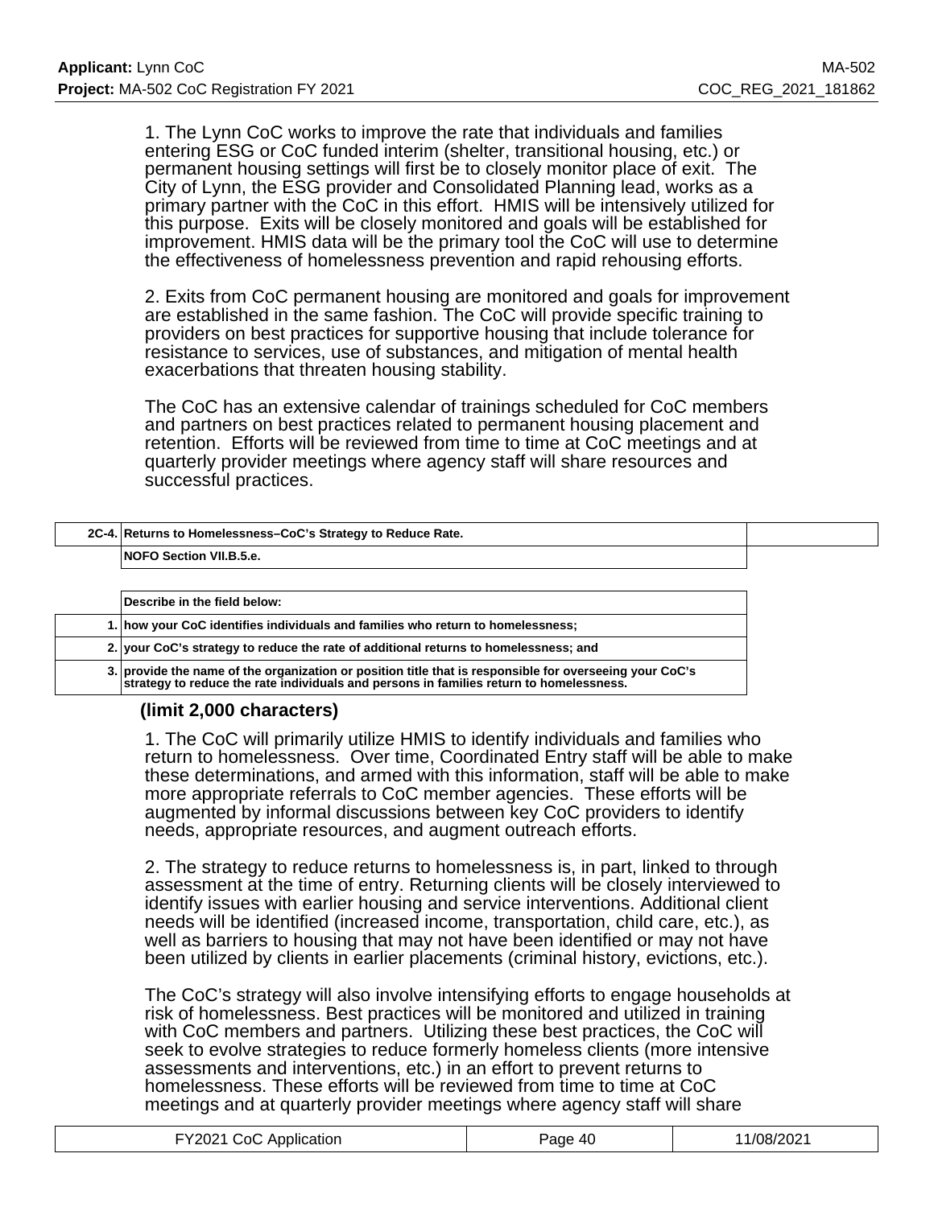1. The Lynn CoC works to improve the rate that individuals and families entering ESG or CoC funded interim (shelter, transitional housing, etc.) or permanent housing settings will first be to closely monitor place of exit. The City of Lynn, the ESG provider and Consolidated Planning lead, works as a primary partner with the CoC in this effort. HMIS will be intensively utilized for this purpose. Exits will be closely monitored and goals will be established for improvement. HMIS data will be the primary tool the CoC will use to determine the effectiveness of homelessness prevention and rapid rehousing efforts.

2. Exits from CoC permanent housing are monitored and goals for improvement are established in the same fashion. The CoC will provide specific training to providers on best practices for supportive housing that include tolerance for resistance to services, use of substances, and mitigation of mental health exacerbations that threaten housing stability.

The CoC has an extensive calendar of trainings scheduled for CoC members and partners on best practices related to permanent housing placement and retention. Efforts will be reviewed from time to time at CoC meetings and at quarterly provider meetings where agency staff will share resources and successful practices.

| 2C-4. | Returns to Homelessness–CoC's Strategy to Reduce Rate. |
|---|---|
| | NOFO Section VII.B.5.e. |

| | Describe in the field below: |
|---|---|
| 1. | how your CoC identifies individuals and families who return to homelessness; |
| 2. | your CoC's strategy to reduce the rate of additional returns to homelessness; and |
| 3. | provide the name of the organization or position title that is responsible for overseeing your CoC's strategy to reduce the rate individuals and persons in families return to homelessness. |

**(limit 2,000 characters)**

1. The CoC will primarily utilize HMIS to identify individuals and families who return to homelessness. Over time, Coordinated Entry staff will be able to make these determinations, and armed with this information, staff will be able to make more appropriate referrals to CoC member agencies. These efforts will be augmented by informal discussions between key CoC providers to identify needs, appropriate resources, and augment outreach efforts.

2. The strategy to reduce returns to homelessness is, in part, linked to through assessment at the time of entry. Returning clients will be closely interviewed to identify issues with earlier housing and service interventions. Additional client needs will be identified (increased income, transportation, child care, etc.), as well as barriers to housing that may not have been identified or may not have been utilized by clients in earlier placements (criminal history, evictions, etc.).

The CoC's strategy will also involve intensifying efforts to engage households at risk of homelessness. Best practices will be monitored and utilized in training with CoC members and partners. Utilizing these best practices, the CoC will seek to evolve strategies to reduce formerly homeless clients (more intensive assessments and interventions, etc.) in an effort to prevent returns to homelessness. These efforts will be reviewed from time to time at CoC meetings and at quarterly provider meetings where agency staff will share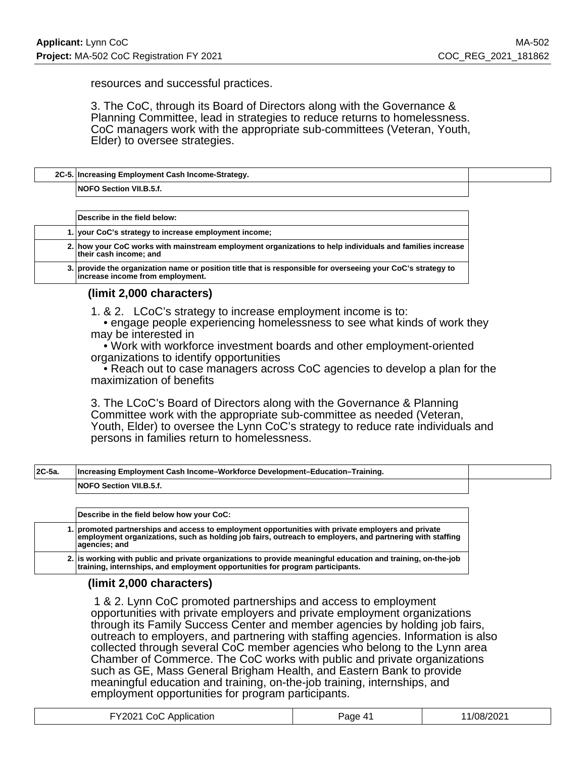resources and successful practices.

3. The CoC, through its Board of Directors along with the Governance & Planning Committee, lead in strategies to reduce returns to homelessness. CoC managers work with the appropriate sub-committees (Veteran, Youth, Elder) to oversee strategies.

| 2C-5. | Increasing Employment Cash Income-Strategy. |
|---|---|
| | NOFO Section VII.B.5.f. |

| | Describe in the field below: |
|---|---|
| 1. | your CoC's strategy to increase employment income; |
| 2. | how your CoC works with mainstream employment organizations to help individuals and families increase their cash income; and |
| 3. | provide the organization name or position title that is responsible for overseeing your CoC's strategy to increase income from employment. |

**(limit 2,000 characters)**

1. & 2. LCoC's strategy to increase employment income is to:
- engage people experiencing homelessness to see what kinds of work they may be interested in
- Work with workforce investment boards and other employment-oriented organizations to identify opportunities
- Reach out to case managers across CoC agencies to develop a plan for the maximization of benefits

3. The LCoC's Board of Directors along with the Governance & Planning Committee work with the appropriate sub-committee as needed (Veteran, Youth, Elder) to oversee the Lynn CoC's strategy to reduce rate individuals and persons in families return to homelessness.

| 2C-5a. | Increasing Employment Cash Income–Workforce Development–Education–Training. |
|---|---|
| | NOFO Section VII.B.5.f. |

| | Describe in the field below how your CoC: |
|---|---|
| 1. | promoted partnerships and access to employment opportunities with private employers and private employment organizations, such as holding job fairs, outreach to employers, and partnering with staffing agencies; and |
| 2. | is working with public and private organizations to provide meaningful education and training, on-the-job training, internships, and employment opportunities for program participants. |

**(limit 2,000 characters)**

1 & 2. Lynn CoC promoted partnerships and access to employment opportunities with private employers and private employment organizations through its Family Success Center and member agencies by holding job fairs, outreach to employers, and partnering with staffing agencies. Information is also collected through several CoC member agencies who belong to the Lynn area Chamber of Commerce. The CoC works with public and private organizations such as GE, Mass General Brigham Health, and Eastern Bank to provide meaningful education and training, on-the-job training, internships, and employment opportunities for program participants.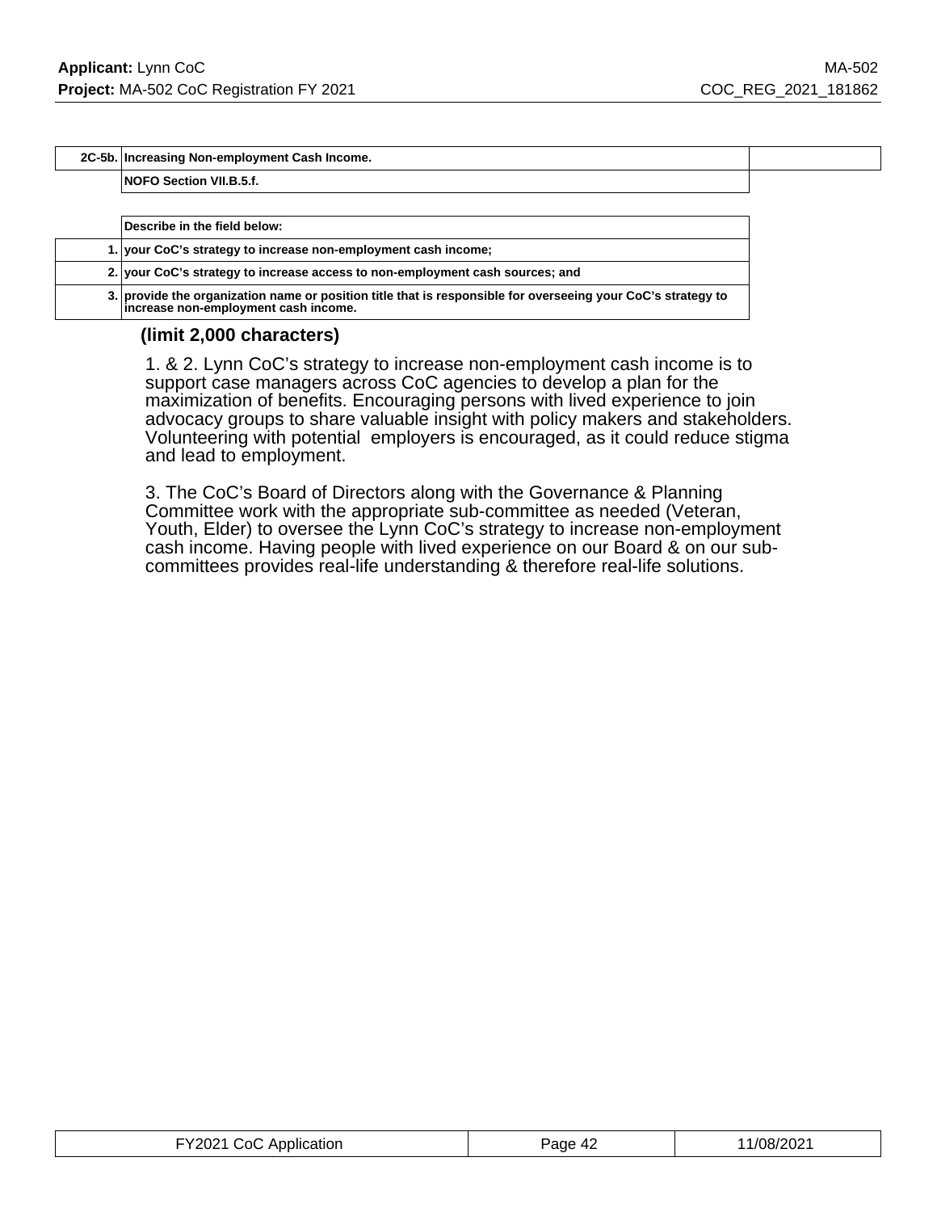| 2C-5b. | Increasing Non-employment Cash Income. |
|---|---|
| | NOFO Section VII.B.5.f. |

| | Describe in the field below: |
|---|---|
| 1. | your CoC's strategy to increase non-employment cash income; |
| 2. | your CoC's strategy to increase access to non-employment cash sources; and |
| 3. | provide the organization name or position title that is responsible for overseeing your CoC's strategy to increase non-employment cash income. |

**(limit 2,000 characters)**

1. & 2. Lynn CoC's strategy to increase non-employment cash income is to support case managers across CoC agencies to develop a plan for the maximization of benefits. Encouraging persons with lived experience to join advocacy groups to share valuable insight with policy makers and stakeholders. Volunteering with potential employers is encouraged, as it could reduce stigma and lead to employment.

3. The CoC's Board of Directors along with the Governance & Planning Committee work with the appropriate sub-committee as needed (Veteran, Youth, Elder) to oversee the Lynn CoC's strategy to increase non-employment cash income. Having people with lived experience on our Board & on our sub-committees provides real-life understanding & therefore real-life solutions.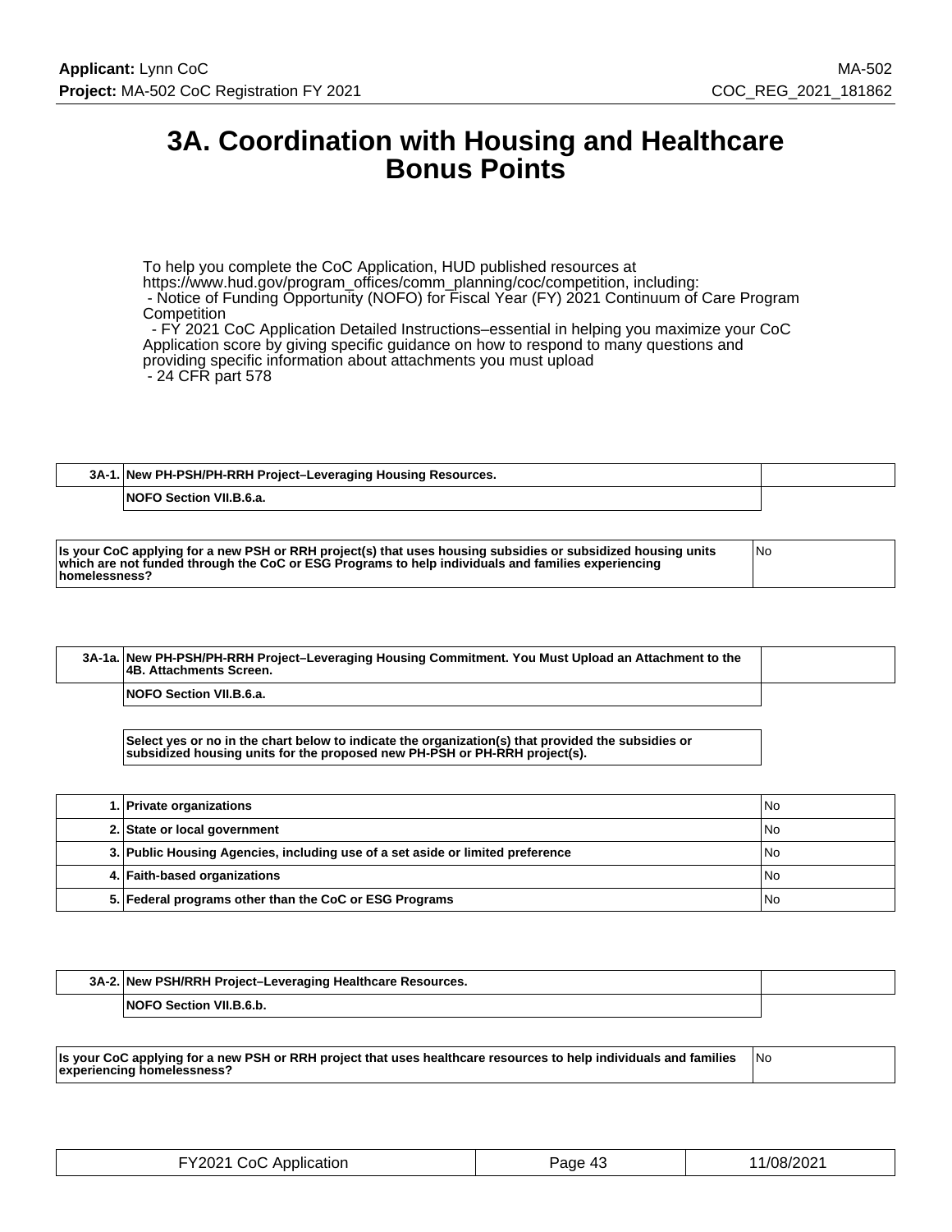# 3A. Coordination with Housing and Healthcare Bonus Points

To help you complete the CoC Application, HUD published resources at https://www.hud.gov/program_offices/comm_planning/coc/competition, including:
- Notice of Funding Opportunity (NOFO) for Fiscal Year (FY) 2021 Continuum of Care Program Competition
- FY 2021 CoC Application Detailed Instructions–essential in helping you maximize your CoC Application score by giving specific guidance on how to respond to many questions and providing specific information about attachments you must upload
- 24 CFR part 578

| 3A-1. | New PH-PSH/PH-RRH Project–Leveraging Housing Resources. |
|---|---|
| | NOFO Section VII.B.6.a. |

| Is your CoC applying for a new PSH or RRH project(s) that uses housing subsidies or subsidized housing units which are not funded through the CoC or ESG Programs to help individuals and families experiencing homelessness? | No |
|---|---|

| 3A-1a. | New PH-PSH/PH-RRH Project–Leveraging Housing Commitment. You Must Upload an Attachment to the 4B. Attachments Screen. |
|---|---|
| | NOFO Section VII.B.6.a. |

Select yes or no in the chart below to indicate the organization(s) that provided the subsidies or subsidized housing units for the proposed new PH-PSH or PH-RRH project(s).

| | | |
|---|---|---|
| 1. | Private organizations | No |
| 2. | State or local government | No |
| 3. | Public Housing Agencies, including use of a set aside or limited preference | No |
| 4. | Faith-based organizations | No |
| 5. | Federal programs other than the CoC or ESG Programs | No |

| 3A-2. | New PSH/RRH Project–Leveraging Healthcare Resources. |
|---|---|
| | NOFO Section VII.B.6.b. |

| Is your CoC applying for a new PSH or RRH project that uses healthcare resources to help individuals and families experiencing homelessness? | No |
|---|---|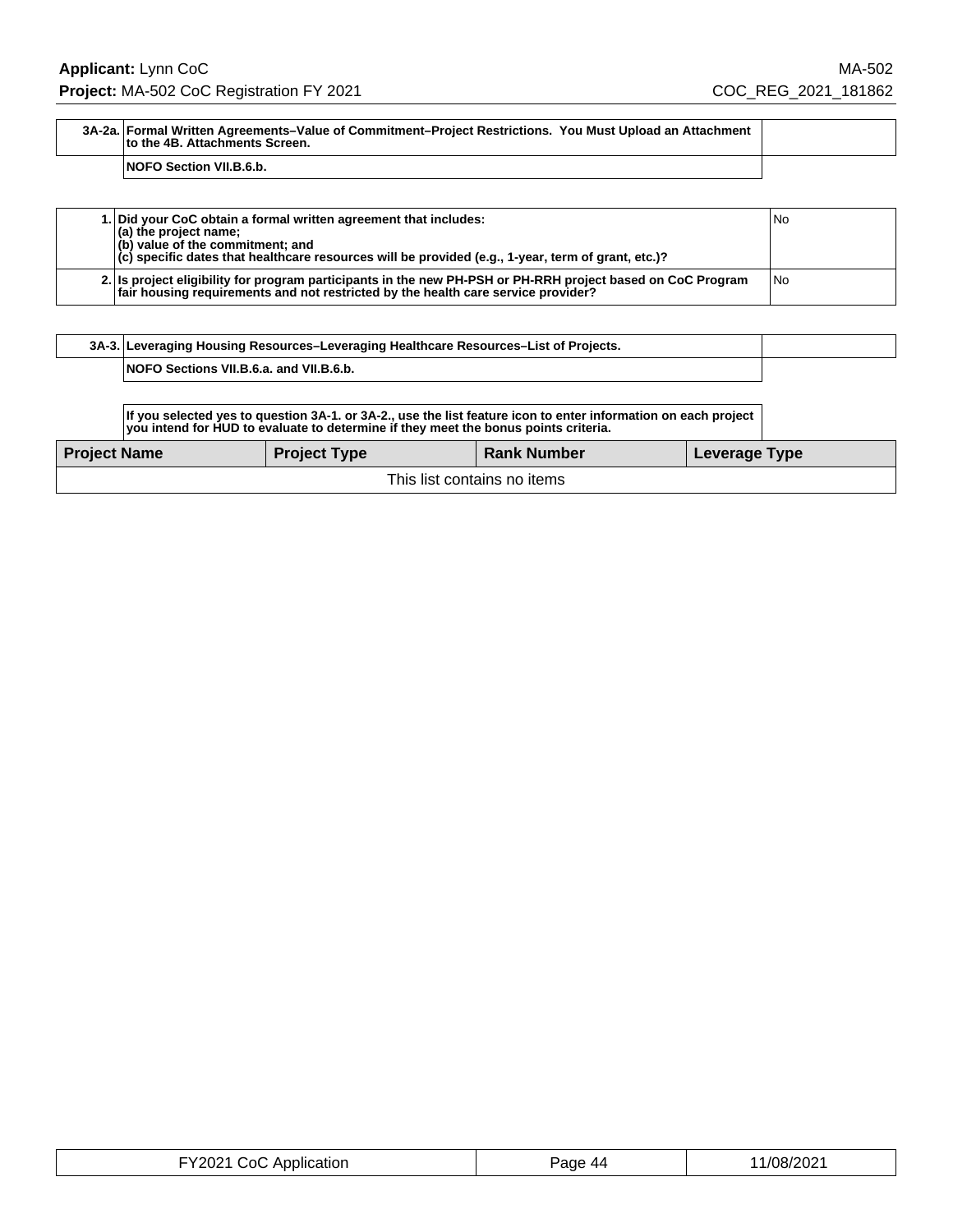| 3A-2a. | Formal Written Agreements–Value of Commitment–Project Restrictions. You Must Upload an Attachment to the 4B. Attachments Screen. | |
|---|---|---|
| | NOFO Section VII.B.6.b. | |

| | | |
|---|---|---|
| 1. | Did your CoC obtain a formal written agreement that includes:<br>(a) the project name;<br>(b) value of the commitment; and<br>(c) specific dates that healthcare resources will be provided (e.g., 1-year, term of grant, etc.)? | No |
| 2. | Is project eligibility for program participants in the new PH-PSH or PH-RRH project based on CoC Program fair housing requirements and not restricted by the health care service provider? | No |

| 3A-3. | Leveraging Housing Resources–Leveraging Healthcare Resources–List of Projects. | |
|---|---|---|
| | NOFO Sections VII.B.6.a. and VII.B.6.b. | |

If you selected yes to question 3A-1. or 3A-2., use the list feature icon to enter information on each project you intend for HUD to evaluate to determine if they meet the bonus points criteria.

| Project Name | Project Type | Rank Number | Leverage Type |
|---|---|---|---|
| This list contains no items | | | |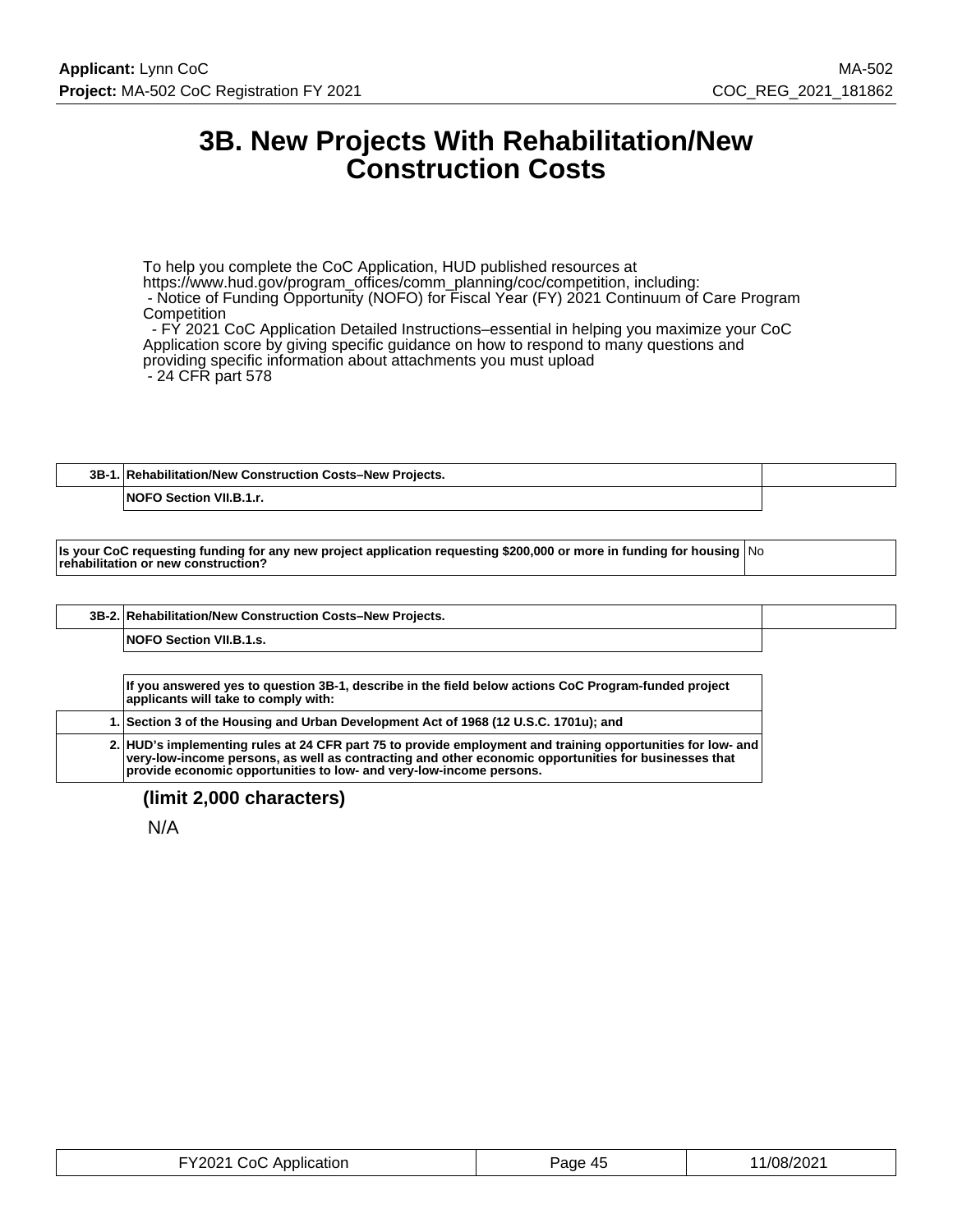# 3B. New Projects With Rehabilitation/New Construction Costs

To help you complete the CoC Application, HUD published resources at https://www.hud.gov/program_offices/comm_planning/coc/competition, including:
- Notice of Funding Opportunity (NOFO) for Fiscal Year (FY) 2021 Continuum of Care Program Competition
- FY 2021 CoC Application Detailed Instructions–essential in helping you maximize your CoC Application score by giving specific guidance on how to respond to many questions and providing specific information about attachments you must upload
- 24 CFR part 578

| 3B-1. | Rehabilitation/New Construction Costs–New Projects. |
|---|---|
| | NOFO Section VII.B.1.r. |

| Is your CoC requesting funding for any new project application requesting $200,000 or more in funding for housing rehabilitation or new construction? | No |
|---|---|

| 3B-2. | Rehabilitation/New Construction Costs–New Projects. |
|---|---|
| | NOFO Section VII.B.1.s. |

| | If you answered yes to question 3B-1, describe in the field below actions CoC Program-funded project applicants will take to comply with: |
|---|---|
| 1. | Section 3 of the Housing and Urban Development Act of 1968 (12 U.S.C. 1701u); and |
| 2. | HUD's implementing rules at 24 CFR part 75 to provide employment and training opportunities for low- and very-low-income persons, as well as contracting and other economic opportunities for businesses that provide economic opportunities to low- and very-low-income persons. |

**(limit 2,000 characters)**

N/A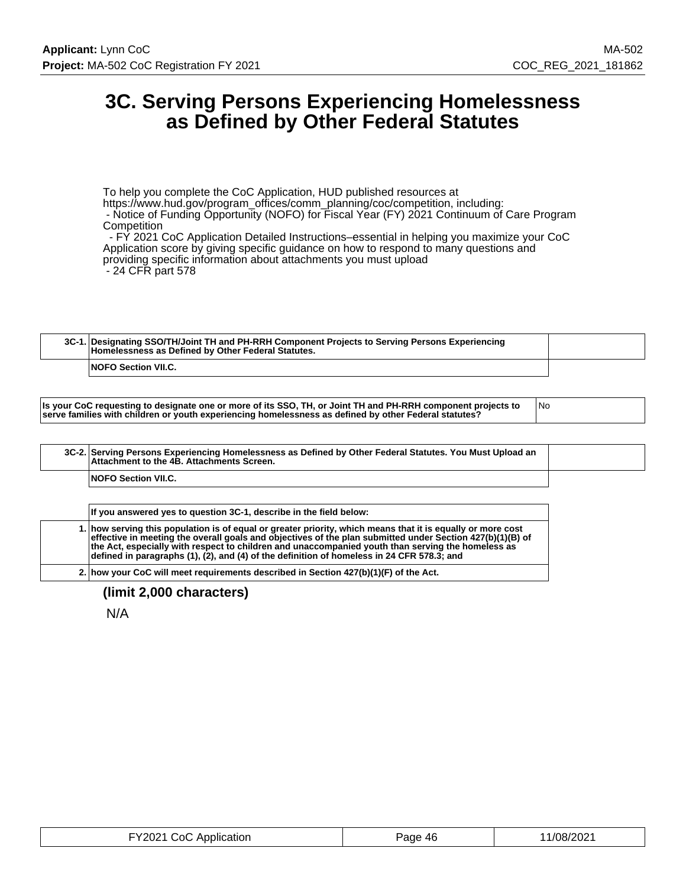# 3C. Serving Persons Experiencing Homelessness as Defined by Other Federal Statutes

To help you complete the CoC Application, HUD published resources at https://www.hud.gov/program_offices/comm_planning/coc/competition, including:
- Notice of Funding Opportunity (NOFO) for Fiscal Year (FY) 2021 Continuum of Care Program Competition
- FY 2021 CoC Application Detailed Instructions–essential in helping you maximize your CoC Application score by giving specific guidance on how to respond to many questions and providing specific information about attachments you must upload
- 24 CFR part 578

| 3C-1. | Designating SSO/TH/Joint TH and PH-RRH Component Projects to Serving Persons Experiencing Homelessness as Defined by Other Federal Statutes. |
|---|---|
| | NOFO Section VII.C. |

| Is your CoC requesting to designate one or more of its SSO, TH, or Joint TH and PH-RRH component projects to serve families with children or youth experiencing homelessness as defined by other Federal statutes? | No |
|---|---|

| 3C-2. | Serving Persons Experiencing Homelessness as Defined by Other Federal Statutes. You Must Upload an Attachment to the 4B. Attachments Screen. |
|---|---|
| | NOFO Section VII.C. |

| | If you answered yes to question 3C-1, describe in the field below: |
|---|---|
| 1. | how serving this population is of equal or greater priority, which means that it is equally or more cost effective in meeting the overall goals and objectives of the plan submitted under Section 427(b)(1)(B) of the Act, especially with respect to children and unaccompanied youth than serving the homeless as defined in paragraphs (1), (2), and (4) of the definition of homeless in 24 CFR 578.3; and |
| 2. | how your CoC will meet requirements described in Section 427(b)(1)(F) of the Act. |

**(limit 2,000 characters)**

N/A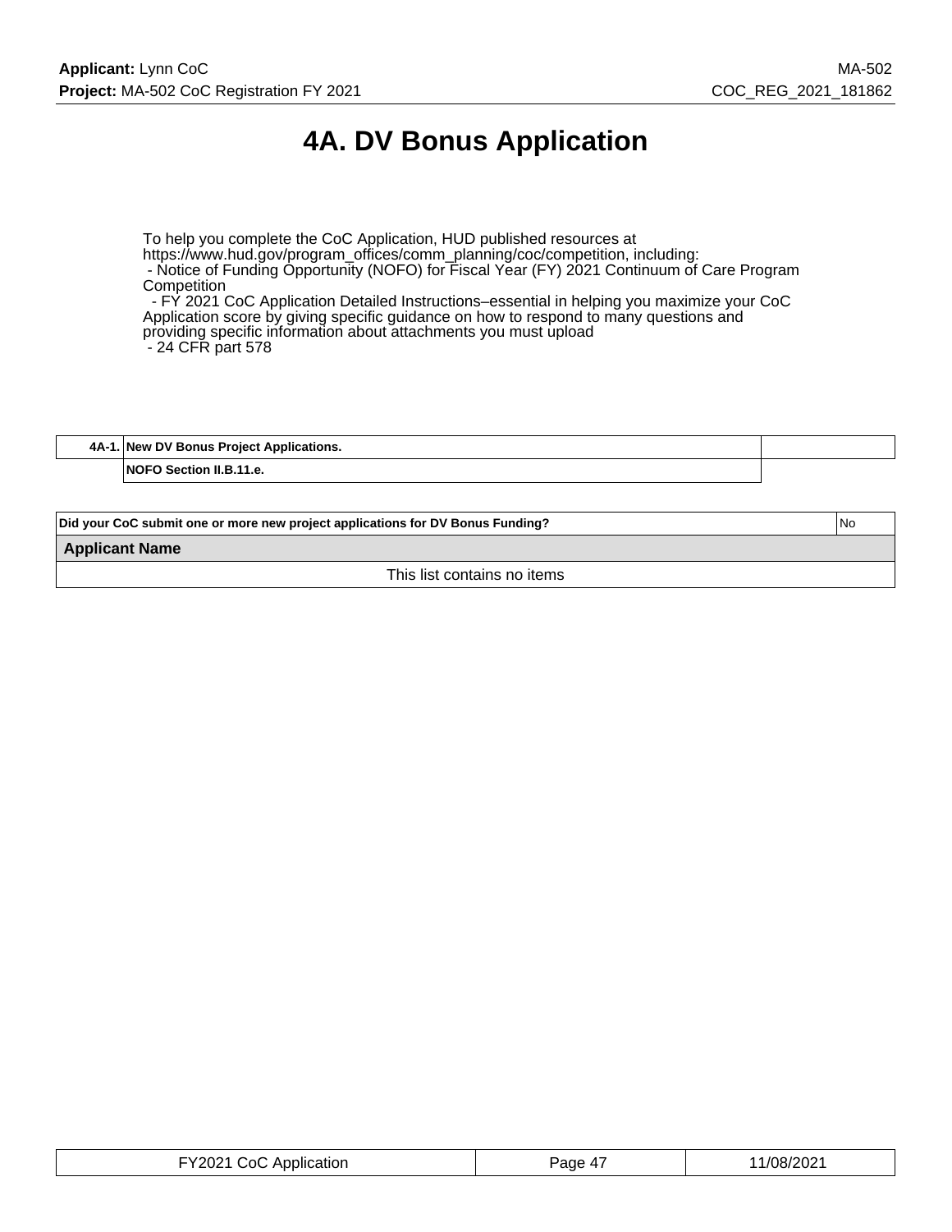# 4A. DV Bonus Application

To help you complete the CoC Application, HUD published resources at https://www.hud.gov/program_offices/comm_planning/coc/competition, including:
- Notice of Funding Opportunity (NOFO) for Fiscal Year (FY) 2021 Continuum of Care Program Competition
- FY 2021 CoC Application Detailed Instructions–essential in helping you maximize your CoC Application score by giving specific guidance on how to respond to many questions and providing specific information about attachments you must upload
- 24 CFR part 578

| 4A-1. | New DV Bonus Project Applications. | |
|---|---|---|
| | NOFO Section II.B.11.e. | |

| Did your CoC submit one or more new project applications for DV Bonus Funding? | No |
|---|---|
| **Applicant Name** | |
| This list contains no items | |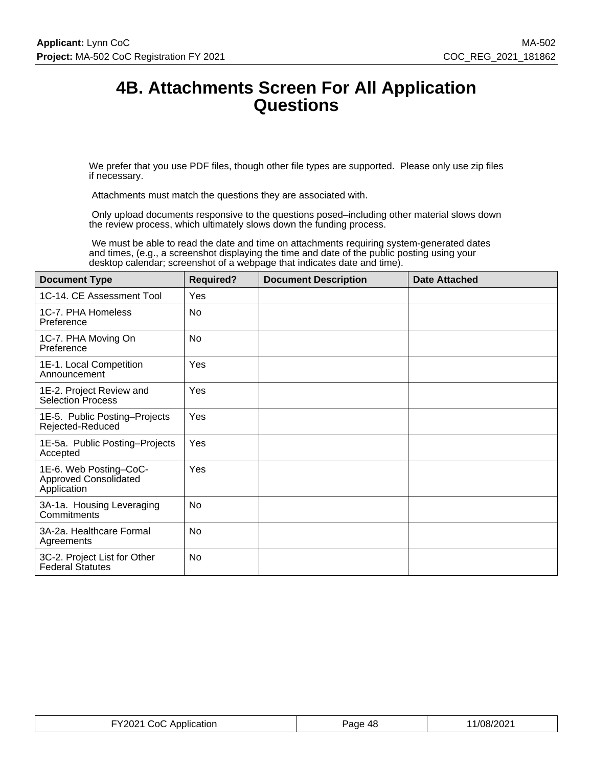# 4B. Attachments Screen For All Application Questions

We prefer that you use PDF files, though other file types are supported. Please only use zip files if necessary.

Attachments must match the questions they are associated with.

Only upload documents responsive to the questions posed–including other material slows down the review process, which ultimately slows down the funding process.

We must be able to read the date and time on attachments requiring system-generated dates and times, (e.g., a screenshot displaying the time and date of the public posting using your desktop calendar; screenshot of a webpage that indicates date and time).

| Document Type | Required? | Document Description | Date Attached |
|---|---|---|---|
| 1C-14. CE Assessment Tool | Yes | | |
| 1C-7. PHA Homeless Preference | No | | |
| 1C-7. PHA Moving On Preference | No | | |
| 1E-1. Local Competition Announcement | Yes | | |
| 1E-2. Project Review and Selection Process | Yes | | |
| 1E-5. Public Posting–Projects Rejected-Reduced | Yes | | |
| 1E-5a. Public Posting–Projects Accepted | Yes | | |
| 1E-6. Web Posting–CoC-Approved Consolidated Application | Yes | | |
| 3A-1a. Housing Leveraging Commitments | No | | |
| 3A-2a. Healthcare Formal Agreements | No | | |
| 3C-2. Project List for Other Federal Statutes | No | | |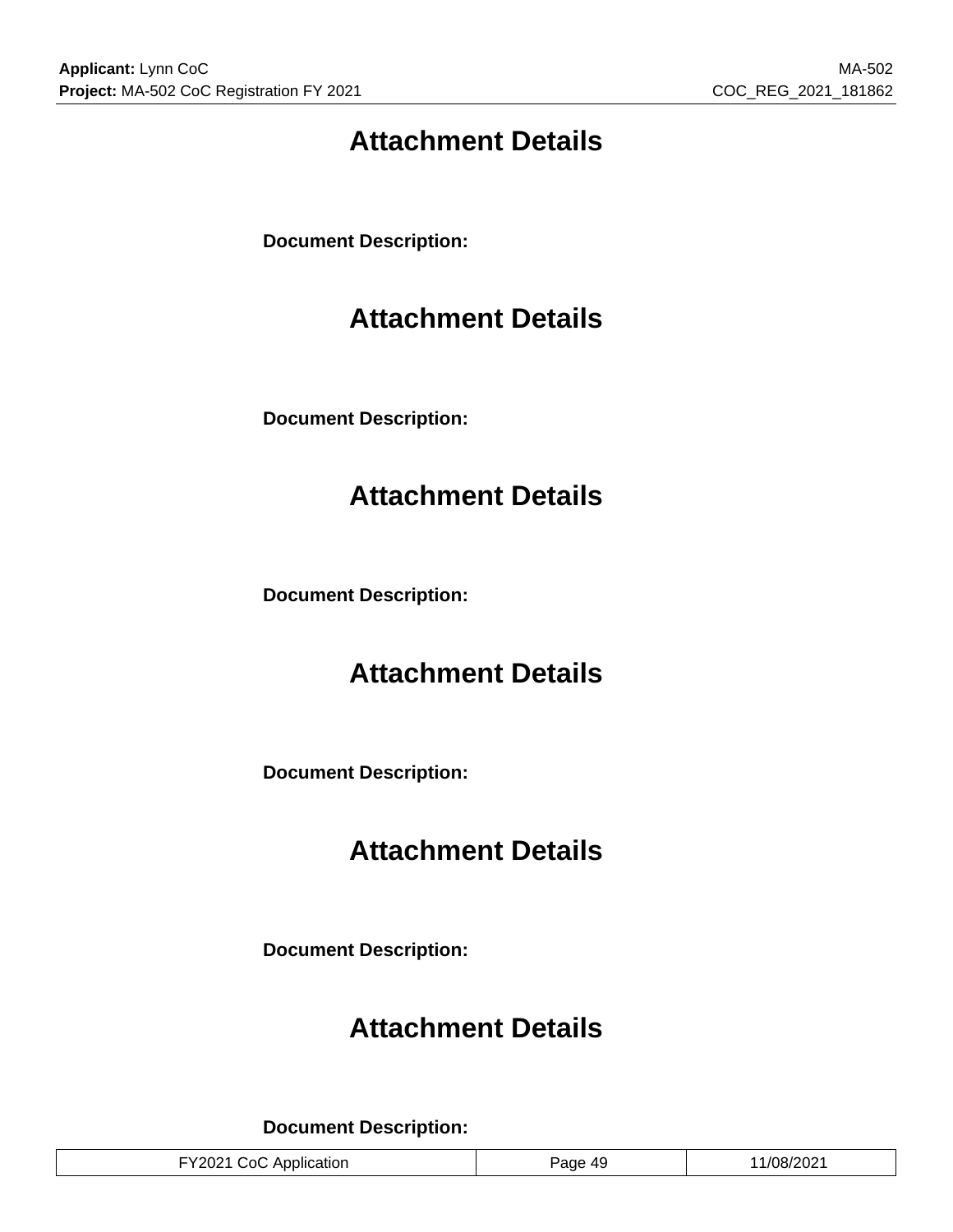# Attachment Details

**Document Description:**

# Attachment Details

**Document Description:**

# Attachment Details

**Document Description:**

# Attachment Details

**Document Description:**

# Attachment Details

**Document Description:**

# Attachment Details

**Document Description:**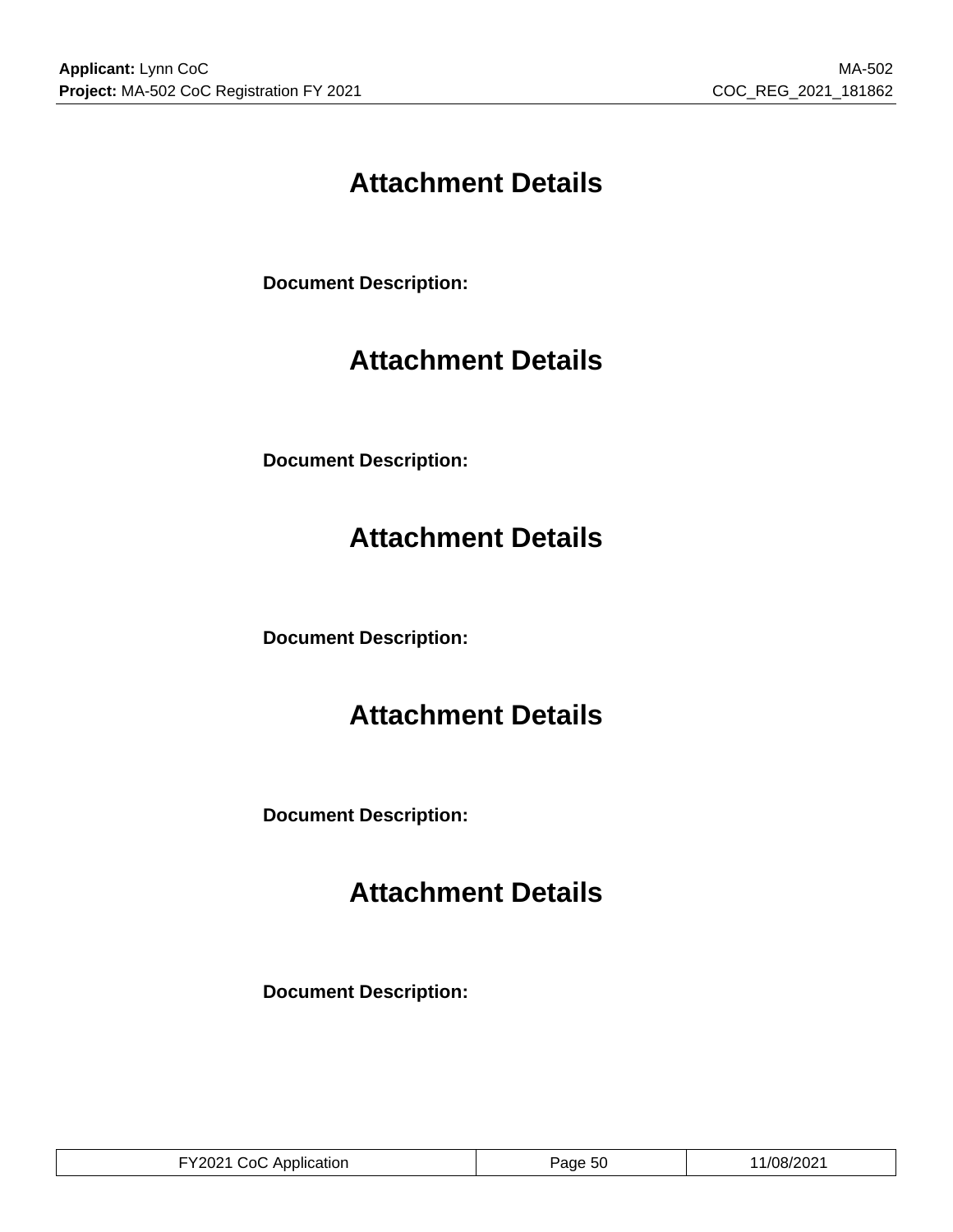# Attachment Details

**Document Description:**

# Attachment Details

**Document Description:**

# Attachment Details

**Document Description:**

# Attachment Details

**Document Description:**

# Attachment Details

**Document Description:**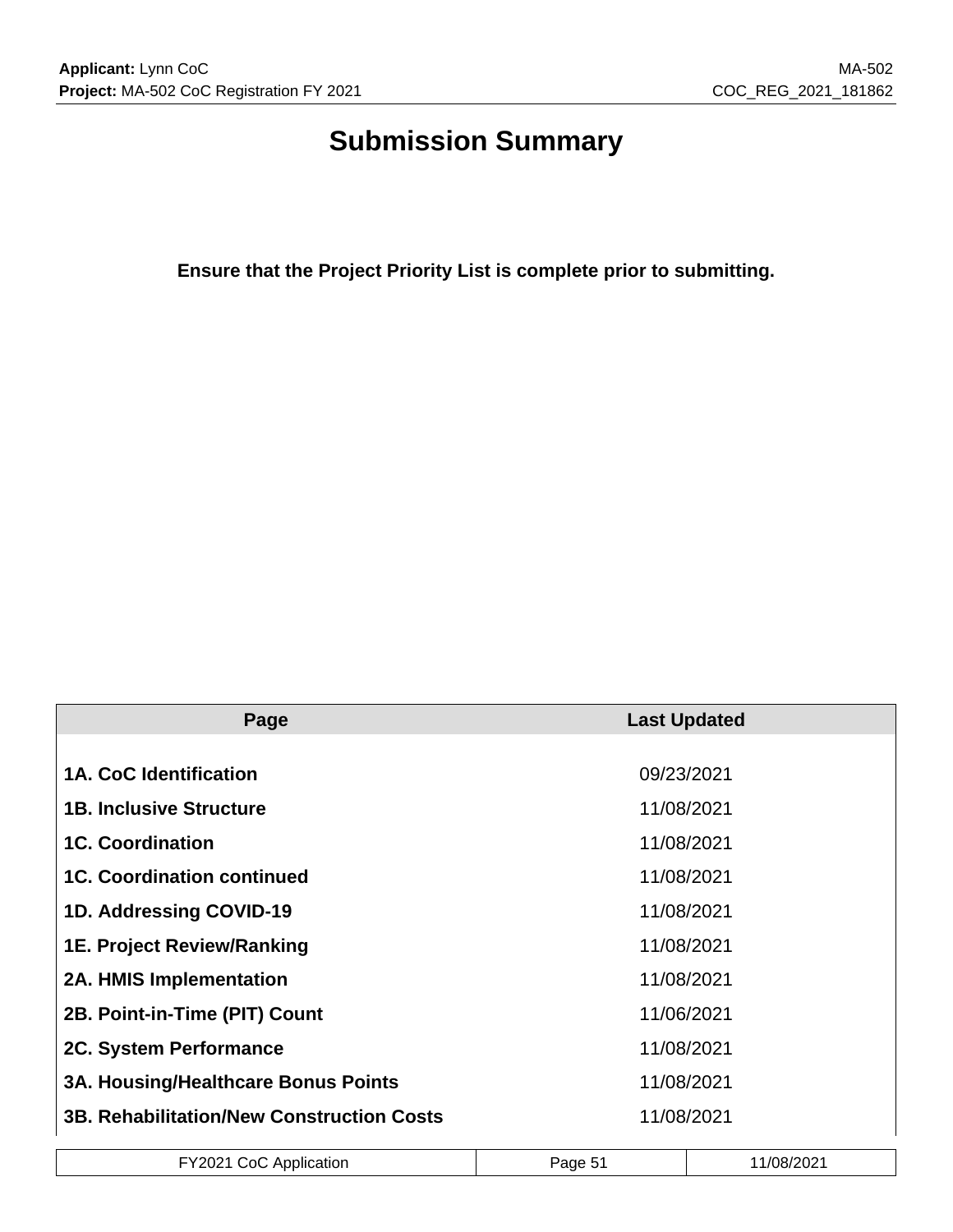# Submission Summary

**Ensure that the Project Priority List is complete prior to submitting.**

| Page | Last Updated |
|---|---|
| **1A. CoC Identification** | 09/23/2021 |
| **1B. Inclusive Structure** | 11/08/2021 |
| **1C. Coordination** | 11/08/2021 |
| **1C. Coordination continued** | 11/08/2021 |
| **1D. Addressing COVID-19** | 11/08/2021 |
| **1E. Project Review/Ranking** | 11/08/2021 |
| **2A. HMIS Implementation** | 11/08/2021 |
| **2B. Point-in-Time (PIT) Count** | 11/06/2021 |
| **2C. System Performance** | 11/08/2021 |
| **3A. Housing/Healthcare Bonus Points** | 11/08/2021 |
| **3B. Rehabilitation/New Construction Costs** | 11/08/2021 |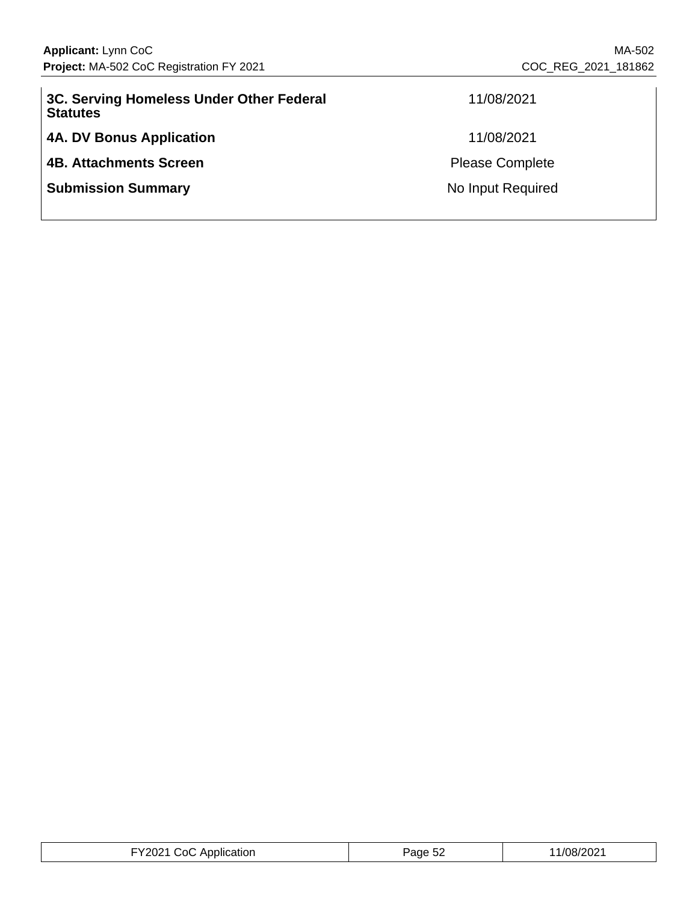| | |
|---|---|
| **3C. Serving Homeless Under Other Federal Statutes** | 11/08/2021 |
| **4A. DV Bonus Application** | 11/08/2021 |
| **4B. Attachments Screen** | Please Complete |
| **Submission Summary** | No Input Required |